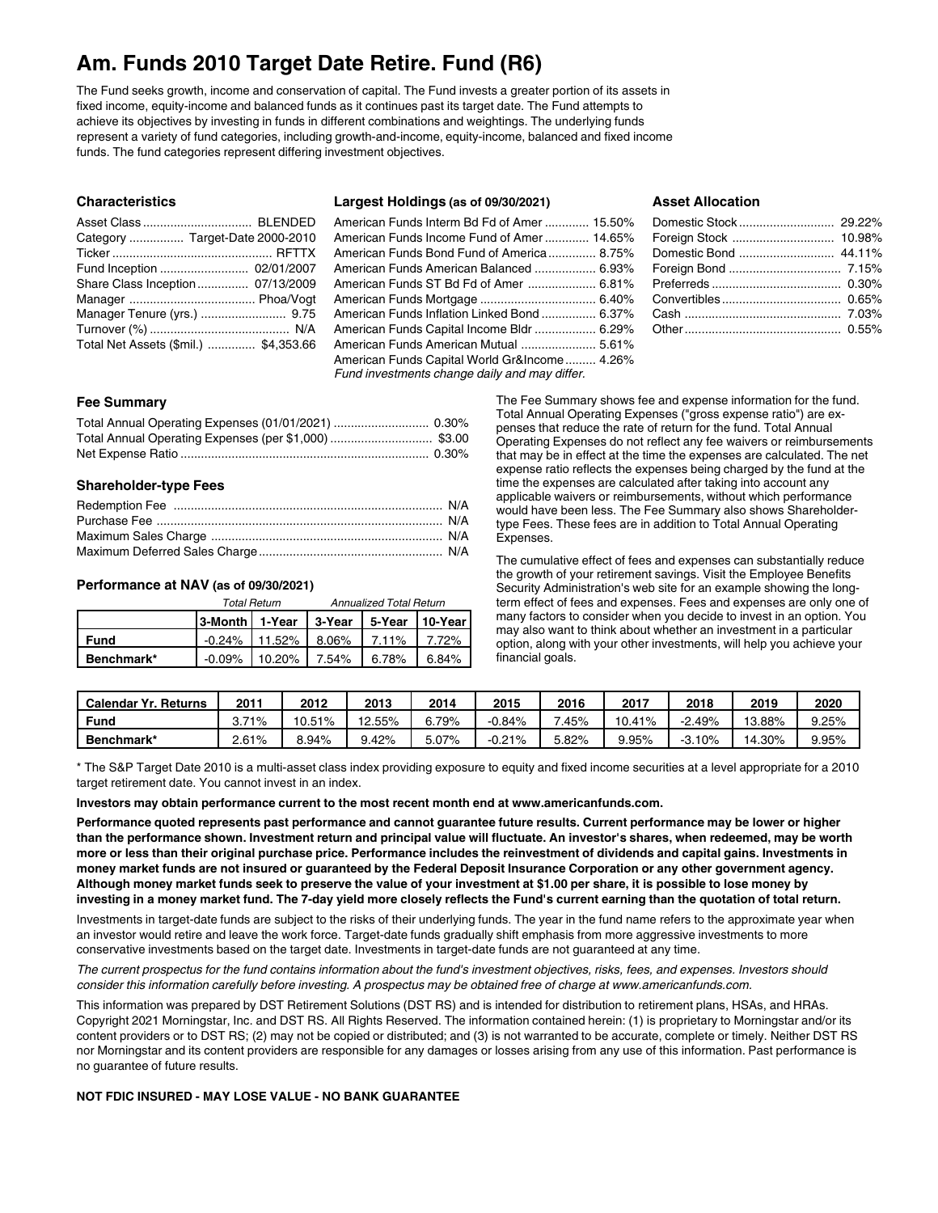# Am. Funds 2010 Target Date Retire. Fund (R6)

The Fund seeks growth, income and conservation of capital. The Fund invests a greater portion of its assets in fixed income, equity-income and balanced funds as it continues past its target date. The Fund attempts to achieve its objectives by investing in funds in different combinations and weightings. The underlying funds represent a variety of fund categories, including growth-and-income, equity-income, balanced and fixed income funds. The fund categories represent differing investment objectives.

## Characteristics

| | |
|---|---|
| Asset Class | BLENDED |
| Category | Target-Date 2000-2010 |
| Ticker | RFTTX |
| Fund Inception | 02/01/2007 |
| Share Class Inception | 07/13/2009 |
| Manager | Phoa/Vogt |
| Manager Tenure (yrs.) | 9.75 |
| Turnover (%) | N/A |
| Total Net Assets ($mil.) | $4,353.66 |

## Largest Holdings (as of 09/30/2021)

| | |
|---|---|
| American Funds Interm Bd Fd of Amer | 15.50% |
| American Funds Income Fund of Amer | 14.65% |
| American Funds Bond Fund of America | 8.75% |
| American Funds American Balanced | 6.93% |
| American Funds ST Bd Fd of Amer | 6.81% |
| American Funds Mortgage | 6.40% |
| American Funds Inflation Linked Bond | 6.37% |
| American Funds Capital Income Bldr | 6.29% |
| American Funds American Mutual | 5.61% |
| American Funds Capital World Gr&Income | 4.26% |

*Fund investments change daily and may differ.*

## Asset Allocation

| | |
|---|---|
| Domestic Stock | 29.22% |
| Foreign Stock | 10.98% |
| Domestic Bond | 44.11% |
| Foreign Bond | 7.15% |
| Preferreds | 0.30% |
| Convertibles | 0.65% |
| Cash | 7.03% |
| Other | 0.55% |

## Fee Summary

| | |
|---|---|
| Total Annual Operating Expenses (01/01/2021) | 0.30% |
| Total Annual Operating Expenses (per $1,000) | $3.00 |
| Net Expense Ratio | 0.30% |

## Shareholder-type Fees

| | |
|---|---|
| Redemption Fee | N/A |
| Purchase Fee | N/A |
| Maximum Sales Charge | N/A |
| Maximum Deferred Sales Charge | N/A |

The Fee Summary shows fee and expense information for the fund. Total Annual Operating Expenses ("gross expense ratio") are expenses that reduce the rate of return for the fund. Total Annual Operating Expenses do not reflect any fee waivers or reimbursements that may be in effect at the time the expenses are calculated. The net expense ratio reflects the expenses being charged by the fund at the time the expenses are calculated after taking into account any applicable waivers or reimbursements, without which performance would have been less. The Fee Summary also shows Shareholder-type Fees. These fees are in addition to Total Annual Operating Expenses.

The cumulative effect of fees and expenses can substantially reduce the growth of your retirement savings. Visit the Employee Benefits Security Administration's web site for an example showing the long-term effect of fees and expenses. Fees and expenses are only one of many factors to consider when you decide to invest in an option. You may also want to think about whether an investment in a particular option, along with your other investments, will help you achieve your financial goals.

## Performance at NAV (as of 09/30/2021)

| | *Total Return* | | *Annualized Total Return* | | |
|---|---|---|---|---|---|
| | **3-Month** | **1-Year** | **3-Year** | **5-Year** | **10-Year** |
| **Fund** | -0.24% | 11.52% | 8.06% | 7.11% | 7.72% |
| **Benchmark*** | -0.09% | 10.20% | 7.54% | 6.78% | 6.84% |

| **Calendar Yr. Returns** | **2011** | **2012** | **2013** | **2014** | **2015** | **2016** | **2017** | **2018** | **2019** | **2020** |
|---|---|---|---|---|---|---|---|---|---|---|
| **Fund** | 3.71% | 10.51% | 12.55% | 6.79% | -0.84% | 7.45% | 10.41% | -2.49% | 13.88% | 9.25% |
| **Benchmark*** | 2.61% | 8.94% | 9.42% | 5.07% | -0.21% | 5.82% | 9.95% | -3.10% | 14.30% | 9.95% |

* The S&P Target Date 2010 is a multi-asset class index providing exposure to equity and fixed income securities at a level appropriate for a 2010 target retirement date. You cannot invest in an index.

**Investors may obtain performance current to the most recent month end at www.americanfunds.com.**

**Performance quoted represents past performance and cannot guarantee future results. Current performance may be lower or higher than the performance shown. Investment return and principal value will fluctuate. An investor's shares, when redeemed, may be worth more or less than their original purchase price. Performance includes the reinvestment of dividends and capital gains. Investments in money market funds are not insured or guaranteed by the Federal Deposit Insurance Corporation or any other government agency. Although money market funds seek to preserve the value of your investment at $1.00 per share, it is possible to lose money by investing in a money market fund. The 7-day yield more closely reflects the Fund's current earning than the quotation of total return.**

Investments in target-date funds are subject to the risks of their underlying funds. The year in the fund name refers to the approximate year when an investor would retire and leave the work force. Target-date funds gradually shift emphasis from more aggressive investments to more conservative investments based on the target date. Investments in target-date funds are not guaranteed at any time.

*The current prospectus for the fund contains information about the fund's investment objectives, risks, fees, and expenses. Investors should consider this information carefully before investing. A prospectus may be obtained free of charge at www.americanfunds.com.*

This information was prepared by DST Retirement Solutions (DST RS) and is intended for distribution to retirement plans, HSAs, and HRAs. Copyright 2021 Morningstar, Inc. and DST RS. All Rights Reserved. The information contained herein: (1) is proprietary to Morningstar and/or its content providers or to DST RS; (2) may not be copied or distributed; and (3) is not warranted to be accurate, complete or timely. Neither DST RS nor Morningstar and its content providers are responsible for any damages or losses arising from any use of this information. Past performance is no guarantee of future results.

**NOT FDIC INSURED - MAY LOSE VALUE - NO BANK GUARANTEE**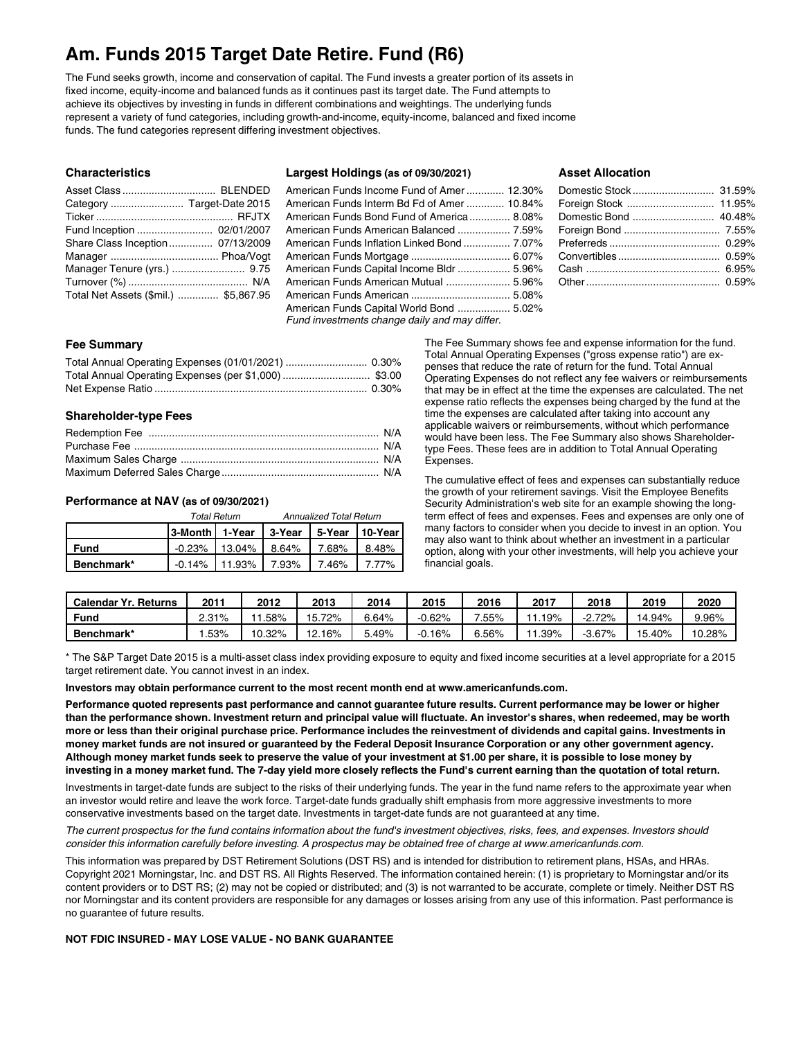# Am. Funds 2015 Target Date Retire. Fund (R6)

The Fund seeks growth, income and conservation of capital. The Fund invests a greater portion of its assets in fixed income, equity-income and balanced funds as it continues past its target date. The Fund attempts to achieve its objectives by investing in funds in different combinations and weightings. The underlying funds represent a variety of fund categories, including growth-and-income, equity-income, balanced and fixed income funds. The fund categories represent differing investment objectives.

### Characteristics

| | |
|---|---|
| Asset Class | BLENDED |
| Category | Target-Date 2015 |
| Ticker | RFJTX |
| Fund Inception | 02/01/2007 |
| Share Class Inception | 07/13/2009 |
| Manager | Phoa/Vogt |
| Manager Tenure (yrs.) | 9.75 |
| Turnover (%) | N/A |
| Total Net Assets ($mil.) | $5,867.95 |

### Largest Holdings (as of 09/30/2021)

| | |
|---|---|
| American Funds Income Fund of Amer | 12.30% |
| American Funds Interm Bd Fd of Amer | 10.84% |
| American Funds Bond Fund of America | 8.08% |
| American Funds American Balanced | 7.59% |
| American Funds Inflation Linked Bond | 7.07% |
| American Funds Mortgage | 6.07% |
| American Funds Capital Income Bldr | 5.96% |
| American Funds American Mutual | 5.96% |
| American Funds American | 5.08% |
| American Funds Capital World Bond | 5.02% |

*Fund investments change daily and may differ.*

### Asset Allocation

| | |
|---|---|
| Domestic Stock | 31.59% |
| Foreign Stock | 11.95% |
| Domestic Bond | 40.48% |
| Foreign Bond | 7.55% |
| Preferreds | 0.29% |
| Convertibles | 0.59% |
| Cash | 6.95% |
| Other | 0.59% |

### Fee Summary

| | |
|---|---|
| Total Annual Operating Expenses (01/01/2021) | 0.30% |
| Total Annual Operating Expenses (per $1,000) | $3.00 |
| Net Expense Ratio | 0.30% |

### Shareholder-type Fees

| | |
|---|---|
| Redemption Fee | N/A |
| Purchase Fee | N/A |
| Maximum Sales Charge | N/A |
| Maximum Deferred Sales Charge | N/A |

### Performance at NAV (as of 09/30/2021)

| | *Total Return* | | *Annualized Total Return* | | |
|---|---|---|---|---|---|
| | **3-Month** | **1-Year** | **3-Year** | **5-Year** | **10-Year** |
| **Fund** | -0.23% | 13.04% | 8.64% | 7.68% | 8.48% |
| **Benchmark*** | -0.14% | 11.93% | 7.93% | 7.46% | 7.77% |

The Fee Summary shows fee and expense information for the fund. Total Annual Operating Expenses ("gross expense ratio") are expenses that reduce the rate of return for the fund. Total Annual Operating Expenses do not reflect any fee waivers or reimbursements that may be in effect at the time the expenses are calculated. The net expense ratio reflects the expenses being charged by the fund at the time the expenses are calculated after taking into account any applicable waivers or reimbursements, without which performance would have been less. The Fee Summary also shows Shareholder-type Fees. These fees are in addition to Total Annual Operating Expenses.

The cumulative effect of fees and expenses can substantially reduce the growth of your retirement savings. Visit the Employee Benefits Security Administration's web site for an example showing the long-term effect of fees and expenses. Fees and expenses are only one of many factors to consider when you decide to invest in an option. You may also want to think about whether an investment in a particular option, along with your other investments, will help you achieve your financial goals.

| **Calendar Yr. Returns** | **2011** | **2012** | **2013** | **2014** | **2015** | **2016** | **2017** | **2018** | **2019** | **2020** |
|---|---|---|---|---|---|---|---|---|---|---|
| **Fund** | 2.31% | 11.58% | 15.72% | 6.64% | -0.62% | 7.55% | 11.19% | -2.72% | 14.94% | 9.96% |
| **Benchmark*** | 1.53% | 10.32% | 12.16% | 5.49% | -0.16% | 6.56% | 11.39% | -3.67% | 15.40% | 10.28% |

* The S&P Target Date 2015 is a multi-asset class index providing exposure to equity and fixed income securities at a level appropriate for a 2015 target retirement date. You cannot invest in an index.

**Investors may obtain performance current to the most recent month end at www.americanfunds.com.**

**Performance quoted represents past performance and cannot guarantee future results. Current performance may be lower or higher than the performance shown. Investment return and principal value will fluctuate. An investor's shares, when redeemed, may be worth more or less than their original purchase price. Performance includes the reinvestment of dividends and capital gains. Investments in money market funds are not insured or guaranteed by the Federal Deposit Insurance Corporation or any other government agency. Although money market funds seek to preserve the value of your investment at $1.00 per share, it is possible to lose money by investing in a money market fund. The 7-day yield more closely reflects the Fund's current earning than the quotation of total return.**

Investments in target-date funds are subject to the risks of their underlying funds. The year in the fund name refers to the approximate year when an investor would retire and leave the work force. Target-date funds gradually shift emphasis from more aggressive investments to more conservative investments based on the target date. Investments in target-date funds are not guaranteed at any time.

*The current prospectus for the fund contains information about the fund's investment objectives, risks, fees, and expenses. Investors should consider this information carefully before investing. A prospectus may be obtained free of charge at www.americanfunds.com.*

This information was prepared by DST Retirement Solutions (DST RS) and is intended for distribution to retirement plans, HSAs, and HRAs. Copyright 2021 Morningstar, Inc. and DST RS. All Rights Reserved. The information contained herein: (1) is proprietary to Morningstar and/or its content providers or to DST RS; (2) may not be copied or distributed; and (3) is not warranted to be accurate, complete or timely. Neither DST RS nor Morningstar and its content providers are responsible for any damages or losses arising from any use of this information. Past performance is no guarantee of future results.

**NOT FDIC INSURED - MAY LOSE VALUE - NO BANK GUARANTEE**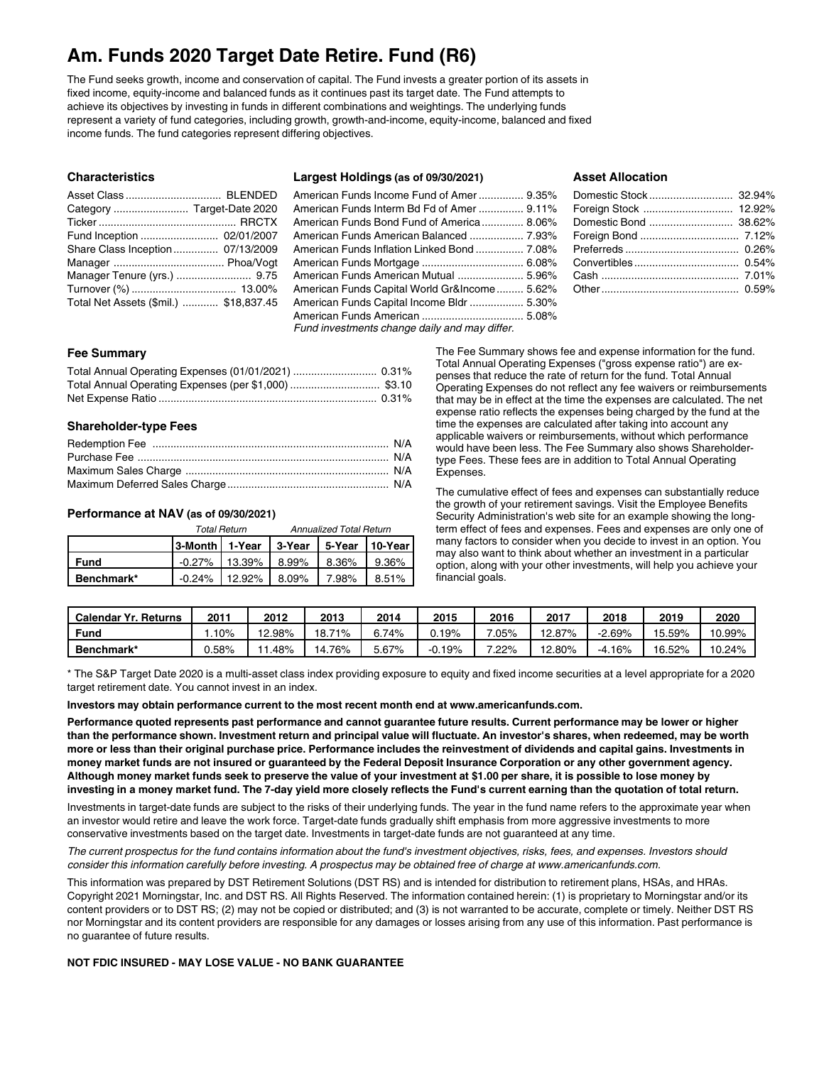# Am. Funds 2020 Target Date Retire. Fund (R6)

The Fund seeks growth, income and conservation of capital. The Fund invests a greater portion of its assets in fixed income, equity-income and balanced funds as it continues past its target date. The Fund attempts to achieve its objectives by investing in funds in different combinations and weightings. The underlying funds represent a variety of fund categories, including growth, growth-and-income, equity-income, balanced and fixed income funds. The fund categories represent differing objectives.

### Characteristics

| | |
|---|---|
| Asset Class | BLENDED |
| Category | Target-Date 2020 |
| Ticker | RRCTX |
| Fund Inception | 02/01/2007 |
| Share Class Inception | 07/13/2009 |
| Manager | Phoa/Vogt |
| Manager Tenure (yrs.) | 9.75 |
| Turnover (%) | 13.00% |
| Total Net Assets ($mil.) | $18,837.45 |

### Largest Holdings (as of 09/30/2021)

| | |
|---|---|
| American Funds Income Fund of Amer | 9.35% |
| American Funds Interm Bd Fd of Amer | 9.11% |
| American Funds Bond Fund of America | 8.06% |
| American Funds American Balanced | 7.93% |
| American Funds Inflation Linked Bond | 7.08% |
| American Funds Mortgage | 6.08% |
| American Funds American Mutual | 5.96% |
| American Funds Capital World Gr&Income | 5.62% |
| American Funds Capital Income Bldr | 5.30% |
| American Funds American | 5.08% |

*Fund investments change daily and may differ.*

### Asset Allocation

| | |
|---|---|
| Domestic Stock | 32.94% |
| Foreign Stock | 12.92% |
| Domestic Bond | 38.62% |
| Foreign Bond | 7.12% |
| Preferreds | 0.26% |
| Convertibles | 0.54% |
| Cash | 7.01% |
| Other | 0.59% |

### Fee Summary

| | |
|---|---|
| Total Annual Operating Expenses (01/01/2021) | 0.31% |
| Total Annual Operating Expenses (per $1,000) | $3.10 |
| Net Expense Ratio | 0.31% |

### Shareholder-type Fees

| | |
|---|---|
| Redemption Fee | N/A |
| Purchase Fee | N/A |
| Maximum Sales Charge | N/A |
| Maximum Deferred Sales Charge | N/A |

### Performance at NAV (as of 09/30/2021)

| | *Total Return* | | *Annualized Total Return* | | |
|---|---|---|---|---|---|
| | 3-Month | 1-Year | 3-Year | 5-Year | 10-Year |
| **Fund** | -0.27% | 13.39% | 8.99% | 8.36% | 9.36% |
| **Benchmark*** | -0.24% | 12.92% | 8.09% | 7.98% | 8.51% |

The Fee Summary shows fee and expense information for the fund. Total Annual Operating Expenses ("gross expense ratio") are expenses that reduce the rate of return for the fund. Total Annual Operating Expenses do not reflect any fee waivers or reimbursements that may be in effect at the time the expenses are calculated. The net expense ratio reflects the expenses being charged by the fund at the time the expenses are calculated after taking into account any applicable waivers or reimbursements, without which performance would have been less. The Fee Summary also shows Shareholder-type Fees. These fees are in addition to Total Annual Operating Expenses.

The cumulative effect of fees and expenses can substantially reduce the growth of your retirement savings. Visit the Employee Benefits Security Administration's web site for an example showing the long-term effect of fees and expenses. Fees and expenses are only one of many factors to consider when you decide to invest in an option. You may also want to think about whether an investment in a particular option, along with your other investments, will help you achieve your financial goals.

| Calendar Yr. Returns | 2011 | 2012 | 2013 | 2014 | 2015 | 2016 | 2017 | 2018 | 2019 | 2020 |
|---|---|---|---|---|---|---|---|---|---|---|
| **Fund** | 1.10% | 12.98% | 18.71% | 6.74% | 0.19% | 7.05% | 12.87% | -2.69% | 15.59% | 10.99% |
| **Benchmark*** | 0.58% | 11.48% | 14.76% | 5.67% | -0.19% | 7.22% | 12.80% | -4.16% | 16.52% | 10.24% |

* The S&P Target Date 2020 is a multi-asset class index providing exposure to equity and fixed income securities at a level appropriate for a 2020 target retirement date. You cannot invest in an index.

**Investors may obtain performance current to the most recent month end at www.americanfunds.com.**

**Performance quoted represents past performance and cannot guarantee future results. Current performance may be lower or higher than the performance shown. Investment return and principal value will fluctuate. An investor's shares, when redeemed, may be worth more or less than their original purchase price. Performance includes the reinvestment of dividends and capital gains. Investments in money market funds are not insured or guaranteed by the Federal Deposit Insurance Corporation or any other government agency. Although money market funds seek to preserve the value of your investment at $1.00 per share, it is possible to lose money by investing in a money market fund. The 7-day yield more closely reflects the Fund's current earning than the quotation of total return.**

Investments in target-date funds are subject to the risks of their underlying funds. The year in the fund name refers to the approximate year when an investor would retire and leave the work force. Target-date funds gradually shift emphasis from more aggressive investments to more conservative investments based on the target date. Investments in target-date funds are not guaranteed at any time.

*The current prospectus for the fund contains information about the fund's investment objectives, risks, fees, and expenses. Investors should consider this information carefully before investing. A prospectus may be obtained free of charge at www.americanfunds.com.*

This information was prepared by DST Retirement Solutions (DST RS) and is intended for distribution to retirement plans, HSAs, and HRAs. Copyright 2021 Morningstar, Inc. and DST RS. All Rights Reserved. The information contained herein: (1) is proprietary to Morningstar and/or its content providers or to DST RS; (2) may not be copied or distributed; and (3) is not warranted to be accurate, complete or timely. Neither DST RS nor Morningstar and its content providers are responsible for any damages or losses arising from any use of this information. Past performance is no guarantee of future results.

**NOT FDIC INSURED - MAY LOSE VALUE - NO BANK GUARANTEE**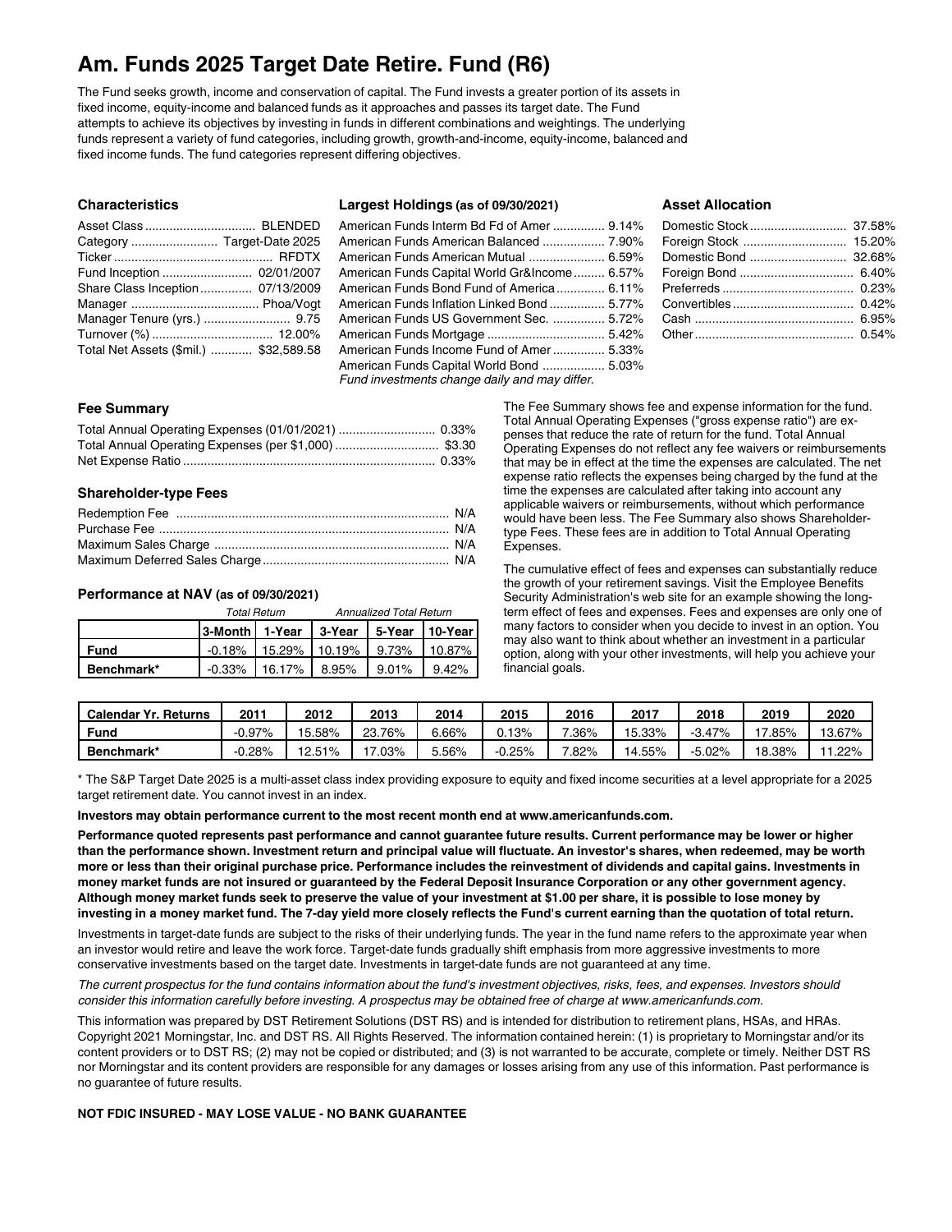# Am. Funds 2025 Target Date Retire. Fund (R6)

The Fund seeks growth, income and conservation of capital. The Fund invests a greater portion of its assets in fixed income, equity-income and balanced funds as it approaches and passes its target date. The Fund attempts to achieve its objectives by investing in funds in different combinations and weightings. The underlying funds represent a variety of fund categories, including growth, growth-and-income, equity-income, balanced and fixed income funds. The fund categories represent differing objectives.

### Characteristics

| | |
|---|---|
| Asset Class | BLENDED |
| Category | Target-Date 2025 |
| Ticker | RFDTX |
| Fund Inception | 02/01/2007 |
| Share Class Inception | 07/13/2009 |
| Manager | Phoa/Vogt |
| Manager Tenure (yrs.) | 9.75 |
| Turnover (%) | 12.00% |
| Total Net Assets ($mil.) | $32,589.58 |

### Largest Holdings (as of 09/30/2021)

| | |
|---|---|
| American Funds Interm Bd Fd of Amer | 9.14% |
| American Funds American Balanced | 7.90% |
| American Funds American Mutual | 6.59% |
| American Funds Capital World Gr&Income | 6.57% |
| American Funds Bond Fund of America | 6.11% |
| American Funds Inflation Linked Bond | 5.77% |
| American Funds US Government Sec. | 5.72% |
| American Funds Mortgage | 5.42% |
| American Funds Income Fund of Amer | 5.33% |
| American Funds Capital World Bond | 5.03% |

*Fund investments change daily and may differ.*

### Asset Allocation

| | |
|---|---|
| Domestic Stock | 37.58% |
| Foreign Stock | 15.20% |
| Domestic Bond | 32.68% |
| Foreign Bond | 6.40% |
| Preferreds | 0.23% |
| Convertibles | 0.42% |
| Cash | 6.95% |
| Other | 0.54% |

### Fee Summary

| | |
|---|---|
| Total Annual Operating Expenses (01/01/2021) | 0.33% |
| Total Annual Operating Expenses (per $1,000) | $3.30 |
| Net Expense Ratio | 0.33% |

### Shareholder-type Fees

| | |
|---|---|
| Redemption Fee | N/A |
| Purchase Fee | N/A |
| Maximum Sales Charge | N/A |
| Maximum Deferred Sales Charge | N/A |

The Fee Summary shows fee and expense information for the fund. Total Annual Operating Expenses ("gross expense ratio") are expenses that reduce the rate of return for the fund. Total Annual Operating Expenses do not reflect any fee waivers or reimbursements that may be in effect at the time the expenses are calculated. The net expense ratio reflects the expenses being charged by the fund at the time the expenses are calculated after taking into account any applicable waivers or reimbursements, without which performance would have been less. The Fee Summary also shows Shareholder-type Fees. These fees are in addition to Total Annual Operating Expenses.

The cumulative effect of fees and expenses can substantially reduce the growth of your retirement savings. Visit the Employee Benefits Security Administration's web site for an example showing the long-term effect of fees and expenses. Fees and expenses are only one of many factors to consider when you decide to invest in an option. You may also want to think about whether an investment in a particular option, along with your other investments, will help you achieve your financial goals.

### Performance at NAV (as of 09/30/2021)

| | *Total Return* | | *Annualized Total Return* | | |
|---|---|---|---|---|---|
| | **3-Month** | **1-Year** | **3-Year** | **5-Year** | **10-Year** |
| **Fund** | -0.18% | 15.29% | 10.19% | 9.73% | 10.87% |
| **Benchmark*** | -0.33% | 16.17% | 8.95% | 9.01% | 9.42% |

| **Calendar Yr. Returns** | **2011** | **2012** | **2013** | **2014** | **2015** | **2016** | **2017** | **2018** | **2019** | **2020** |
|---|---|---|---|---|---|---|---|---|---|---|
| **Fund** | -0.97% | 15.58% | 23.76% | 6.66% | 0.13% | 7.36% | 15.33% | -3.47% | 17.85% | 13.67% |
| **Benchmark*** | -0.28% | 12.51% | 17.03% | 5.56% | -0.25% | 7.82% | 14.55% | -5.02% | 18.38% | 11.22% |

* The S&P Target Date 2025 is a multi-asset class index providing exposure to equity and fixed income securities at a level appropriate for a 2025 target retirement date. You cannot invest in an index.

**Investors may obtain performance current to the most recent month end at www.americanfunds.com.**

**Performance quoted represents past performance and cannot guarantee future results. Current performance may be lower or higher than the performance shown. Investment return and principal value will fluctuate. An investor's shares, when redeemed, may be worth more or less than their original purchase price. Performance includes the reinvestment of dividends and capital gains. Investments in money market funds are not insured or guaranteed by the Federal Deposit Insurance Corporation or any other government agency. Although money market funds seek to preserve the value of your investment at $1.00 per share, it is possible to lose money by investing in a money market fund. The 7-day yield more closely reflects the Fund's current earning than the quotation of total return.**

Investments in target-date funds are subject to the risks of their underlying funds. The year in the fund name refers to the approximate year when an investor would retire and leave the work force. Target-date funds gradually shift emphasis from more aggressive investments to more conservative investments based on the target date. Investments in target-date funds are not guaranteed at any time.

*The current prospectus for the fund contains information about the fund's investment objectives, risks, fees, and expenses. Investors should consider this information carefully before investing. A prospectus may be obtained free of charge at www.americanfunds.com.*

This information was prepared by DST Retirement Solutions (DST RS) and is intended for distribution to retirement plans, HSAs, and HRAs. Copyright 2021 Morningstar, Inc. and DST RS. All Rights Reserved. The information contained herein: (1) is proprietary to Morningstar and/or its content providers or to DST RS; (2) may not be copied or distributed; and (3) is not warranted to be accurate, complete or timely. Neither DST RS nor Morningstar and its content providers are responsible for any damages or losses arising from any use of this information. Past performance is no guarantee of future results.

**NOT FDIC INSURED - MAY LOSE VALUE - NO BANK GUARANTEE**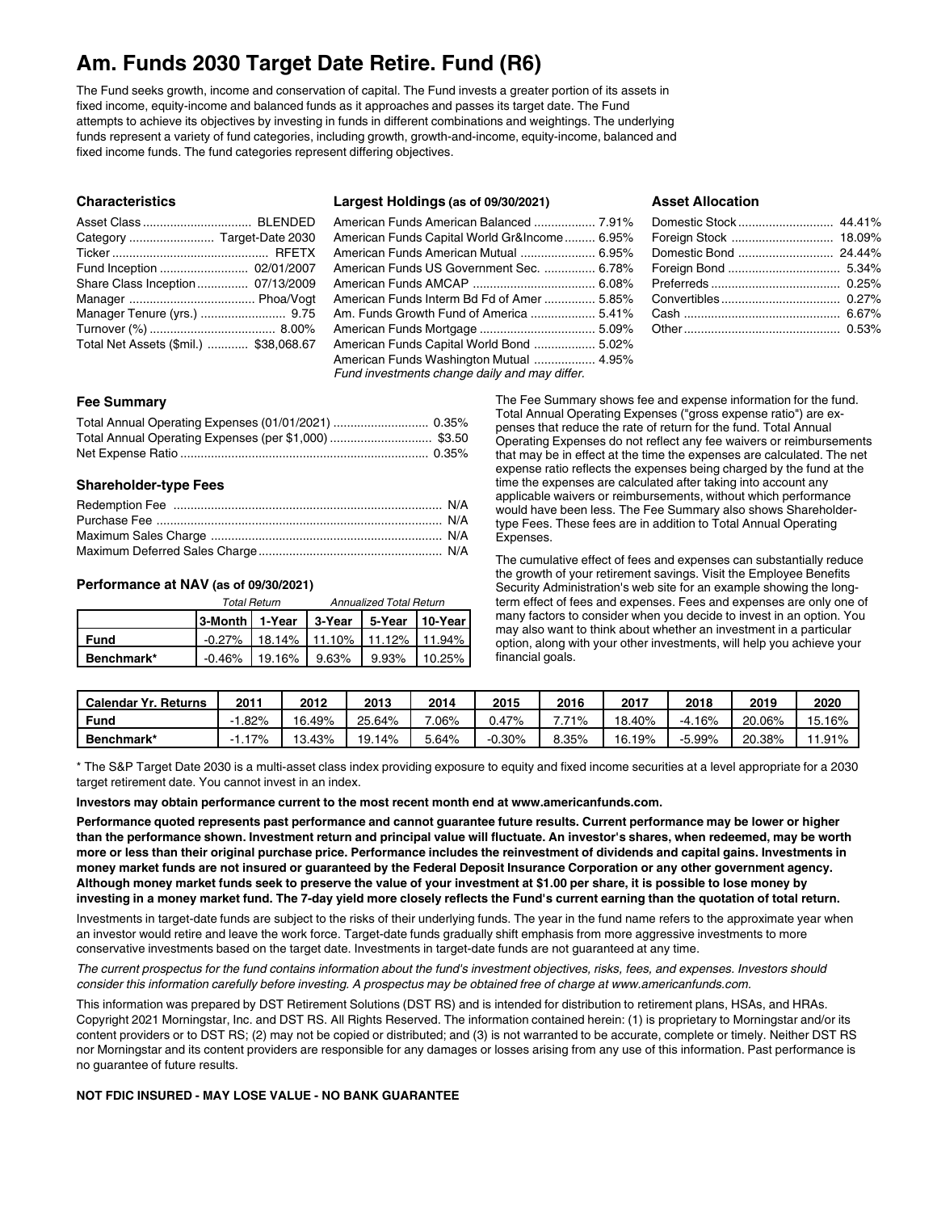# Am. Funds 2030 Target Date Retire. Fund (R6)

The Fund seeks growth, income and conservation of capital. The Fund invests a greater portion of its assets in fixed income, equity-income and balanced funds as it approaches and passes its target date. The Fund attempts to achieve its objectives by investing in funds in different combinations and weightings. The underlying funds represent a variety of fund categories, including growth, growth-and-income, equity-income, balanced and fixed income funds. The fund categories represent differing objectives.

### Characteristics

| | |
|---|---|
| Asset Class | BLENDED |
| Category | Target-Date 2030 |
| Ticker | RFETX |
| Fund Inception | 02/01/2007 |
| Share Class Inception | 07/13/2009 |
| Manager | Phoa/Vogt |
| Manager Tenure (yrs.) | 9.75 |
| Turnover (%) | 8.00% |
| Total Net Assets ($mil.) | $38,068.67 |

### Largest Holdings (as of 09/30/2021)

| | |
|---|---|
| American Funds American Balanced | 7.91% |
| American Funds Capital World Gr&Income | 6.95% |
| American Funds American Mutual | 6.95% |
| American Funds US Government Sec. | 6.78% |
| American Funds AMCAP | 6.08% |
| American Funds Interm Bd Fd of Amer | 5.85% |
| Am. Funds Growth Fund of America | 5.41% |
| American Funds Mortgage | 5.09% |
| American Funds Capital World Bond | 5.02% |
| American Funds Washington Mutual | 4.95% |

*Fund investments change daily and may differ.*

### Asset Allocation

| | |
|---|---|
| Domestic Stock | 44.41% |
| Foreign Stock | 18.09% |
| Domestic Bond | 24.44% |
| Foreign Bond | 5.34% |
| Preferreds | 0.25% |
| Convertibles | 0.27% |
| Cash | 6.67% |
| Other | 0.53% |

### Fee Summary

| | |
|---|---|
| Total Annual Operating Expenses (01/01/2021) | 0.35% |
| Total Annual Operating Expenses (per $1,000) | $3.50 |
| Net Expense Ratio | 0.35% |

### Shareholder-type Fees

| | |
|---|---|
| Redemption Fee | N/A |
| Purchase Fee | N/A |
| Maximum Sales Charge | N/A |
| Maximum Deferred Sales Charge | N/A |

### Performance at NAV (as of 09/30/2021)

| | *Total Return* | | *Annualized Total Return* | | |
|---|---|---|---|---|---|
| | 3-Month | 1-Year | 3-Year | 5-Year | 10-Year |
| **Fund** | -0.27% | 18.14% | 11.10% | 11.12% | 11.94% |
| **Benchmark*** | -0.46% | 19.16% | 9.63% | 9.93% | 10.25% |

The Fee Summary shows fee and expense information for the fund. Total Annual Operating Expenses ("gross expense ratio") are expenses that reduce the rate of return for the fund. Total Annual Operating Expenses do not reflect any fee waivers or reimbursements that may be in effect at the time the expenses are calculated. The net expense ratio reflects the expenses being charged by the fund at the time the expenses are calculated after taking into account any applicable waivers or reimbursements, without which performance would have been less. The Fee Summary also shows Shareholder-type Fees. These fees are in addition to Total Annual Operating Expenses.

The cumulative effect of fees and expenses can substantially reduce the growth of your retirement savings. Visit the Employee Benefits Security Administration's web site for an example showing the long-term effect of fees and expenses. Fees and expenses are only one of many factors to consider when you decide to invest in an option. You may also want to think about whether an investment in a particular option, along with your other investments, will help you achieve your financial goals.

| Calendar Yr. Returns | 2011 | 2012 | 2013 | 2014 | 2015 | 2016 | 2017 | 2018 | 2019 | 2020 |
|---|---|---|---|---|---|---|---|---|---|---|
| **Fund** | -1.82% | 16.49% | 25.64% | 7.06% | 0.47% | 7.71% | 18.40% | -4.16% | 20.06% | 15.16% |
| **Benchmark*** | -1.17% | 13.43% | 19.14% | 5.64% | -0.30% | 8.35% | 16.19% | -5.99% | 20.38% | 11.91% |

* The S&P Target Date 2030 is a multi-asset class index providing exposure to equity and fixed income securities at a level appropriate for a 2030 target retirement date. You cannot invest in an index.

**Investors may obtain performance current to the most recent month end at www.americanfunds.com.**

**Performance quoted represents past performance and cannot guarantee future results. Current performance may be lower or higher than the performance shown. Investment return and principal value will fluctuate. An investor's shares, when redeemed, may be worth more or less than their original purchase price. Performance includes the reinvestment of dividends and capital gains. Investments in money market funds are not insured or guaranteed by the Federal Deposit Insurance Corporation or any other government agency. Although money market funds seek to preserve the value of your investment at $1.00 per share, it is possible to lose money by investing in a money market fund. The 7-day yield more closely reflects the Fund's current earning than the quotation of total return.**

Investments in target-date funds are subject to the risks of their underlying funds. The year in the fund name refers to the approximate year when an investor would retire and leave the work force. Target-date funds gradually shift emphasis from more aggressive investments to more conservative investments based on the target date. Investments in target-date funds are not guaranteed at any time.

*The current prospectus for the fund contains information about the fund's investment objectives, risks, fees, and expenses. Investors should consider this information carefully before investing. A prospectus may be obtained free of charge at www.americanfunds.com.*

This information was prepared by DST Retirement Solutions (DST RS) and is intended for distribution to retirement plans, HSAs, and HRAs. Copyright 2021 Morningstar, Inc. and DST RS. All Rights Reserved. The information contained herein: (1) is proprietary to Morningstar and/or its content providers or to DST RS; (2) may not be copied or distributed; and (3) is not warranted to be accurate, complete or timely. Neither DST RS nor Morningstar and its content providers are responsible for any damages or losses arising from any use of this information. Past performance is no guarantee of future results.

**NOT FDIC INSURED - MAY LOSE VALUE - NO BANK GUARANTEE**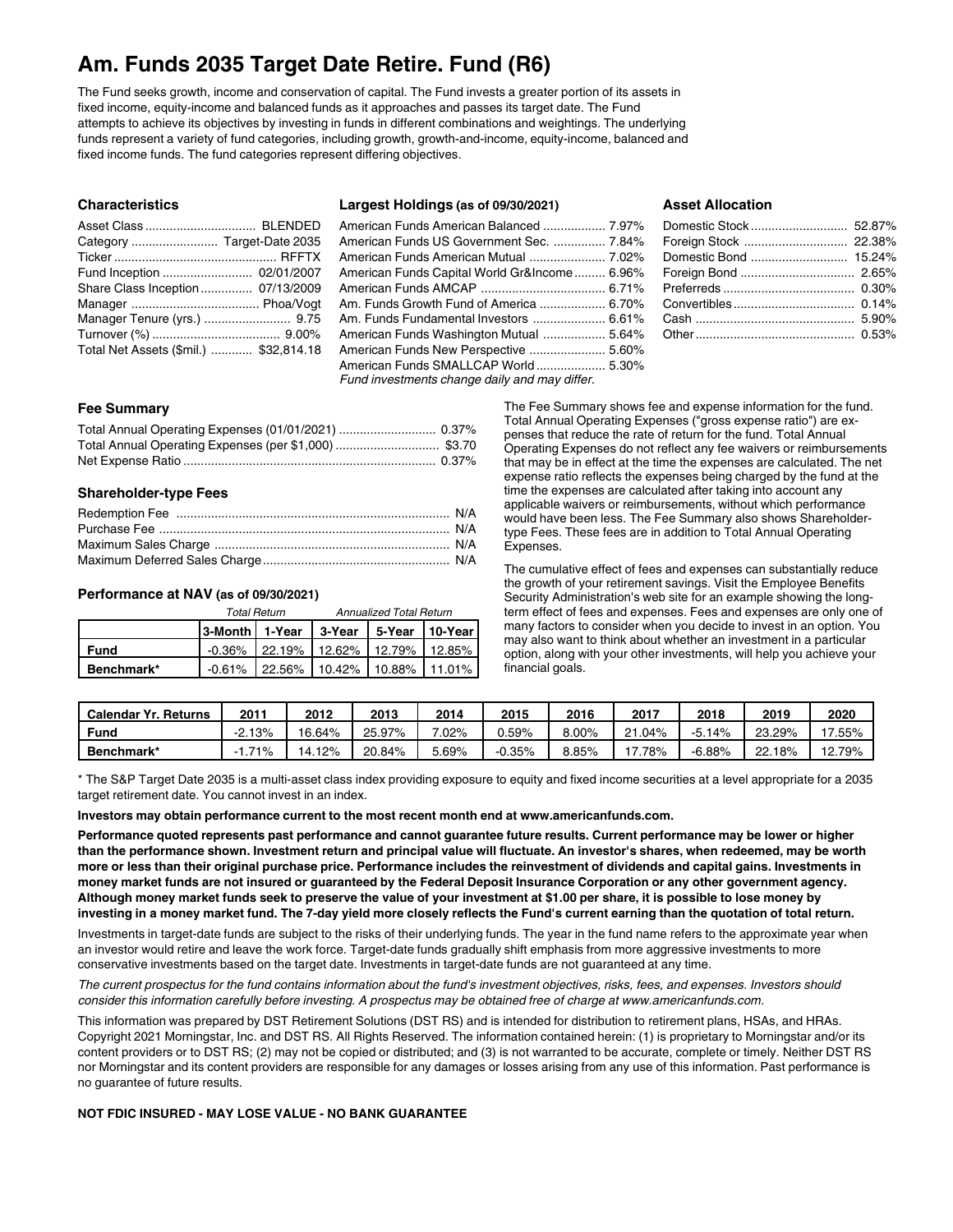# Am. Funds 2035 Target Date Retire. Fund (R6)

The Fund seeks growth, income and conservation of capital. The Fund invests a greater portion of its assets in fixed income, equity-income and balanced funds as it approaches and passes its target date. The Fund attempts to achieve its objectives by investing in funds in different combinations and weightings. The underlying funds represent a variety of fund categories, including growth, growth-and-income, equity-income, balanced and fixed income funds. The fund categories represent differing objectives.

### Characteristics

| | |
|---|---|
| Asset Class | BLENDED |
| Category | Target-Date 2035 |
| Ticker | RFFTX |
| Fund Inception | 02/01/2007 |
| Share Class Inception | 07/13/2009 |
| Manager | Phoa/Vogt |
| Manager Tenure (yrs.) | 9.75 |
| Turnover (%) | 9.00% |
| Total Net Assets ($mil.) | $32,814.18 |

### Largest Holdings (as of 09/30/2021)

| | |
|---|---|
| American Funds American Balanced | 7.97% |
| American Funds US Government Sec. | 7.84% |
| American Funds American Mutual | 7.02% |
| American Funds Capital World Gr&Income | 6.96% |
| American Funds AMCAP | 6.71% |
| Am. Funds Growth Fund of America | 6.70% |
| Am. Funds Fundamental Investors | 6.61% |
| American Funds Washington Mutual | 5.64% |
| American Funds New Perspective | 5.60% |
| American Funds SMALLCAP World | 5.30% |

*Fund investments change daily and may differ.*

### Asset Allocation

| | |
|---|---|
| Domestic Stock | 52.87% |
| Foreign Stock | 22.38% |
| Domestic Bond | 15.24% |
| Foreign Bond | 2.65% |
| Preferreds | 0.30% |
| Convertibles | 0.14% |
| Cash | 5.90% |
| Other | 0.53% |

### Fee Summary

| | |
|---|---|
| Total Annual Operating Expenses (01/01/2021) | 0.37% |
| Total Annual Operating Expenses (per $1,000) | $3.70 |
| Net Expense Ratio | 0.37% |

### Shareholder-type Fees

| | |
|---|---|
| Redemption Fee | N/A |
| Purchase Fee | N/A |
| Maximum Sales Charge | N/A |
| Maximum Deferred Sales Charge | N/A |

### Performance at NAV (as of 09/30/2021)

| | *Total Return* | | *Annualized Total Return* | | |
|---|---|---|---|---|---|
| | 3-Month | 1-Year | 3-Year | 5-Year | 10-Year |
| **Fund** | -0.36% | 22.19% | 12.62% | 12.79% | 12.85% |
| **Benchmark*** | -0.61% | 22.56% | 10.42% | 10.88% | 11.01% |

The Fee Summary shows fee and expense information for the fund. Total Annual Operating Expenses ("gross expense ratio") are expenses that reduce the rate of return for the fund. Total Annual Operating Expenses do not reflect any fee waivers or reimbursements that may be in effect at the time the expenses are calculated. The net expense ratio reflects the expenses being charged by the fund at the time the expenses are calculated after taking into account any applicable waivers or reimbursements, without which performance would have been less. The Fee Summary also shows Shareholder-type Fees. These fees are in addition to Total Annual Operating Expenses.

The cumulative effect of fees and expenses can substantially reduce the growth of your retirement savings. Visit the Employee Benefits Security Administration's web site for an example showing the long-term effect of fees and expenses. Fees and expenses are only one of many factors to consider when you decide to invest in an option. You may also want to think about whether an investment in a particular option, along with your other investments, will help you achieve your financial goals.

| Calendar Yr. Returns | 2011 | 2012 | 2013 | 2014 | 2015 | 2016 | 2017 | 2018 | 2019 | 2020 |
|---|---|---|---|---|---|---|---|---|---|---|
| **Fund** | -2.13% | 16.64% | 25.97% | 7.02% | 0.59% | 8.00% | 21.04% | -5.14% | 23.29% | 17.55% |
| **Benchmark*** | -1.71% | 14.12% | 20.84% | 5.69% | -0.35% | 8.85% | 17.78% | -6.88% | 22.18% | 12.79% |

* The S&P Target Date 2035 is a multi-asset class index providing exposure to equity and fixed income securities at a level appropriate for a 2035 target retirement date. You cannot invest in an index.

**Investors may obtain performance current to the most recent month end at www.americanfunds.com.**

**Performance quoted represents past performance and cannot guarantee future results. Current performance may be lower or higher than the performance shown. Investment return and principal value will fluctuate. An investor's shares, when redeemed, may be worth more or less than their original purchase price. Performance includes the reinvestment of dividends and capital gains. Investments in money market funds are not insured or guaranteed by the Federal Deposit Insurance Corporation or any other government agency. Although money market funds seek to preserve the value of your investment at $1.00 per share, it is possible to lose money by investing in a money market fund. The 7-day yield more closely reflects the Fund's current earning than the quotation of total return.**

Investments in target-date funds are subject to the risks of their underlying funds. The year in the fund name refers to the approximate year when an investor would retire and leave the work force. Target-date funds gradually shift emphasis from more aggressive investments to more conservative investments based on the target date. Investments in target-date funds are not guaranteed at any time.

*The current prospectus for the fund contains information about the fund's investment objectives, risks, fees, and expenses. Investors should consider this information carefully before investing. A prospectus may be obtained free of charge at www.americanfunds.com.*

This information was prepared by DST Retirement Solutions (DST RS) and is intended for distribution to retirement plans, HSAs, and HRAs. Copyright 2021 Morningstar, Inc. and DST RS. All Rights Reserved. The information contained herein: (1) is proprietary to Morningstar and/or its content providers or to DST RS; (2) may not be copied or distributed; and (3) is not warranted to be accurate, complete or timely. Neither DST RS nor Morningstar and its content providers are responsible for any damages or losses arising from any use of this information. Past performance is no guarantee of future results.

**NOT FDIC INSURED - MAY LOSE VALUE - NO BANK GUARANTEE**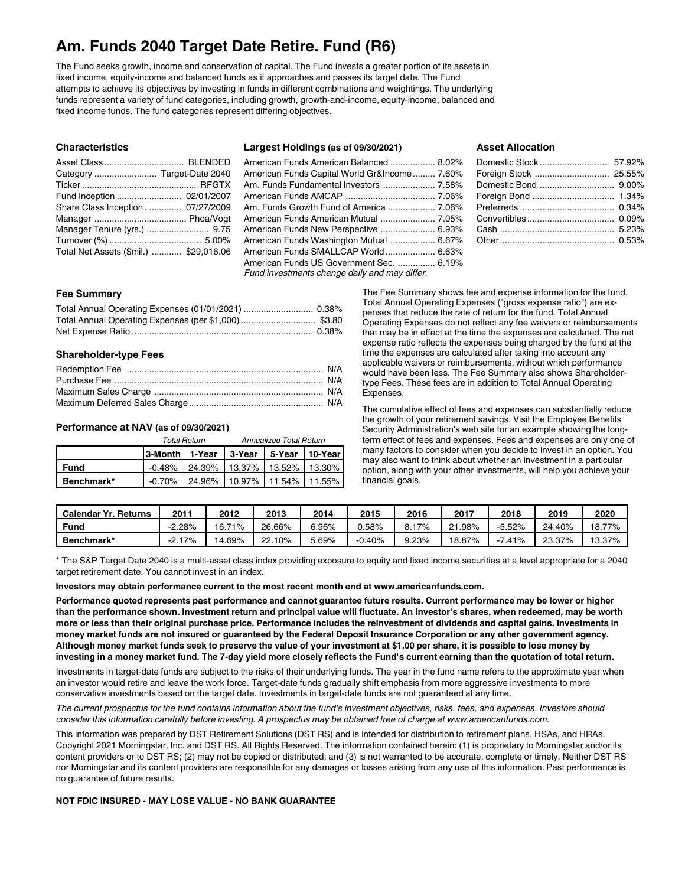# Am. Funds 2040 Target Date Retire. Fund (R6)

The Fund seeks growth, income and conservation of capital. The Fund invests a greater portion of its assets in fixed income, equity-income and balanced funds as it approaches and passes its target date. The Fund attempts to achieve its objectives by investing in funds in different combinations and weightings. The underlying funds represent a variety of fund categories, including growth, growth-and-income, equity-income, balanced and fixed income funds. The fund categories represent differing objectives.

### Characteristics

| | |
|---|---|
| Asset Class | BLENDED |
| Category | Target-Date 2040 |
| Ticker | RFGTX |
| Fund Inception | 02/01/2007 |
| Share Class Inception | 07/27/2009 |
| Manager | Phoa/Vogt |
| Manager Tenure (yrs.) | 9.75 |
| Turnover (%) | 5.00% |
| Total Net Assets ($mil.) | $29,016.06 |

### Largest Holdings (as of 09/30/2021)

| | |
|---|---|
| American Funds American Balanced | 8.02% |
| American Funds Capital World Gr&Income | 7.60% |
| Am. Funds Fundamental Investors | 7.58% |
| American Funds AMCAP | 7.06% |
| Am. Funds Growth Fund of America | 7.06% |
| American Funds American Mutual | 7.05% |
| American Funds New Perspective | 6.93% |
| American Funds Washington Mutual | 6.67% |
| American Funds SMALLCAP World | 6.63% |
| American Funds US Government Sec. | 6.19% |

*Fund investments change daily and may differ.*

### Asset Allocation

| | |
|---|---|
| Domestic Stock | 57.92% |
| Foreign Stock | 25.55% |
| Domestic Bond | 9.00% |
| Foreign Bond | 1.34% |
| Preferreds | 0.34% |
| Convertibles | 0.09% |
| Cash | 5.23% |
| Other | 0.53% |

### Fee Summary

| | |
|---|---|
| Total Annual Operating Expenses (01/01/2021) | 0.38% |
| Total Annual Operating Expenses (per $1,000) | $3.80 |
| Net Expense Ratio | 0.38% |

### Shareholder-type Fees

| | |
|---|---|
| Redemption Fee | N/A |
| Purchase Fee | N/A |
| Maximum Sales Charge | N/A |
| Maximum Deferred Sales Charge | N/A |

### Performance at NAV (as of 09/30/2021)

| | *Total Return* | | *Annualized Total Return* | | |
|---|---|---|---|---|---|
| | 3-Month | 1-Year | 3-Year | 5-Year | 10-Year |
| **Fund** | -0.48% | 24.39% | 13.37% | 13.52% | 13.30% |
| **Benchmark*** | -0.70% | 24.96% | 10.97% | 11.54% | 11.55% |

The Fee Summary shows fee and expense information for the fund. Total Annual Operating Expenses ("gross expense ratio") are expenses that reduce the rate of return for the fund. Total Annual Operating Expenses do not reflect any fee waivers or reimbursements that may be in effect at the time the expenses are calculated. The net expense ratio reflects the expenses being charged by the fund at the time the expenses are calculated after taking into account any applicable waivers or reimbursements, without which performance would have been less. The Fee Summary also shows Shareholder-type Fees. These fees are in addition to Total Annual Operating Expenses.

The cumulative effect of fees and expenses can substantially reduce the growth of your retirement savings. Visit the Employee Benefits Security Administration's web site for an example showing the long-term effect of fees and expenses. Fees and expenses are only one of many factors to consider when you decide to invest in an option. You may also want to think about whether an investment in a particular option, along with your other investments, will help you achieve your financial goals.

| Calendar Yr. Returns | 2011 | 2012 | 2013 | 2014 | 2015 | 2016 | 2017 | 2018 | 2019 | 2020 |
|---|---|---|---|---|---|---|---|---|---|---|
| **Fund** | -2.28% | 16.71% | 26.66% | 6.96% | 0.58% | 8.17% | 21.98% | -5.52% | 24.40% | 18.77% |
| **Benchmark*** | -2.17% | 14.69% | 22.10% | 5.69% | -0.40% | 9.23% | 18.87% | -7.41% | 23.37% | 13.37% |

* The S&P Target Date 2040 is a multi-asset class index providing exposure to equity and fixed income securities at a level appropriate for a 2040 target retirement date. You cannot invest in an index.

**Investors may obtain performance current to the most recent month end at www.americanfunds.com.**

**Performance quoted represents past performance and cannot guarantee future results. Current performance may be lower or higher than the performance shown. Investment return and principal value will fluctuate. An investor's shares, when redeemed, may be worth more or less than their original purchase price. Performance includes the reinvestment of dividends and capital gains. Investments in money market funds are not insured or guaranteed by the Federal Deposit Insurance Corporation or any other government agency. Although money market funds seek to preserve the value of your investment at $1.00 per share, it is possible to lose money by investing in a money market fund. The 7-day yield more closely reflects the Fund's current earning than the quotation of total return.**

Investments in target-date funds are subject to the risks of their underlying funds. The year in the fund name refers to the approximate year when an investor would retire and leave the work force. Target-date funds gradually shift emphasis from more aggressive investments to more conservative investments based on the target date. Investments in target-date funds are not guaranteed at any time.

*The current prospectus for the fund contains information about the fund's investment objectives, risks, fees, and expenses. Investors should consider this information carefully before investing. A prospectus may be obtained free of charge at www.americanfunds.com.*

This information was prepared by DST Retirement Solutions (DST RS) and is intended for distribution to retirement plans, HSAs, and HRAs. Copyright 2021 Morningstar, Inc. and DST RS. All Rights Reserved. The information contained herein: (1) is proprietary to Morningstar and/or its content providers or to DST RS; (2) may not be copied or distributed; and (3) is not warranted to be accurate, complete or timely. Neither DST RS nor Morningstar and its content providers are responsible for any damages or losses arising from any use of this information. Past performance is no guarantee of future results.

**NOT FDIC INSURED - MAY LOSE VALUE - NO BANK GUARANTEE**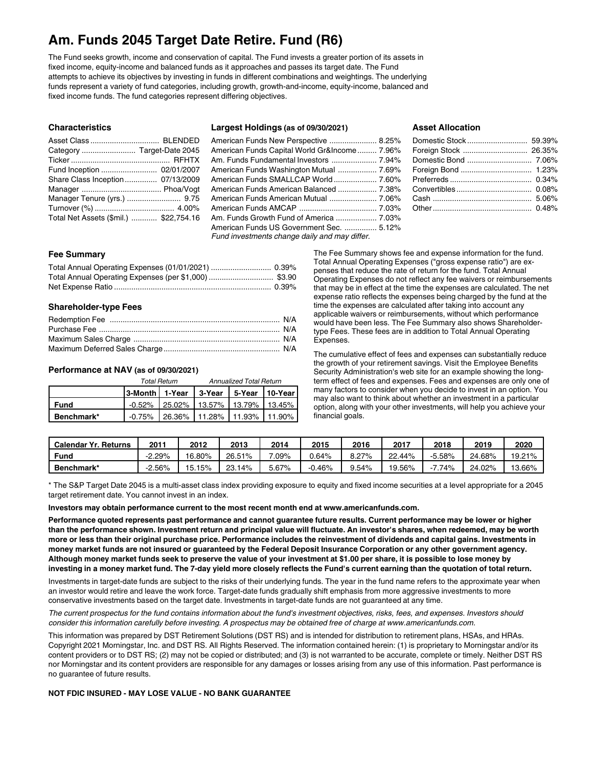# Am. Funds 2045 Target Date Retire. Fund (R6)

The Fund seeks growth, income and conservation of capital. The Fund invests a greater portion of its assets in fixed income, equity-income and balanced funds as it approaches and passes its target date. The Fund attempts to achieve its objectives by investing in funds in different combinations and weightings. The underlying funds represent a variety of fund categories, including growth, growth-and-income, equity-income, balanced and fixed income funds. The fund categories represent differing objectives.

### Characteristics

| | |
|---|---|
| Asset Class | BLENDED |
| Category | Target-Date 2045 |
| Ticker | RFHTX |
| Fund Inception | 02/01/2007 |
| Share Class Inception | 07/13/2009 |
| Manager | Phoa/Vogt |
| Manager Tenure (yrs.) | 9.75 |
| Turnover (%) | 4.00% |
| Total Net Assets ($mil.) | $22,754.16 |

### Largest Holdings (as of 09/30/2021)

| | |
|---|---|
| American Funds New Perspective | 8.25% |
| American Funds Capital World Gr&Income | 7.96% |
| Am. Funds Fundamental Investors | 7.94% |
| American Funds Washington Mutual | 7.69% |
| American Funds SMALLCAP World | 7.60% |
| American Funds American Balanced | 7.38% |
| American Funds American Mutual | 7.06% |
| American Funds AMCAP | 7.03% |
| Am. Funds Growth Fund of America | 7.03% |
| American Funds US Government Sec. | 5.12% |

*Fund investments change daily and may differ.*

### Asset Allocation

| | |
|---|---|
| Domestic Stock | 59.39% |
| Foreign Stock | 26.35% |
| Domestic Bond | 7.06% |
| Foreign Bond | 1.23% |
| Preferreds | 0.34% |
| Convertibles | 0.08% |
| Cash | 5.06% |
| Other | 0.48% |

### Fee Summary

| | |
|---|---|
| Total Annual Operating Expenses (01/01/2021) | 0.39% |
| Total Annual Operating Expenses (per $1,000) | $3.90 |
| Net Expense Ratio | 0.39% |

### Shareholder-type Fees

| | |
|---|---|
| Redemption Fee | N/A |
| Purchase Fee | N/A |
| Maximum Sales Charge | N/A |
| Maximum Deferred Sales Charge | N/A |

### Performance at NAV (as of 09/30/2021)

| | *Total Return* | | *Annualized Total Return* | | |
|---|---|---|---|---|---|
| | **3-Month** | **1-Year** | **3-Year** | **5-Year** | **10-Year** |
| **Fund** | -0.52% | 25.02% | 13.57% | 13.79% | 13.45% |
| **Benchmark*** | -0.75% | 26.36% | 11.28% | 11.93% | 11.90% |

The Fee Summary shows fee and expense information for the fund. Total Annual Operating Expenses ("gross expense ratio") are expenses that reduce the rate of return for the fund. Total Annual Operating Expenses do not reflect any fee waivers or reimbursements that may be in effect at the time the expenses are calculated. The net expense ratio reflects the expenses being charged by the fund at the time the expenses are calculated after taking into account any applicable waivers or reimbursements, without which performance would have been less. The Fee Summary also shows Shareholder-type Fees. These fees are in addition to Total Annual Operating Expenses.

The cumulative effect of fees and expenses can substantially reduce the growth of your retirement savings. Visit the Employee Benefits Security Administration's web site for an example showing the long-term effect of fees and expenses. Fees and expenses are only one of many factors to consider when you decide to invest in an option. You may also want to think about whether an investment in a particular option, along with your other investments, will help you achieve your financial goals.

| **Calendar Yr. Returns** | **2011** | **2012** | **2013** | **2014** | **2015** | **2016** | **2017** | **2018** | **2019** | **2020** |
|---|---|---|---|---|---|---|---|---|---|---|
| **Fund** | -2.29% | 16.80% | 26.51% | 7.09% | 0.64% | 8.27% | 22.44% | -5.58% | 24.68% | 19.21% |
| **Benchmark*** | -2.56% | 15.15% | 23.14% | 5.67% | -0.46% | 9.54% | 19.56% | -7.74% | 24.02% | 13.66% |

* The S&P Target Date 2045 is a multi-asset class index providing exposure to equity and fixed income securities at a level appropriate for a 2045 target retirement date. You cannot invest in an index.

**Investors may obtain performance current to the most recent month end at www.americanfunds.com.**

**Performance quoted represents past performance and cannot guarantee future results. Current performance may be lower or higher than the performance shown. Investment return and principal value will fluctuate. An investor's shares, when redeemed, may be worth more or less than their original purchase price. Performance includes the reinvestment of dividends and capital gains. Investments in money market funds are not insured or guaranteed by the Federal Deposit Insurance Corporation or any other government agency. Although money market funds seek to preserve the value of your investment at $1.00 per share, it is possible to lose money by investing in a money market fund. The 7-day yield more closely reflects the Fund's current earning than the quotation of total return.**

Investments in target-date funds are subject to the risks of their underlying funds. The year in the fund name refers to the approximate year when an investor would retire and leave the work force. Target-date funds gradually shift emphasis from more aggressive investments to more conservative investments based on the target date. Investments in target-date funds are not guaranteed at any time.

*The current prospectus for the fund contains information about the fund's investment objectives, risks, fees, and expenses. Investors should consider this information carefully before investing. A prospectus may be obtained free of charge at www.americanfunds.com.*

This information was prepared by DST Retirement Solutions (DST RS) and is intended for distribution to retirement plans, HSAs, and HRAs. Copyright 2021 Morningstar, Inc. and DST RS. All Rights Reserved. The information contained herein: (1) is proprietary to Morningstar and/or its content providers or to DST RS; (2) may not be copied or distributed; and (3) is not warranted to be accurate, complete or timely. Neither DST RS nor Morningstar and its content providers are responsible for any damages or losses arising from any use of this information. Past performance is no guarantee of future results.

**NOT FDIC INSURED - MAY LOSE VALUE - NO BANK GUARANTEE**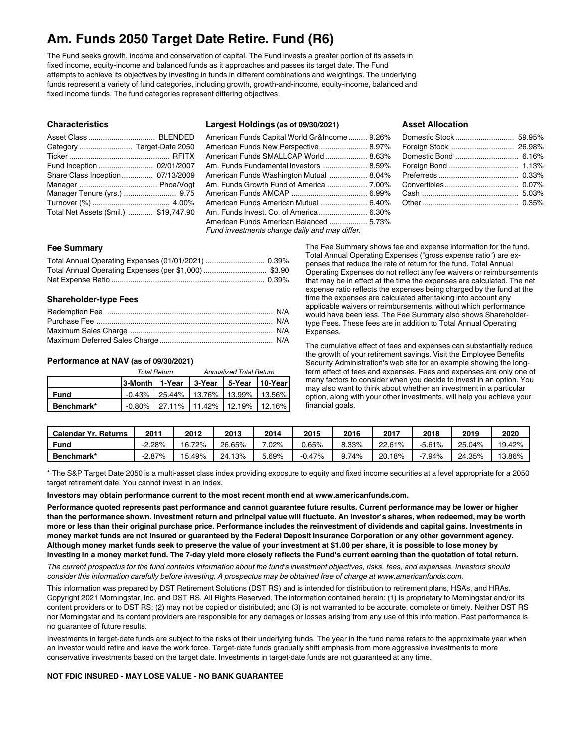# Am. Funds 2050 Target Date Retire. Fund (R6)

The Fund seeks growth, income and conservation of capital. The Fund invests a greater portion of its assets in fixed income, equity-income and balanced funds as it approaches and passes its target date. The Fund attempts to achieve its objectives by investing in funds in different combinations and weightings. The underlying funds represent a variety of fund categories, including growth, growth-and-income, equity-income, balanced and fixed income funds. The fund categories represent differing objectives.

### Characteristics

| | |
|---|---|
| Asset Class | BLENDED |
| Category | Target-Date 2050 |
| Ticker | RFITX |
| Fund Inception | 02/01/2007 |
| Share Class Inception | 07/13/2009 |
| Manager | Phoa/Vogt |
| Manager Tenure (yrs.) | 9.75 |
| Turnover (%) | 4.00% |
| Total Net Assets ($mil.) | $19,747.90 |

### Largest Holdings (as of 09/30/2021)

| | |
|---|---|
| American Funds Capital World Gr&Income | 9.26% |
| American Funds New Perspective | 8.97% |
| American Funds SMALLCAP World | 8.63% |
| Am. Funds Fundamental Investors | 8.59% |
| American Funds Washington Mutual | 8.04% |
| Am. Funds Growth Fund of America | 7.00% |
| American Funds AMCAP | 6.99% |
| American Funds American Mutual | 6.40% |
| Am. Funds Invest. Co. of America | 6.30% |
| American Funds American Balanced | 5.73% |

*Fund investments change daily and may differ.*

### Asset Allocation

| | |
|---|---|
| Domestic Stock | 59.95% |
| Foreign Stock | 26.98% |
| Domestic Bond | 6.16% |
| Foreign Bond | 1.13% |
| Preferreds | 0.33% |
| Convertibles | 0.07% |
| Cash | 5.03% |
| Other | 0.35% |

### Fee Summary

| | |
|---|---|
| Total Annual Operating Expenses (01/01/2021) | 0.39% |
| Total Annual Operating Expenses (per $1,000) | $3.90 |
| Net Expense Ratio | 0.39% |

### Shareholder-type Fees

| | |
|---|---|
| Redemption Fee | N/A |
| Purchase Fee | N/A |
| Maximum Sales Charge | N/A |
| Maximum Deferred Sales Charge | N/A |

### Performance at NAV (as of 09/30/2021)

| | *Total Return* | | *Annualized Total Return* | | |
|---|---|---|---|---|---|
| | **3-Month** | **1-Year** | **3-Year** | **5-Year** | **10-Year** |
| **Fund** | -0.43% | 25.44% | 13.76% | 13.99% | 13.56% |
| **Benchmark*** | -0.80% | 27.11% | 11.42% | 12.19% | 12.16% |

The Fee Summary shows fee and expense information for the fund. Total Annual Operating Expenses ("gross expense ratio") are expenses that reduce the rate of return for the fund. Total Annual Operating Expenses do not reflect any fee waivers or reimbursements that may be in effect at the time the expenses are calculated. The net expense ratio reflects the expenses being charged by the fund at the time the expenses are calculated after taking into account any applicable waivers or reimbursements, without which performance would have been less. The Fee Summary also shows Shareholder-type Fees. These fees are in addition to Total Annual Operating Expenses.

The cumulative effect of fees and expenses can substantially reduce the growth of your retirement savings. Visit the Employee Benefits Security Administration's web site for an example showing the long-term effect of fees and expenses. Fees and expenses are only one of many factors to consider when you decide to invest in an option. You may also want to think about whether an investment in a particular option, along with your other investments, will help you achieve your financial goals.

| **Calendar Yr. Returns** | **2011** | **2012** | **2013** | **2014** | **2015** | **2016** | **2017** | **2018** | **2019** | **2020** |
|---|---|---|---|---|---|---|---|---|---|---|
| **Fund** | -2.28% | 16.72% | 26.65% | 7.02% | 0.65% | 8.33% | 22.61% | -5.61% | 25.04% | 19.42% |
| **Benchmark*** | -2.87% | 15.49% | 24.13% | 5.69% | -0.47% | 9.74% | 20.18% | -7.94% | 24.35% | 13.86% |

* The S&P Target Date 2050 is a multi-asset class index providing exposure to equity and fixed income securities at a level appropriate for a 2050 target retirement date. You cannot invest in an index.

**Investors may obtain performance current to the most recent month end at www.americanfunds.com.**

**Performance quoted represents past performance and cannot guarantee future results. Current performance may be lower or higher than the performance shown. Investment return and principal value will fluctuate. An investor's shares, when redeemed, may be worth more or less than their original purchase price. Performance includes the reinvestment of dividends and capital gains. Investments in money market funds are not insured or guaranteed by the Federal Deposit Insurance Corporation or any other government agency. Although money market funds seek to preserve the value of your investment at $1.00 per share, it is possible to lose money by investing in a money market fund. The 7-day yield more closely reflects the Fund's current earning than the quotation of total return.**

*The current prospectus for the fund contains information about the fund's investment objectives, risks, fees, and expenses. Investors should consider this information carefully before investing. A prospectus may be obtained free of charge at www.americanfunds.com.*

This information was prepared by DST Retirement Solutions (DST RS) and is intended for distribution to retirement plans, HSAs, and HRAs. Copyright 2021 Morningstar, Inc. and DST RS. All Rights Reserved. The information contained herein: (1) is proprietary to Morningstar and/or its content providers or to DST RS; (2) may not be copied or distributed; and (3) is not warranted to be accurate, complete or timely. Neither DST RS nor Morningstar and its content providers are responsible for any damages or losses arising from any use of this information. Past performance is no guarantee of future results.

Investments in target-date funds are subject to the risks of their underlying funds. The year in the fund name refers to the approximate year when an investor would retire and leave the work force. Target-date funds gradually shift emphasis from more aggressive investments to more conservative investments based on the target date. Investments in target-date funds are not guaranteed at any time.

**NOT FDIC INSURED - MAY LOSE VALUE - NO BANK GUARANTEE**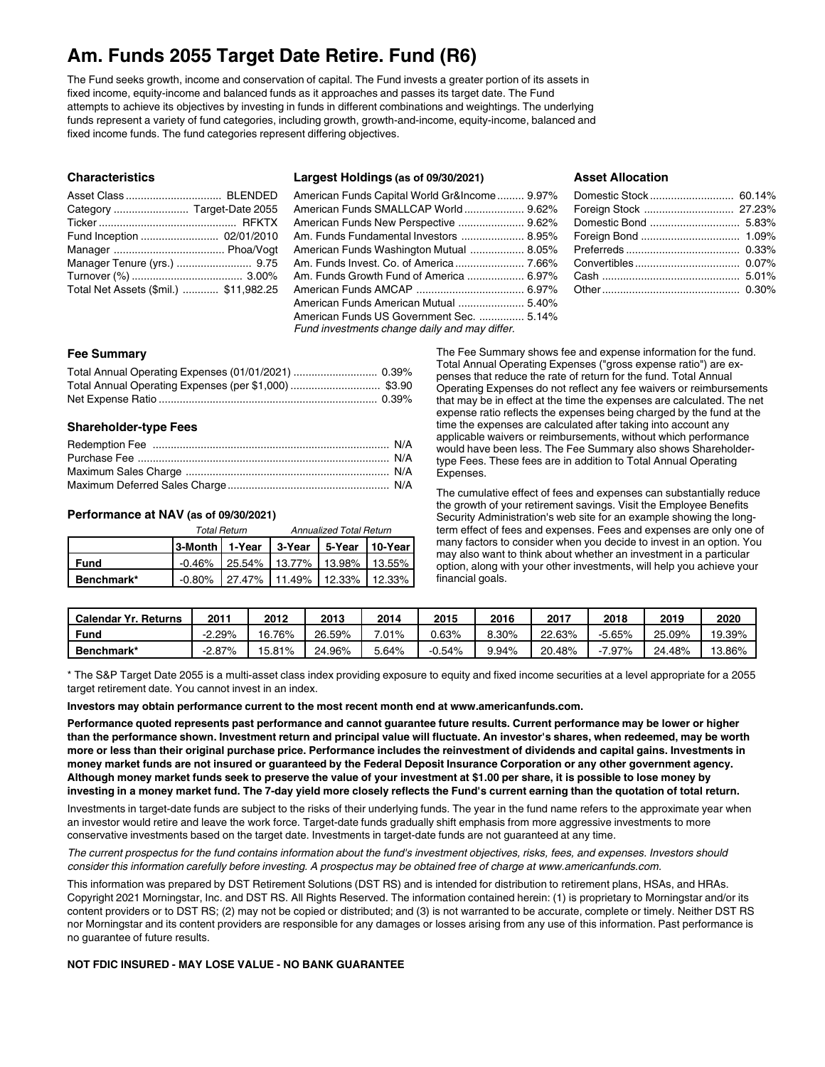# Am. Funds 2055 Target Date Retire. Fund (R6)

The Fund seeks growth, income and conservation of capital. The Fund invests a greater portion of its assets in fixed income, equity-income and balanced funds as it approaches and passes its target date. The Fund attempts to achieve its objectives by investing in funds in different combinations and weightings. The underlying funds represent a variety of fund categories, including growth, growth-and-income, equity-income, balanced and fixed income funds. The fund categories represent differing objectives.

### Characteristics

| | |
|---|---|
| Asset Class | BLENDED |
| Category | Target-Date 2055 |
| Ticker | RFKTX |
| Fund Inception | 02/01/2010 |
| Manager | Phoa/Vogt |
| Manager Tenure (yrs.) | 9.75 |
| Turnover (%) | 3.00% |
| Total Net Assets ($mil.) | $11,982.25 |

### Largest Holdings (as of 09/30/2021)

| | |
|---|---|
| American Funds Capital World Gr&Income | 9.97% |
| American Funds SMALLCAP World | 9.62% |
| American Funds New Perspective | 9.62% |
| Am. Funds Fundamental Investors | 8.95% |
| American Funds Washington Mutual | 8.05% |
| Am. Funds Invest. Co. of America | 7.66% |
| Am. Funds Growth Fund of America | 6.97% |
| American Funds AMCAP | 6.97% |
| American Funds American Mutual | 5.40% |
| American Funds US Government Sec. | 5.14% |

*Fund investments change daily and may differ.*

### Asset Allocation

| | |
|---|---|
| Domestic Stock | 60.14% |
| Foreign Stock | 27.23% |
| Domestic Bond | 5.83% |
| Foreign Bond | 1.09% |
| Preferreds | 0.33% |
| Convertibles | 0.07% |
| Cash | 5.01% |
| Other | 0.30% |

### Fee Summary

| | |
|---|---|
| Total Annual Operating Expenses (01/01/2021) | 0.39% |
| Total Annual Operating Expenses (per $1,000) | $3.90 |
| Net Expense Ratio | 0.39% |

### Shareholder-type Fees

| | |
|---|---|
| Redemption Fee | N/A |
| Purchase Fee | N/A |
| Maximum Sales Charge | N/A |
| Maximum Deferred Sales Charge | N/A |

### Performance at NAV (as of 09/30/2021)

| | Total Return | | Annualized Total Return | | |
|---|---|---|---|---|---|
| | 3-Month | 1-Year | 3-Year | 5-Year | 10-Year |
| **Fund** | -0.46% | 25.54% | 13.77% | 13.98% | 13.55% |
| **Benchmark*** | -0.80% | 27.47% | 11.49% | 12.33% | 12.33% |

The Fee Summary shows fee and expense information for the fund. Total Annual Operating Expenses ("gross expense ratio") are expenses that reduce the rate of return for the fund. Total Annual Operating Expenses do not reflect any fee waivers or reimbursements that may be in effect at the time the expenses are calculated. The net expense ratio reflects the expenses being charged by the fund at the time the expenses are calculated after taking into account any applicable waivers or reimbursements, without which performance would have been less. The Fee Summary also shows Shareholder-type Fees. These fees are in addition to Total Annual Operating Expenses.

The cumulative effect of fees and expenses can substantially reduce the growth of your retirement savings. Visit the Employee Benefits Security Administration's web site for an example showing the long-term effect of fees and expenses. Fees and expenses are only one of many factors to consider when you decide to invest in an option. You may also want to think about whether an investment in a particular option, along with your other investments, will help you achieve your financial goals.

| Calendar Yr. Returns | 2011 | 2012 | 2013 | 2014 | 2015 | 2016 | 2017 | 2018 | 2019 | 2020 |
|---|---|---|---|---|---|---|---|---|---|---|
| **Fund** | -2.29% | 16.76% | 26.59% | 7.01% | 0.63% | 8.30% | 22.63% | -5.65% | 25.09% | 19.39% |
| **Benchmark*** | -2.87% | 15.81% | 24.96% | 5.64% | -0.54% | 9.94% | 20.48% | -7.97% | 24.48% | 13.86% |

* The S&P Target Date 2055 is a multi-asset class index providing exposure to equity and fixed income securities at a level appropriate for a 2055 target retirement date. You cannot invest in an index.

**Investors may obtain performance current to the most recent month end at www.americanfunds.com.**

**Performance quoted represents past performance and cannot guarantee future results. Current performance may be lower or higher than the performance shown. Investment return and principal value will fluctuate. An investor's shares, when redeemed, may be worth more or less than their original purchase price. Performance includes the reinvestment of dividends and capital gains. Investments in money market funds are not insured or guaranteed by the Federal Deposit Insurance Corporation or any other government agency. Although money market funds seek to preserve the value of your investment at $1.00 per share, it is possible to lose money by investing in a money market fund. The 7-day yield more closely reflects the Fund's current earning than the quotation of total return.**

Investments in target-date funds are subject to the risks of their underlying funds. The year in the fund name refers to the approximate year when an investor would retire and leave the work force. Target-date funds gradually shift emphasis from more aggressive investments to more conservative investments based on the target date. Investments in target-date funds are not guaranteed at any time.

*The current prospectus for the fund contains information about the fund's investment objectives, risks, fees, and expenses. Investors should consider this information carefully before investing. A prospectus may be obtained free of charge at www.americanfunds.com.*

This information was prepared by DST Retirement Solutions (DST RS) and is intended for distribution to retirement plans, HSAs, and HRAs. Copyright 2021 Morningstar, Inc. and DST RS. All Rights Reserved. The information contained herein: (1) is proprietary to Morningstar and/or its content providers or to DST RS; (2) may not be copied or distributed; and (3) is not warranted to be accurate, complete or timely. Neither DST RS nor Morningstar and its content providers are responsible for any damages or losses arising from any use of this information. Past performance is no guarantee of future results.

**NOT FDIC INSURED - MAY LOSE VALUE - NO BANK GUARANTEE**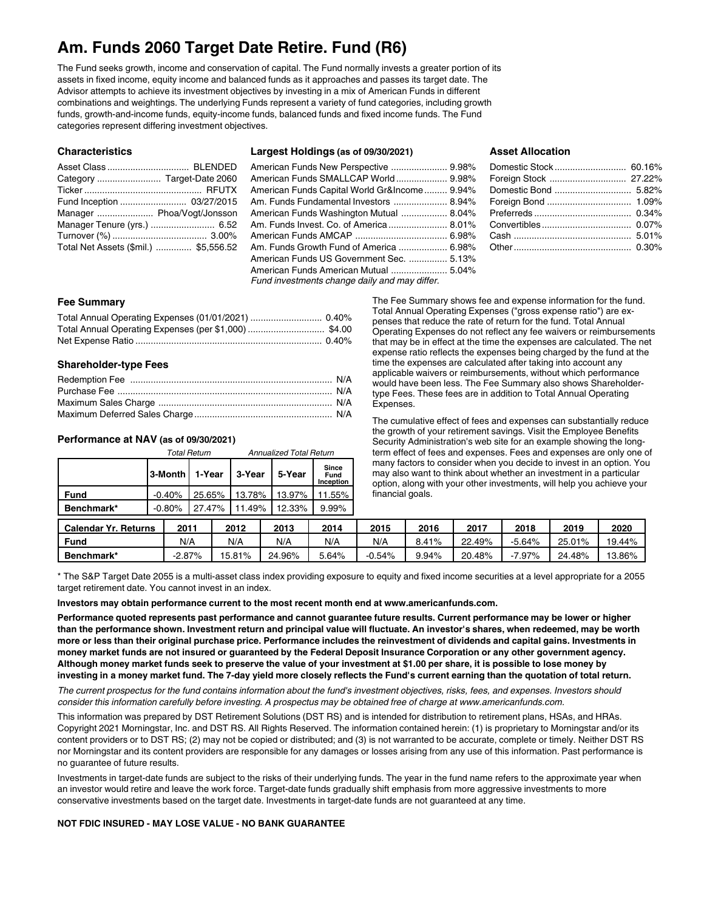# Am. Funds 2060 Target Date Retire. Fund (R6)

The Fund seeks growth, income and conservation of capital. The Fund normally invests a greater portion of its assets in fixed income, equity income and balanced funds as it approaches and passes its target date. The Advisor attempts to achieve its investment objectives by investing in a mix of American Funds in different combinations and weightings. The underlying Funds represent a variety of fund categories, including growth funds, growth-and-income funds, equity-income funds, balanced funds and fixed income funds. The Fund categories represent differing investment objectives.

### Characteristics

| | |
|---|---|
| Asset Class | BLENDED |
| Category | Target-Date 2060 |
| Ticker | RFUTX |
| Fund Inception | 03/27/2015 |
| Manager | Phoa/Vogt/Jonsson |
| Manager Tenure (yrs.) | 6.52 |
| Turnover (%) | 3.00% |
| Total Net Assets ($mil.) | $5,556.52 |

### Largest Holdings (as of 09/30/2021)

| | |
|---|---|
| American Funds New Perspective | 9.98% |
| American Funds SMALLCAP World | 9.98% |
| American Funds Capital World Gr&Income | 9.94% |
| Am. Funds Fundamental Investors | 8.94% |
| American Funds Washington Mutual | 8.04% |
| Am. Funds Invest. Co. of America | 8.01% |
| American Funds AMCAP | 6.98% |
| Am. Funds Growth Fund of America | 6.98% |
| American Funds US Government Sec. | 5.13% |
| American Funds American Mutual | 5.04% |

*Fund investments change daily and may differ.*

### Asset Allocation

| | |
|---|---|
| Domestic Stock | 60.16% |
| Foreign Stock | 27.22% |
| Domestic Bond | 5.82% |
| Foreign Bond | 1.09% |
| Preferreds | 0.34% |
| Convertibles | 0.07% |
| Cash | 5.01% |
| Other | 0.30% |

### Fee Summary

| | |
|---|---|
| Total Annual Operating Expenses (01/01/2021) | 0.40% |
| Total Annual Operating Expenses (per $1,000) | $4.00 |
| Net Expense Ratio | 0.40% |

### Shareholder-type Fees

| | |
|---|---|
| Redemption Fee | N/A |
| Purchase Fee | N/A |
| Maximum Sales Charge | N/A |
| Maximum Deferred Sales Charge | N/A |

The Fee Summary shows fee and expense information for the fund. Total Annual Operating Expenses ("gross expense ratio") are expenses that reduce the rate of return for the fund. Total Annual Operating Expenses do not reflect any fee waivers or reimbursements that may be in effect at the time the expenses are calculated. The net expense ratio reflects the expenses being charged by the fund at the time the expenses are calculated after taking into account any applicable waivers or reimbursements, without which performance would have been less. The Fee Summary also shows Shareholder-type Fees. These fees are in addition to Total Annual Operating Expenses.

The cumulative effect of fees and expenses can substantially reduce the growth of your retirement savings. Visit the Employee Benefits Security Administration's web site for an example showing the long-term effect of fees and expenses. Fees and expenses are only one of many factors to consider when you decide to invest in an option. You may also want to think about whether an investment in a particular option, along with your other investments, will help you achieve your financial goals.

### Performance at NAV (as of 09/30/2021)

| | *Total Return* | | *Annualized Total Return* | | |
|---|---|---|---|---|---|
| | 3-Month | 1-Year | 3-Year | 5-Year | Since Fund Inception |
| **Fund** | -0.40% | 25.65% | 13.78% | 13.97% | 11.55% |
| **Benchmark*** | -0.80% | 27.47% | 11.49% | 12.33% | 9.99% |

| Calendar Yr. Returns | 2011 | 2012 | 2013 | 2014 | 2015 | 2016 | 2017 | 2018 | 2019 | 2020 |
|---|---|---|---|---|---|---|---|---|---|---|
| **Fund** | N/A | N/A | N/A | N/A | N/A | 8.41% | 22.49% | -5.64% | 25.01% | 19.44% |
| **Benchmark*** | -2.87% | 15.81% | 24.96% | 5.64% | -0.54% | 9.94% | 20.48% | -7.97% | 24.48% | 13.86% |

* The S&P Target Date 2055 is a multi-asset class index providing exposure to equity and fixed income securities at a level appropriate for a 2055 target retirement date. You cannot invest in an index.

**Investors may obtain performance current to the most recent month end at www.americanfunds.com.**

**Performance quoted represents past performance and cannot guarantee future results. Current performance may be lower or higher than the performance shown. Investment return and principal value will fluctuate. An investor's shares, when redeemed, may be worth more or less than their original purchase price. Performance includes the reinvestment of dividends and capital gains. Investments in money market funds are not insured or guaranteed by the Federal Deposit Insurance Corporation or any other government agency. Although money market funds seek to preserve the value of your investment at $1.00 per share, it is possible to lose money by investing in a money market fund. The 7-day yield more closely reflects the Fund's current earning than the quotation of total return.**

*The current prospectus for the fund contains information about the fund's investment objectives, risks, fees, and expenses. Investors should consider this information carefully before investing. A prospectus may be obtained free of charge at www.americanfunds.com.*

This information was prepared by DST Retirement Solutions (DST RS) and is intended for distribution to retirement plans, HSAs, and HRAs. Copyright 2021 Morningstar, Inc. and DST RS. All Rights Reserved. The information contained herein: (1) is proprietary to Morningstar and/or its content providers or to DST RS; (2) may not be copied or distributed; and (3) is not warranted to be accurate, complete or timely. Neither DST RS nor Morningstar and its content providers are responsible for any damages or losses arising from any use of this information. Past performance is no guarantee of future results.

Investments in target-date funds are subject to the risks of their underlying funds. The year in the fund name refers to the approximate year when an investor would retire and leave the work force. Target-date funds gradually shift emphasis from more aggressive investments to more conservative investments based on the target date. Investments in target-date funds are not guaranteed at any time.

**NOT FDIC INSURED - MAY LOSE VALUE - NO BANK GUARANTEE**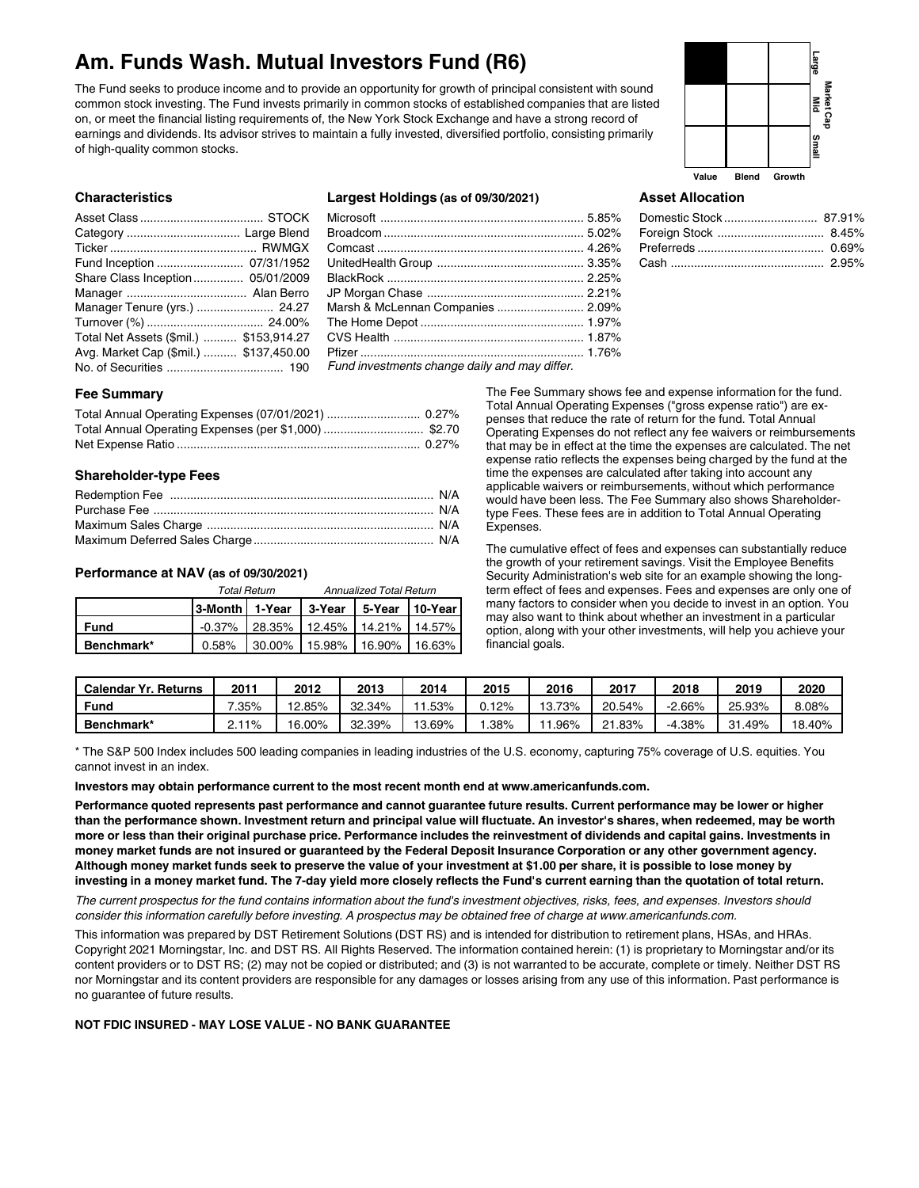# Am. Funds Wash. Mutual Investors Fund (R6)

The Fund seeks to produce income and to provide an opportunity for growth of principal consistent with sound common stock investing. The Fund invests primarily in common stocks of established companies that are listed on, or meet the financial listing requirements of, the New York Stock Exchange and have a strong record of earnings and dividends. Its advisor strives to maintain a fully invested, diversified portfolio, consisting primarily of high-quality common stocks.

| | Value | Blend | Growth |
|---|---|---|---|
| Large | ■ | | |
| Mid | | | |
| Small | | | |

Market Cap

### Characteristics

| | |
|---|---|
| Asset Class | STOCK |
| Category | Large Blend |
| Ticker | RWMGX |
| Fund Inception | 07/31/1952 |
| Share Class Inception | 05/01/2009 |
| Manager | Alan Berro |
| Manager Tenure (yrs.) | 24.27 |
| Turnover (%) | 24.00% |
| Total Net Assets ($mil.) | $153,914.27 |
| Avg. Market Cap ($mil.) | $137,450.00 |
| No. of Securities | 190 |

### Largest Holdings (as of 09/30/2021)

| | |
|---|---|
| Microsoft | 5.85% |
| Broadcom | 5.02% |
| Comcast | 4.26% |
| UnitedHealth Group | 3.35% |
| BlackRock | 2.25% |
| JP Morgan Chase | 2.21% |
| Marsh & McLennan Companies | 2.09% |
| The Home Depot | 1.97% |
| CVS Health | 1.87% |
| Pfizer | 1.76% |

*Fund investments change daily and may differ.*

### Asset Allocation

| | |
|---|---|
| Domestic Stock | 87.91% |
| Foreign Stock | 8.45% |
| Preferreds | 0.69% |
| Cash | 2.95% |

### Fee Summary

| | |
|---|---|
| Total Annual Operating Expenses (07/01/2021) | 0.27% |
| Total Annual Operating Expenses (per $1,000) | $2.70 |
| Net Expense Ratio | 0.27% |

### Shareholder-type Fees

| | |
|---|---|
| Redemption Fee | N/A |
| Purchase Fee | N/A |
| Maximum Sales Charge | N/A |
| Maximum Deferred Sales Charge | N/A |

### Performance at NAV (as of 09/30/2021)

| | *Total Return* | | *Annualized Total Return* | | |
|---|---|---|---|---|---|
| | **3-Month** | **1-Year** | **3-Year** | **5-Year** | **10-Year** |
| **Fund** | -0.37% | 28.35% | 12.45% | 14.21% | 14.57% |
| **Benchmark*** | 0.58% | 30.00% | 15.98% | 16.90% | 16.63% |

The Fee Summary shows fee and expense information for the fund. Total Annual Operating Expenses ("gross expense ratio") are expenses that reduce the rate of return for the fund. Total Annual Operating Expenses do not reflect any fee waivers or reimbursements that may be in effect at the time the expenses are calculated. The net expense ratio reflects the expenses being charged by the fund at the time the expenses are calculated after taking into account any applicable waivers or reimbursements, without which performance would have been less. The Fee Summary also shows Shareholder-type Fees. These fees are in addition to Total Annual Operating Expenses.

The cumulative effect of fees and expenses can substantially reduce the growth of your retirement savings. Visit the Employee Benefits Security Administration's web site for an example showing the long-term effect of fees and expenses. Fees and expenses are only one of many factors to consider when you decide to invest in an option. You may also want to think about whether an investment in a particular option, along with your other investments, will help you achieve your financial goals.

| Calendar Yr. Returns | 2011 | 2012 | 2013 | 2014 | 2015 | 2016 | 2017 | 2018 | 2019 | 2020 |
|---|---|---|---|---|---|---|---|---|---|---|
| **Fund** | 7.35% | 12.85% | 32.34% | 11.53% | 0.12% | 13.73% | 20.54% | -2.66% | 25.93% | 8.08% |
| **Benchmark*** | 2.11% | 16.00% | 32.39% | 13.69% | 1.38% | 11.96% | 21.83% | -4.38% | 31.49% | 18.40% |

* The S&P 500 Index includes 500 leading companies in leading industries of the U.S. economy, capturing 75% coverage of U.S. equities. You cannot invest in an index.

**Investors may obtain performance current to the most recent month end at www.americanfunds.com.**

**Performance quoted represents past performance and cannot guarantee future results. Current performance may be lower or higher than the performance shown. Investment return and principal value will fluctuate. An investor's shares, when redeemed, may be worth more or less than their original purchase price. Performance includes the reinvestment of dividends and capital gains. Investments in money market funds are not insured or guaranteed by the Federal Deposit Insurance Corporation or any other government agency. Although money market funds seek to preserve the value of your investment at $1.00 per share, it is possible to lose money by investing in a money market fund. The 7-day yield more closely reflects the Fund's current earning than the quotation of total return.**

*The current prospectus for the fund contains information about the fund's investment objectives, risks, fees, and expenses. Investors should consider this information carefully before investing. A prospectus may be obtained free of charge at www.americanfunds.com.*

This information was prepared by DST Retirement Solutions (DST RS) and is intended for distribution to retirement plans, HSAs, and HRAs. Copyright 2021 Morningstar, Inc. and DST RS. All Rights Reserved. The information contained herein: (1) is proprietary to Morningstar and/or its content providers or to DST RS; (2) may not be copied or distributed; and (3) is not warranted to be accurate, complete or timely. Neither DST RS nor Morningstar and its content providers are responsible for any damages or losses arising from any use of this information. Past performance is no guarantee of future results.

**NOT FDIC INSURED - MAY LOSE VALUE - NO BANK GUARANTEE**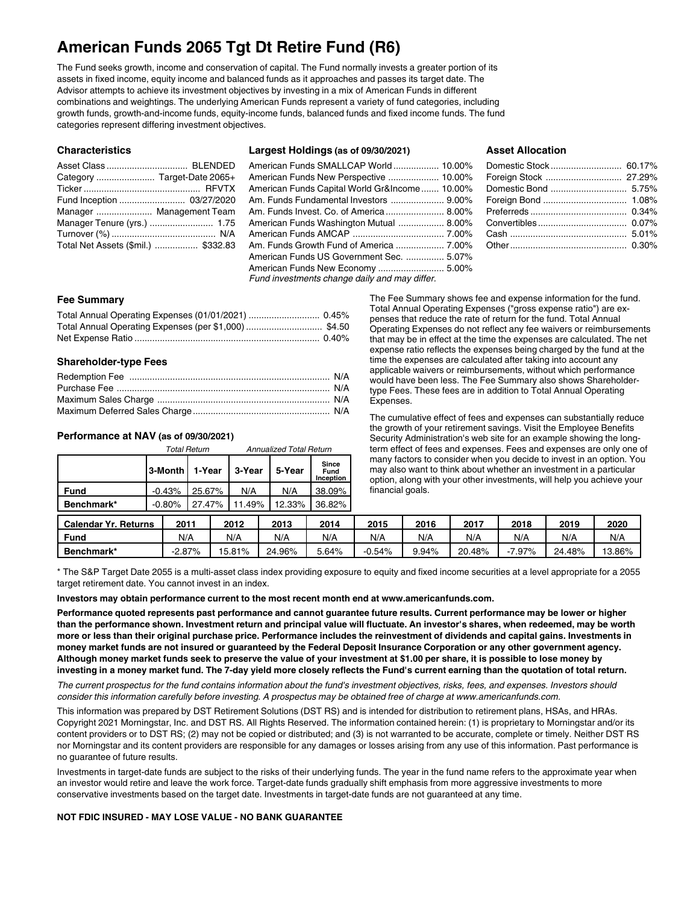# American Funds 2065 Tgt Dt Retire Fund (R6)

The Fund seeks growth, income and conservation of capital. The Fund normally invests a greater portion of its assets in fixed income, equity income and balanced funds as it approaches and passes its target date. The Advisor attempts to achieve its investment objectives by investing in a mix of American Funds in different combinations and weightings. The underlying American Funds represent a variety of fund categories, including growth funds, growth-and-income funds, equity-income funds, balanced funds and fixed income funds. The fund categories represent differing investment objectives.

### Characteristics

| | |
|---|---|
| Asset Class | BLENDED |
| Category | Target-Date 2065+ |
| Ticker | RFVTX |
| Fund Inception | 03/27/2020 |
| Manager | Management Team |
| Manager Tenure (yrs.) | 1.75 |
| Turnover (%) | N/A |
| Total Net Assets ($mil.) | $332.83 |

### Largest Holdings (as of 09/30/2021)

| | |
|---|---|
| American Funds SMALLCAP World | 10.00% |
| American Funds New Perspective | 10.00% |
| American Funds Capital World Gr&Income | 10.00% |
| Am. Funds Fundamental Investors | 9.00% |
| Am. Funds Invest. Co. of America | 8.00% |
| American Funds Washington Mutual | 8.00% |
| American Funds AMCAP | 7.00% |
| Am. Funds Growth Fund of America | 7.00% |
| American Funds US Government Sec. | 5.07% |
| American Funds New Economy | 5.00% |

*Fund investments change daily and may differ.*

### Asset Allocation

| | |
|---|---|
| Domestic Stock | 60.17% |
| Foreign Stock | 27.29% |
| Domestic Bond | 5.75% |
| Foreign Bond | 1.08% |
| Preferreds | 0.34% |
| Convertibles | 0.07% |
| Cash | 5.01% |
| Other | 0.30% |

### Fee Summary

| | |
|---|---|
| Total Annual Operating Expenses (01/01/2021) | 0.45% |
| Total Annual Operating Expenses (per $1,000) | $4.50 |
| Net Expense Ratio | 0.40% |

### Shareholder-type Fees

| | |
|---|---|
| Redemption Fee | N/A |
| Purchase Fee | N/A |
| Maximum Sales Charge | N/A |
| Maximum Deferred Sales Charge | N/A |

The Fee Summary shows fee and expense information for the fund. Total Annual Operating Expenses ("gross expense ratio") are expenses that reduce the rate of return for the fund. Total Annual Operating Expenses do not reflect any fee waivers or reimbursements that may be in effect at the time the expenses are calculated. The net expense ratio reflects the expenses being charged by the fund at the time the expenses are calculated after taking into account any applicable waivers or reimbursements, without which performance would have been less. The Fee Summary also shows Shareholder-type Fees. These fees are in addition to Total Annual Operating Expenses.

The cumulative effect of fees and expenses can substantially reduce the growth of your retirement savings. Visit the Employee Benefits Security Administration's web site for an example showing the long-term effect of fees and expenses. Fees and expenses are only one of many factors to consider when you decide to invest in an option. You may also want to think about whether an investment in a particular option, along with your other investments, will help you achieve your financial goals.

### Performance at NAV (as of 09/30/2021)

| | *Total Return* | | *Annualized Total Return* | | |
|---|---|---|---|---|---|
| | **3-Month** | **1-Year** | **3-Year** | **5-Year** | **Since Fund Inception** |
| **Fund** | -0.43% | 25.67% | N/A | N/A | 38.09% |
| **Benchmark*** | -0.80% | 27.47% | 11.49% | 12.33% | 36.82% |

| **Calendar Yr. Returns** | **2011** | **2012** | **2013** | **2014** | **2015** | **2016** | **2017** | **2018** | **2019** | **2020** |
|---|---|---|---|---|---|---|---|---|---|---|
| **Fund** | N/A | N/A | N/A | N/A | N/A | N/A | N/A | N/A | N/A | N/A |
| **Benchmark*** | -2.87% | 15.81% | 24.96% | 5.64% | -0.54% | 9.94% | 20.48% | -7.97% | 24.48% | 13.86% |

* The S&P Target Date 2055 is a multi-asset class index providing exposure to equity and fixed income securities at a level appropriate for a 2055 target retirement date. You cannot invest in an index.

**Investors may obtain performance current to the most recent month end at www.americanfunds.com.**

**Performance quoted represents past performance and cannot guarantee future results. Current performance may be lower or higher than the performance shown. Investment return and principal value will fluctuate. An investor's shares, when redeemed, may be worth more or less than their original purchase price. Performance includes the reinvestment of dividends and capital gains. Investments in money market funds are not insured or guaranteed by the Federal Deposit Insurance Corporation or any other government agency. Although money market funds seek to preserve the value of your investment at $1.00 per share, it is possible to lose money by investing in a money market fund. The 7-day yield more closely reflects the Fund's current earning than the quotation of total return.**

*The current prospectus for the fund contains information about the fund's investment objectives, risks, fees, and expenses. Investors should consider this information carefully before investing. A prospectus may be obtained free of charge at www.americanfunds.com.*

This information was prepared by DST Retirement Solutions (DST RS) and is intended for distribution to retirement plans, HSAs, and HRAs. Copyright 2021 Morningstar, Inc. and DST RS. All Rights Reserved. The information contained herein: (1) is proprietary to Morningstar and/or its content providers or to DST RS; (2) may not be copied or distributed; and (3) is not warranted to be accurate, complete or timely. Neither DST RS nor Morningstar and its content providers are responsible for any damages or losses arising from any use of this information. Past performance is no guarantee of future results.

Investments in target-date funds are subject to the risks of their underlying funds. The year in the fund name refers to the approximate year when an investor would retire and leave the work force. Target-date funds gradually shift emphasis from more aggressive investments to more conservative investments based on the target date. Investments in target-date funds are not guaranteed at any time.

**NOT FDIC INSURED - MAY LOSE VALUE - NO BANK GUARANTEE**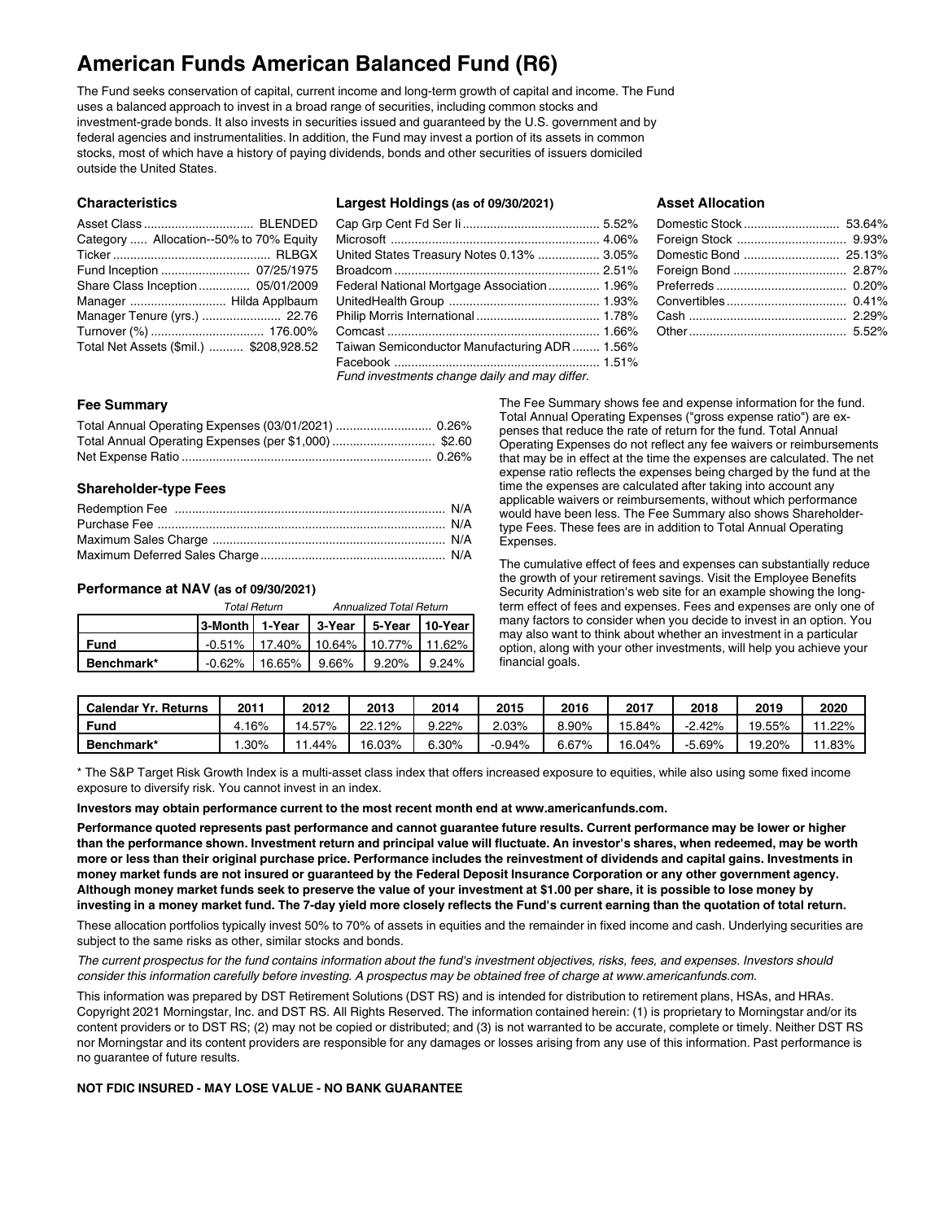# American Funds American Balanced Fund (R6)

The Fund seeks conservation of capital, current income and long-term growth of capital and income. The Fund uses a balanced approach to invest in a broad range of securities, including common stocks and investment-grade bonds. It also invests in securities issued and guaranteed by the U.S. government and by federal agencies and instrumentalities. In addition, the Fund may invest a portion of its assets in common stocks, most of which have a history of paying dividends, bonds and other securities of issuers domiciled outside the United States.

### Characteristics

| | |
|---|---|
| Asset Class | BLENDED |
| Category | Allocation--50% to 70% Equity |
| Ticker | RLBGX |
| Fund Inception | 07/25/1975 |
| Share Class Inception | 05/01/2009 |
| Manager | Hilda Applbaum |
| Manager Tenure (yrs.) | 22.76 |
| Turnover (%) | 176.00% |
| Total Net Assets ($mil.) | $208,928.52 |

### Largest Holdings (as of 09/30/2021)

| | |
|---|---|
| Cap Grp Cent Fd Ser Ii | 5.52% |
| Microsoft | 4.06% |
| United States Treasury Notes 0.13% | 3.05% |
| Broadcom | 2.51% |
| Federal National Mortgage Association | 1.96% |
| UnitedHealth Group | 1.93% |
| Philip Morris International | 1.78% |
| Comcast | 1.66% |
| Taiwan Semiconductor Manufacturing ADR | 1.56% |
| Facebook | 1.51% |

*Fund investments change daily and may differ.*

### Asset Allocation

| | |
|---|---|
| Domestic Stock | 53.64% |
| Foreign Stock | 9.93% |
| Domestic Bond | 25.13% |
| Foreign Bond | 2.87% |
| Preferreds | 0.20% |
| Convertibles | 0.41% |
| Cash | 2.29% |
| Other | 5.52% |

### Fee Summary

| | |
|---|---|
| Total Annual Operating Expenses (03/01/2021) | 0.26% |
| Total Annual Operating Expenses (per $1,000) | $2.60 |
| Net Expense Ratio | 0.26% |

### Shareholder-type Fees

| | |
|---|---|
| Redemption Fee | N/A |
| Purchase Fee | N/A |
| Maximum Sales Charge | N/A |
| Maximum Deferred Sales Charge | N/A |

### Performance at NAV (as of 09/30/2021)

| | *Total Return* | | *Annualized Total Return* | | |
|---|---|---|---|---|---|
| | **3-Month** | **1-Year** | **3-Year** | **5-Year** | **10-Year** |
| **Fund** | -0.51% | 17.40% | 10.64% | 10.77% | 11.62% |
| **Benchmark*** | -0.62% | 16.65% | 9.66% | 9.20% | 9.24% |

The Fee Summary shows fee and expense information for the fund. Total Annual Operating Expenses ("gross expense ratio") are expenses that reduce the rate of return for the fund. Total Annual Operating Expenses do not reflect any fee waivers or reimbursements that may be in effect at the time the expenses are calculated. The net expense ratio reflects the expenses being charged by the fund at the time the expenses are calculated after taking into account any applicable waivers or reimbursements, without which performance would have been less. The Fee Summary also shows Shareholder-type Fees. These fees are in addition to Total Annual Operating Expenses.

The cumulative effect of fees and expenses can substantially reduce the growth of your retirement savings. Visit the Employee Benefits Security Administration's web site for an example showing the long-term effect of fees and expenses. Fees and expenses are only one of many factors to consider when you decide to invest in an option. You may also want to think about whether an investment in a particular option, along with your other investments, will help you achieve your financial goals.

| Calendar Yr. Returns | 2011 | 2012 | 2013 | 2014 | 2015 | 2016 | 2017 | 2018 | 2019 | 2020 |
|---|---|---|---|---|---|---|---|---|---|---|
| **Fund** | 4.16% | 14.57% | 22.12% | 9.22% | 2.03% | 8.90% | 15.84% | -2.42% | 19.55% | 11.22% |
| **Benchmark*** | 1.30% | 11.44% | 16.03% | 6.30% | -0.94% | 6.67% | 16.04% | -5.69% | 19.20% | 11.83% |

* The S&P Target Risk Growth Index is a multi-asset class index that offers increased exposure to equities, while also using some fixed income exposure to diversify risk. You cannot invest in an index.

**Investors may obtain performance current to the most recent month end at www.americanfunds.com.**

**Performance quoted represents past performance and cannot guarantee future results. Current performance may be lower or higher than the performance shown. Investment return and principal value will fluctuate. An investor's shares, when redeemed, may be worth more or less than their original purchase price. Performance includes the reinvestment of dividends and capital gains. Investments in money market funds are not insured or guaranteed by the Federal Deposit Insurance Corporation or any other government agency. Although money market funds seek to preserve the value of your investment at $1.00 per share, it is possible to lose money by investing in a money market fund. The 7-day yield more closely reflects the Fund's current earning than the quotation of total return.**

These allocation portfolios typically invest 50% to 70% of assets in equities and the remainder in fixed income and cash. Underlying securities are subject to the same risks as other, similar stocks and bonds.

*The current prospectus for the fund contains information about the fund's investment objectives, risks, fees, and expenses. Investors should consider this information carefully before investing. A prospectus may be obtained free of charge at www.americanfunds.com.*

This information was prepared by DST Retirement Solutions (DST RS) and is intended for distribution to retirement plans, HSAs, and HRAs. Copyright 2021 Morningstar, Inc. and DST RS. All Rights Reserved. The information contained herein: (1) is proprietary to Morningstar and/or its content providers or to DST RS; (2) may not be copied or distributed; and (3) is not warranted to be accurate, complete or timely. Neither DST RS nor Morningstar and its content providers are responsible for any damages or losses arising from any use of this information. Past performance is no guarantee of future results.

**NOT FDIC INSURED - MAY LOSE VALUE - NO BANK GUARANTEE**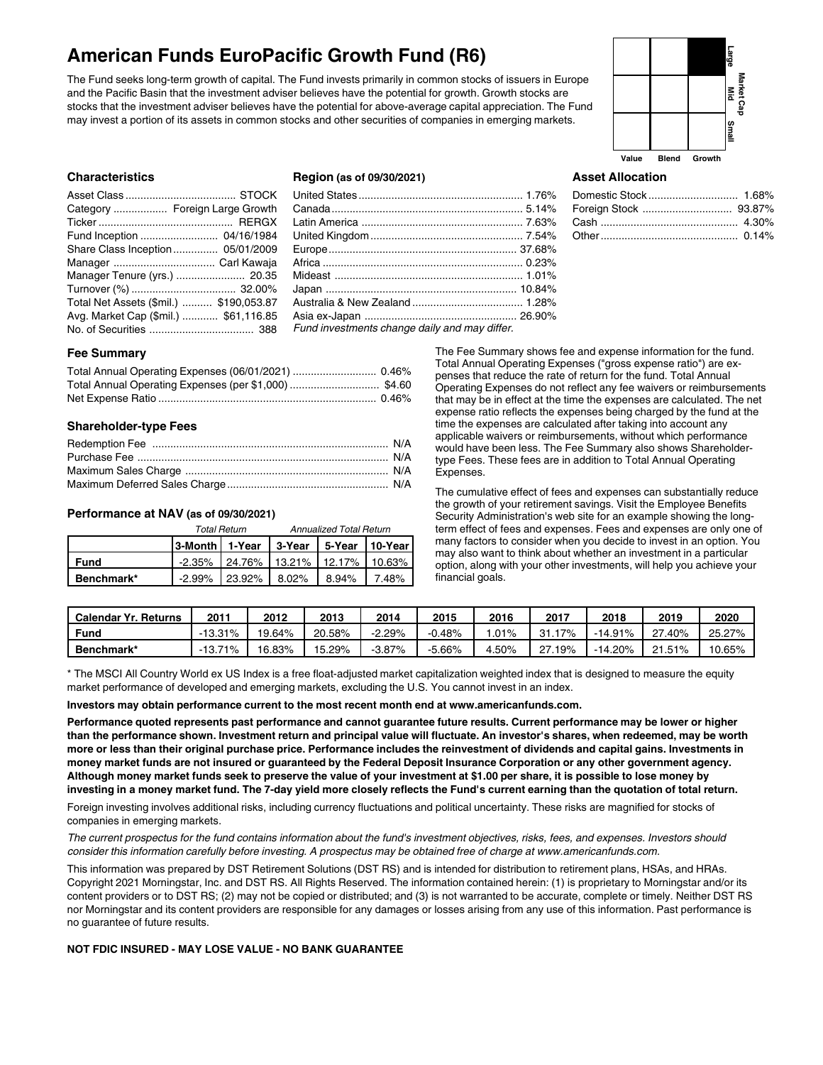# American Funds EuroPacific Growth Fund (R6)

The Fund seeks long-term growth of capital. The Fund invests primarily in common stocks of issuers in Europe and the Pacific Basin that the investment adviser believes have the potential for growth. Growth stocks are stocks that the investment adviser believes have the potential for above-average capital appreciation. The Fund may invest a portion of its assets in common stocks and other securities of companies in emerging markets.

| | Value | Blend | Growth |
|---|---|---|---|
| Large | | | ■ |
| Mid | | | |
| Small | | | |

Market Cap

### Characteristics

| | |
|---|---|
| Asset Class | STOCK |
| Category | Foreign Large Growth |
| Ticker | RERGX |
| Fund Inception | 04/16/1984 |
| Share Class Inception | 05/01/2009 |
| Manager | Carl Kawaja |
| Manager Tenure (yrs.) | 20.35 |
| Turnover (%) | 32.00% |
| Total Net Assets ($mil.) | $190,053.87 |
| Avg. Market Cap ($mil.) | $61,116.85 |
| No. of Securities | 388 |

### Region (as of 09/30/2021)

| | |
|---|---|
| United States | 1.76% |
| Canada | 5.14% |
| Latin America | 7.63% |
| United Kingdom | 7.54% |
| Europe | 37.68% |
| Africa | 0.23% |
| Mideast | 1.01% |
| Japan | 10.84% |
| Australia & New Zealand | 1.28% |
| Asia ex-Japan | 26.90% |

*Fund investments change daily and may differ.*

### Asset Allocation

| | |
|---|---|
| Domestic Stock | 1.68% |
| Foreign Stock | 93.87% |
| Cash | 4.30% |
| Other | 0.14% |

### Fee Summary

| | |
|---|---|
| Total Annual Operating Expenses (06/01/2021) | 0.46% |
| Total Annual Operating Expenses (per $1,000) | $4.60 |
| Net Expense Ratio | 0.46% |

### Shareholder-type Fees

| | |
|---|---|
| Redemption Fee | N/A |
| Purchase Fee | N/A |
| Maximum Sales Charge | N/A |
| Maximum Deferred Sales Charge | N/A |

### Performance at NAV (as of 09/30/2021)

| | *Total Return* | | *Annualized Total Return* | | |
|---|---|---|---|---|---|
| | 3-Month | 1-Year | 3-Year | 5-Year | 10-Year |
| **Fund** | -2.35% | 24.76% | 13.21% | 12.17% | 10.63% |
| **Benchmark*** | -2.99% | 23.92% | 8.02% | 8.94% | 7.48% |

The Fee Summary shows fee and expense information for the fund. Total Annual Operating Expenses ("gross expense ratio") are expenses that reduce the rate of return for the fund. Total Annual Operating Expenses do not reflect any fee waivers or reimbursements that may be in effect at the time the expenses are calculated. The net expense ratio reflects the expenses being charged by the fund at the time the expenses are calculated after taking into account any applicable waivers or reimbursements, without which performance would have been less. The Fee Summary also shows Shareholder-type Fees. These fees are in addition to Total Annual Operating Expenses.

The cumulative effect of fees and expenses can substantially reduce the growth of your retirement savings. Visit the Employee Benefits Security Administration's web site for an example showing the long-term effect of fees and expenses. Fees and expenses are only one of many factors to consider when you decide to invest in an option. You may also want to think about whether an investment in a particular option, along with your other investments, will help you achieve your financial goals.

| Calendar Yr. Returns | 2011 | 2012 | 2013 | 2014 | 2015 | 2016 | 2017 | 2018 | 2019 | 2020 |
|---|---|---|---|---|---|---|---|---|---|---|
| **Fund** | -13.31% | 19.64% | 20.58% | -2.29% | -0.48% | 1.01% | 31.17% | -14.91% | 27.40% | 25.27% |
| **Benchmark*** | -13.71% | 16.83% | 15.29% | -3.87% | -5.66% | 4.50% | 27.19% | -14.20% | 21.51% | 10.65% |

* The MSCI All Country World ex US Index is a free float-adjusted market capitalization weighted index that is designed to measure the equity market performance of developed and emerging markets, excluding the U.S. You cannot invest in an index.

**Investors may obtain performance current to the most recent month end at www.americanfunds.com.**

**Performance quoted represents past performance and cannot guarantee future results. Current performance may be lower or higher than the performance shown. Investment return and principal value will fluctuate. An investor's shares, when redeemed, may be worth more or less than their original purchase price. Performance includes the reinvestment of dividends and capital gains. Investments in money market funds are not insured or guaranteed by the Federal Deposit Insurance Corporation or any other government agency. Although money market funds seek to preserve the value of your investment at $1.00 per share, it is possible to lose money by investing in a money market fund. The 7-day yield more closely reflects the Fund's current earning than the quotation of total return.**

Foreign investing involves additional risks, including currency fluctuations and political uncertainty. These risks are magnified for stocks of companies in emerging markets.

*The current prospectus for the fund contains information about the fund's investment objectives, risks, fees, and expenses. Investors should consider this information carefully before investing. A prospectus may be obtained free of charge at www.americanfunds.com.*

This information was prepared by DST Retirement Solutions (DST RS) and is intended for distribution to retirement plans, HSAs, and HRAs. Copyright 2021 Morningstar, Inc. and DST RS. All Rights Reserved. The information contained herein: (1) is proprietary to Morningstar and/or its content providers or to DST RS; (2) may not be copied or distributed; and (3) is not warranted to be accurate, complete or timely. Neither DST RS nor Morningstar and its content providers are responsible for any damages or losses arising from any use of this information. Past performance is no guarantee of future results.

**NOT FDIC INSURED - MAY LOSE VALUE - NO BANK GUARANTEE**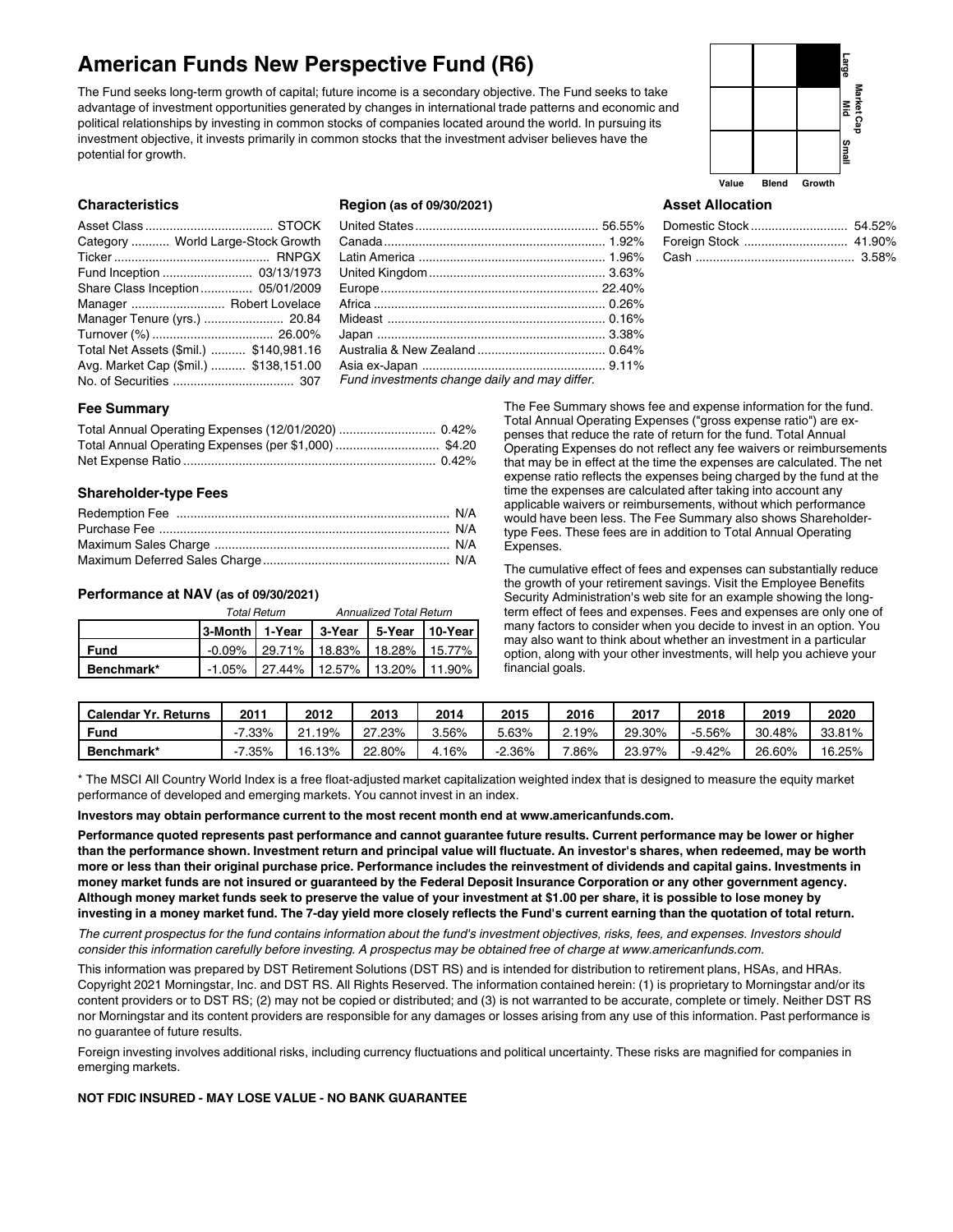# American Funds New Perspective Fund (R6)

The Fund seeks long-term growth of capital; future income is a secondary objective. The Fund seeks to take advantage of investment opportunities generated by changes in international trade patterns and economic and political relationships by investing in common stocks of companies located around the world. In pursuing its investment objective, it invests primarily in common stocks that the investment adviser believes have the potential for growth.

| | Value | Blend | Growth |
|---|---|---|---|
| Large | | | ■ |
| Mid | | | |
| Small | | | |

### Characteristics

| | |
|---|---|
| Asset Class | STOCK |
| Category | World Large-Stock Growth |
| Ticker | RNPGX |
| Fund Inception | 03/13/1973 |
| Share Class Inception | 05/01/2009 |
| Manager | Robert Lovelace |
| Manager Tenure (yrs.) | 20.84 |
| Turnover (%) | 26.00% |
| Total Net Assets ($mil.) | $140,981.16 |
| Avg. Market Cap ($mil.) | $138,151.00 |
| No. of Securities | 307 |

### Region (as of 09/30/2021)

| | |
|---|---|
| United States | 56.55% |
| Canada | 1.92% |
| Latin America | 1.96% |
| United Kingdom | 3.63% |
| Europe | 22.40% |
| Africa | 0.26% |
| Mideast | 0.16% |
| Japan | 3.38% |
| Australia & New Zealand | 0.64% |
| Asia ex-Japan | 9.11% |

*Fund investments change daily and may differ.*

### Asset Allocation

| | |
|---|---|
| Domestic Stock | 54.52% |
| Foreign Stock | 41.90% |
| Cash | 3.58% |

### Fee Summary

| | |
|---|---|
| Total Annual Operating Expenses (12/01/2020) | 0.42% |
| Total Annual Operating Expenses (per $1,000) | $4.20 |
| Net Expense Ratio | 0.42% |

### Shareholder-type Fees

| | |
|---|---|
| Redemption Fee | N/A |
| Purchase Fee | N/A |
| Maximum Sales Charge | N/A |
| Maximum Deferred Sales Charge | N/A |

### Performance at NAV (as of 09/30/2021)

| | Total Return | | Annualized Total Return | | |
|---|---|---|---|---|---|
| | 3-Month | 1-Year | 3-Year | 5-Year | 10-Year |
| **Fund** | -0.09% | 29.71% | 18.83% | 18.28% | 15.77% |
| **Benchmark*** | -1.05% | 27.44% | 12.57% | 13.20% | 11.90% |

The Fee Summary shows fee and expense information for the fund. Total Annual Operating Expenses ("gross expense ratio") are expenses that reduce the rate of return for the fund. Total Annual Operating Expenses do not reflect any fee waivers or reimbursements that may be in effect at the time the expenses are calculated. The net expense ratio reflects the expenses being charged by the fund at the time the expenses are calculated after taking into account any applicable waivers or reimbursements, without which performance would have been less. The Fee Summary also shows Shareholder-type Fees. These fees are in addition to Total Annual Operating Expenses.

The cumulative effect of fees and expenses can substantially reduce the growth of your retirement savings. Visit the Employee Benefits Security Administration's web site for an example showing the long-term effect of fees and expenses. Fees and expenses are only one of many factors to consider when you decide to invest in an option. You may also want to think about whether an investment in a particular option, along with your other investments, will help you achieve your financial goals.

| Calendar Yr. Returns | 2011 | 2012 | 2013 | 2014 | 2015 | 2016 | 2017 | 2018 | 2019 | 2020 |
|---|---|---|---|---|---|---|---|---|---|---|
| **Fund** | -7.33% | 21.19% | 27.23% | 3.56% | 5.63% | 2.19% | 29.30% | -5.56% | 30.48% | 33.81% |
| **Benchmark*** | -7.35% | 16.13% | 22.80% | 4.16% | -2.36% | 7.86% | 23.97% | -9.42% | 26.60% | 16.25% |

* The MSCI All Country World Index is a free float-adjusted market capitalization weighted index that is designed to measure the equity market performance of developed and emerging markets. You cannot invest in an index.

**Investors may obtain performance current to the most recent month end at www.americanfunds.com.**

**Performance quoted represents past performance and cannot guarantee future results. Current performance may be lower or higher than the performance shown. Investment return and principal value will fluctuate. An investor's shares, when redeemed, may be worth more or less than their original purchase price. Performance includes the reinvestment of dividends and capital gains. Investments in money market funds are not insured or guaranteed by the Federal Deposit Insurance Corporation or any other government agency. Although money market funds seek to preserve the value of your investment at $1.00 per share, it is possible to lose money by investing in a money market fund. The 7-day yield more closely reflects the Fund's current earning than the quotation of total return.**

*The current prospectus for the fund contains information about the fund's investment objectives, risks, fees, and expenses. Investors should consider this information carefully before investing. A prospectus may be obtained free of charge at www.americanfunds.com.*

This information was prepared by DST Retirement Solutions (DST RS) and is intended for distribution to retirement plans, HSAs, and HRAs. Copyright 2021 Morningstar, Inc. and DST RS. All Rights Reserved. The information contained herein: (1) is proprietary to Morningstar and/or its content providers or to DST RS; (2) may not be copied or distributed; and (3) is not warranted to be accurate, complete or timely. Neither DST RS nor Morningstar and its content providers are responsible for any damages or losses arising from any use of this information. Past performance is no guarantee of future results.

Foreign investing involves additional risks, including currency fluctuations and political uncertainty. These risks are magnified for companies in emerging markets.

**NOT FDIC INSURED - MAY LOSE VALUE - NO BANK GUARANTEE**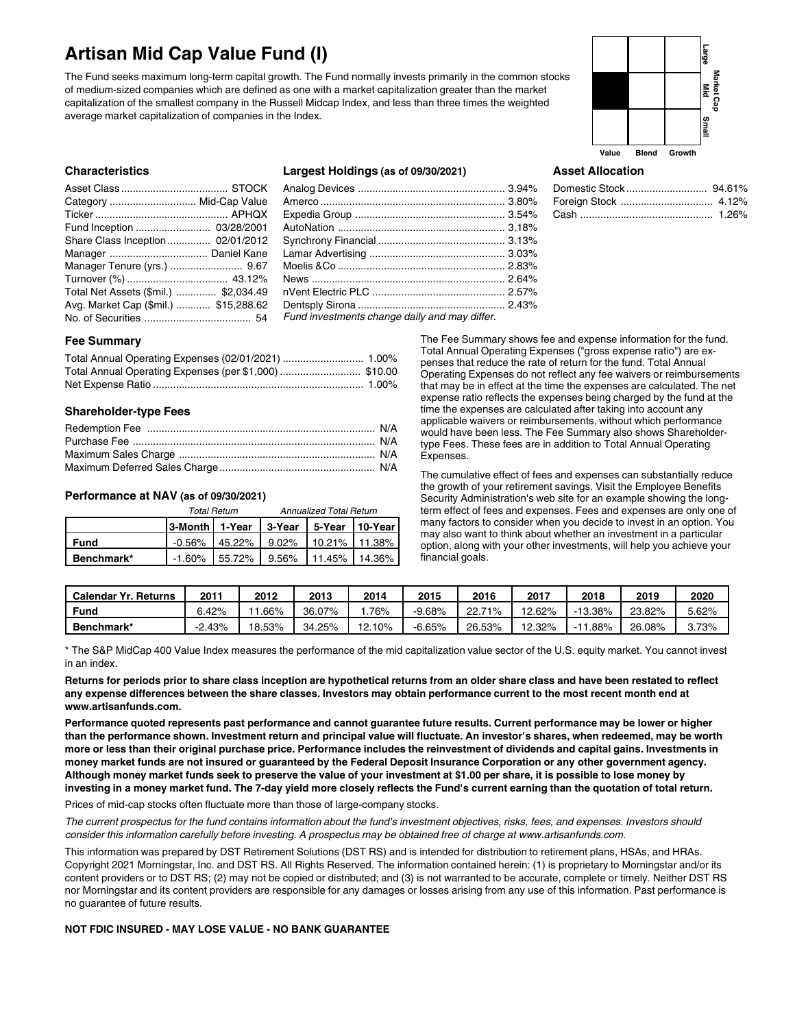# Artisan Mid Cap Value Fund (I)

The Fund seeks maximum long-term capital growth. The Fund normally invests primarily in the common stocks of medium-sized companies which are defined as one with a market capitalization greater than the market capitalization of the smallest company in the Russell Midcap Index, and less than three times the weighted average market capitalization of companies in the Index.

| | Value | Blend | Growth |
|---|---|---|---|
| Large | | | |
| Mid | ■ | | |
| Small | | | |

### Characteristics

| | |
|---|---|
| Asset Class | STOCK |
| Category | Mid-Cap Value |
| Ticker | APHQX |
| Fund Inception | 03/28/2001 |
| Share Class Inception | 02/01/2012 |
| Manager | Daniel Kane |
| Manager Tenure (yrs.) | 9.67 |
| Turnover (%) | 43.12% |
| Total Net Assets ($mil.) | $2,034.49 |
| Avg. Market Cap ($mil.) | $15,288.62 |
| No. of Securities | 54 |

### Largest Holdings (as of 09/30/2021)

| | |
|---|---|
| Analog Devices | 3.94% |
| Amerco | 3.80% |
| Expedia Group | 3.54% |
| AutoNation | 3.18% |
| Synchrony Financial | 3.13% |
| Lamar Advertising | 3.03% |
| Moelis &Co | 2.83% |
| News | 2.64% |
| nVent Electric PLC | 2.57% |
| Dentsply Sirona | 2.43% |

*Fund investments change daily and may differ.*

### Asset Allocation

| | |
|---|---|
| Domestic Stock | 94.61% |
| Foreign Stock | 4.12% |
| Cash | 1.26% |

### Fee Summary

| | |
|---|---|
| Total Annual Operating Expenses (02/01/2021) | 1.00% |
| Total Annual Operating Expenses (per $1,000) | $10.00 |
| Net Expense Ratio | 1.00% |

### Shareholder-type Fees

| | |
|---|---|
| Redemption Fee | N/A |
| Purchase Fee | N/A |
| Maximum Sales Charge | N/A |
| Maximum Deferred Sales Charge | N/A |

### Performance at NAV (as of 09/30/2021)

| | *Total Return* | | *Annualized Total Return* | | |
|---|---|---|---|---|---|
| | **3-Month** | **1-Year** | **3-Year** | **5-Year** | **10-Year** |
| **Fund** | -0.56% | 45.22% | 9.02% | 10.21% | 11.38% |
| **Benchmark*** | -1.60% | 55.72% | 9.56% | 11.45% | 14.36% |

The Fee Summary shows fee and expense information for the fund. Total Annual Operating Expenses ("gross expense ratio") are expenses that reduce the rate of return for the fund. Total Annual Operating Expenses do not reflect any fee waivers or reimbursements that may be in effect at the time the expenses are calculated. The net expense ratio reflects the expenses being charged by the fund at the time the expenses are calculated after taking into account any applicable waivers or reimbursements, without which performance would have been less. The Fee Summary also shows Shareholder-type Fees. These fees are in addition to Total Annual Operating Expenses.

The cumulative effect of fees and expenses can substantially reduce the growth of your retirement savings. Visit the Employee Benefits Security Administration's web site for an example showing the long-term effect of fees and expenses. Fees and expenses are only one of many factors to consider when you decide to invest in an option. You may also want to think about whether an investment in a particular option, along with your other investments, will help you achieve your financial goals.

| Calendar Yr. Returns | 2011 | 2012 | 2013 | 2014 | 2015 | 2016 | 2017 | 2018 | 2019 | 2020 |
|---|---|---|---|---|---|---|---|---|---|---|
| **Fund** | 6.42% | 11.66% | 36.07% | 1.76% | -9.68% | 22.71% | 12.62% | -13.38% | 23.82% | 5.62% |
| **Benchmark*** | -2.43% | 18.53% | 34.25% | 12.10% | -6.65% | 26.53% | 12.32% | -11.88% | 26.08% | 3.73% |

* The S&P MidCap 400 Value Index measures the performance of the mid capitalization value sector of the U.S. equity market. You cannot invest in an index.

**Returns for periods prior to share class inception are hypothetical returns from an older share class and have been restated to reflect any expense differences between the share classes. Investors may obtain performance current to the most recent month end at www.artisanfunds.com.**

**Performance quoted represents past performance and cannot guarantee future results. Current performance may be lower or higher than the performance shown. Investment return and principal value will fluctuate. An investor's shares, when redeemed, may be worth more or less than their original purchase price. Performance includes the reinvestment of dividends and capital gains. Investments in money market funds are not insured or guaranteed by the Federal Deposit Insurance Corporation or any other government agency. Although money market funds seek to preserve the value of your investment at $1.00 per share, it is possible to lose money by investing in a money market fund. The 7-day yield more closely reflects the Fund's current earning than the quotation of total return.**

Prices of mid-cap stocks often fluctuate more than those of large-company stocks.

*The current prospectus for the fund contains information about the fund's investment objectives, risks, fees, and expenses. Investors should consider this information carefully before investing. A prospectus may be obtained free of charge at www.artisanfunds.com.*

This information was prepared by DST Retirement Solutions (DST RS) and is intended for distribution to retirement plans, HSAs, and HRAs. Copyright 2021 Morningstar, Inc. and DST RS. All Rights Reserved. The information contained herein: (1) is proprietary to Morningstar and/or its content providers or to DST RS; (2) may not be copied or distributed; and (3) is not warranted to be accurate, complete or timely. Neither DST RS nor Morningstar and its content providers are responsible for any damages or losses arising from any use of this information. Past performance is no guarantee of future results.

**NOT FDIC INSURED - MAY LOSE VALUE - NO BANK GUARANTEE**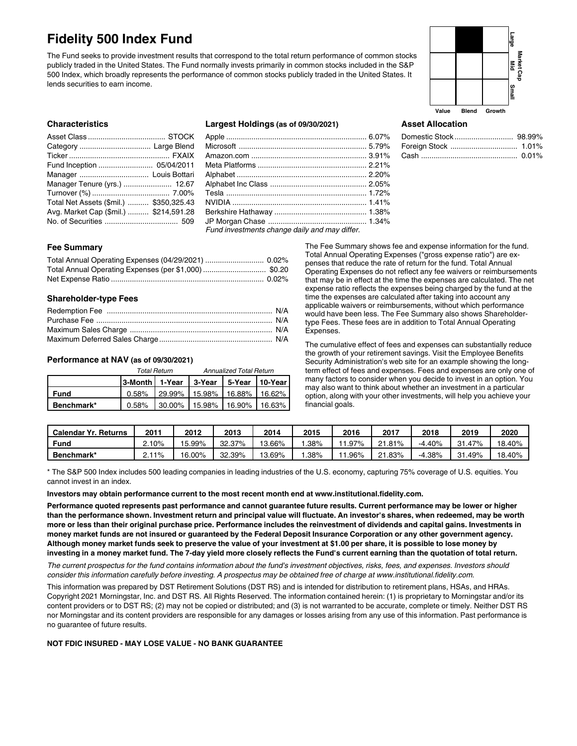# Fidelity 500 Index Fund

The Fund seeks to provide investment results that correspond to the total return performance of common stocks publicly traded in the United States. The Fund normally invests primarily in common stocks included in the S&P 500 Index, which broadly represents the performance of common stocks publicly traded in the United States. It lends securities to earn income.

|  | Value | Blend | Growth |
|---|---|---|---|
| Large |  | ■ |  |
| Mid |  |  |  |
| Small |  |  |  |

Market Cap

### Characteristics

| | |
|---|---|
| Asset Class | STOCK |
| Category | Large Blend |
| Ticker | FXAIX |
| Fund Inception | 05/04/2011 |
| Manager | Louis Bottari |
| Manager Tenure (yrs.) | 12.67 |
| Turnover (%) | 7.00% |
| Total Net Assets ($mil.) | $350,325.43 |
| Avg. Market Cap ($mil.) | $214,591.28 |
| No. of Securities | 509 |

### Largest Holdings (as of 09/30/2021)

| | |
|---|---|
| Apple | 6.07% |
| Microsoft | 5.79% |
| Amazon.com | 3.91% |
| Meta Platforms | 2.21% |
| Alphabet | 2.20% |
| Alphabet Inc Class | 2.05% |
| Tesla | 1.72% |
| NVIDIA | 1.41% |
| Berkshire Hathaway | 1.38% |
| JP Morgan Chase | 1.34% |

*Fund investments change daily and may differ.*

### Asset Allocation

| | |
|---|---|
| Domestic Stock | 98.99% |
| Foreign Stock | 1.01% |
| Cash | 0.01% |

### Fee Summary

| | |
|---|---|
| Total Annual Operating Expenses (04/29/2021) | 0.02% |
| Total Annual Operating Expenses (per $1,000) | $0.20 |
| Net Expense Ratio | 0.02% |

### Shareholder-type Fees

| | |
|---|---|
| Redemption Fee | N/A |
| Purchase Fee | N/A |
| Maximum Sales Charge | N/A |
| Maximum Deferred Sales Charge | N/A |

### Performance at NAV (as of 09/30/2021)

| | *Total Return* | | *Annualized Total Return* | | |
|---|---|---|---|---|---|
| | **3-Month** | **1-Year** | **3-Year** | **5-Year** | **10-Year** |
| **Fund** | 0.58% | 29.99% | 15.98% | 16.88% | 16.62% |
| **Benchmark*** | 0.58% | 30.00% | 15.98% | 16.90% | 16.63% |

The Fee Summary shows fee and expense information for the fund. Total Annual Operating Expenses ("gross expense ratio") are expenses that reduce the rate of return for the fund. Total Annual Operating Expenses do not reflect any fee waivers or reimbursements that may be in effect at the time the expenses are calculated. The net expense ratio reflects the expenses being charged by the fund at the time the expenses are calculated after taking into account any applicable waivers or reimbursements, without which performance would have been less. The Fee Summary also shows Shareholder-type Fees. These fees are in addition to Total Annual Operating Expenses.

The cumulative effect of fees and expenses can substantially reduce the growth of your retirement savings. Visit the Employee Benefits Security Administration's web site for an example showing the long-term effect of fees and expenses. Fees and expenses are only one of many factors to consider when you decide to invest in an option. You may also want to think about whether an investment in a particular option, along with your other investments, will help you achieve your financial goals.

| **Calendar Yr. Returns** | **2011** | **2012** | **2013** | **2014** | **2015** | **2016** | **2017** | **2018** | **2019** | **2020** |
|---|---|---|---|---|---|---|---|---|---|---|
| **Fund** | 2.10% | 15.99% | 32.37% | 13.66% | 1.38% | 11.97% | 21.81% | -4.40% | 31.47% | 18.40% |
| **Benchmark*** | 2.11% | 16.00% | 32.39% | 13.69% | 1.38% | 11.96% | 21.83% | -4.38% | 31.49% | 18.40% |

* The S&P 500 Index includes 500 leading companies in leading industries of the U.S. economy, capturing 75% coverage of U.S. equities. You cannot invest in an index.

**Investors may obtain performance current to the most recent month end at www.institutional.fidelity.com.**

**Performance quoted represents past performance and cannot guarantee future results. Current performance may be lower or higher than the performance shown. Investment return and principal value will fluctuate. An investor's shares, when redeemed, may be worth more or less than their original purchase price. Performance includes the reinvestment of dividends and capital gains. Investments in money market funds are not insured or guaranteed by the Federal Deposit Insurance Corporation or any other government agency. Although money market funds seek to preserve the value of your investment at $1.00 per share, it is possible to lose money by investing in a money market fund. The 7-day yield more closely reflects the Fund's current earning than the quotation of total return.**

*The current prospectus for the fund contains information about the fund's investment objectives, risks, fees, and expenses. Investors should consider this information carefully before investing. A prospectus may be obtained free of charge at www.institutional.fidelity.com.*

This information was prepared by DST Retirement Solutions (DST RS) and is intended for distribution to retirement plans, HSAs, and HRAs. Copyright 2021 Morningstar, Inc. and DST RS. All Rights Reserved. The information contained herein: (1) is proprietary to Morningstar and/or its content providers or to DST RS; (2) may not be copied or distributed; and (3) is not warranted to be accurate, complete or timely. Neither DST RS nor Morningstar and its content providers are responsible for any damages or losses arising from any use of this information. Past performance is no guarantee of future results.

**NOT FDIC INSURED - MAY LOSE VALUE - NO BANK GUARANTEE**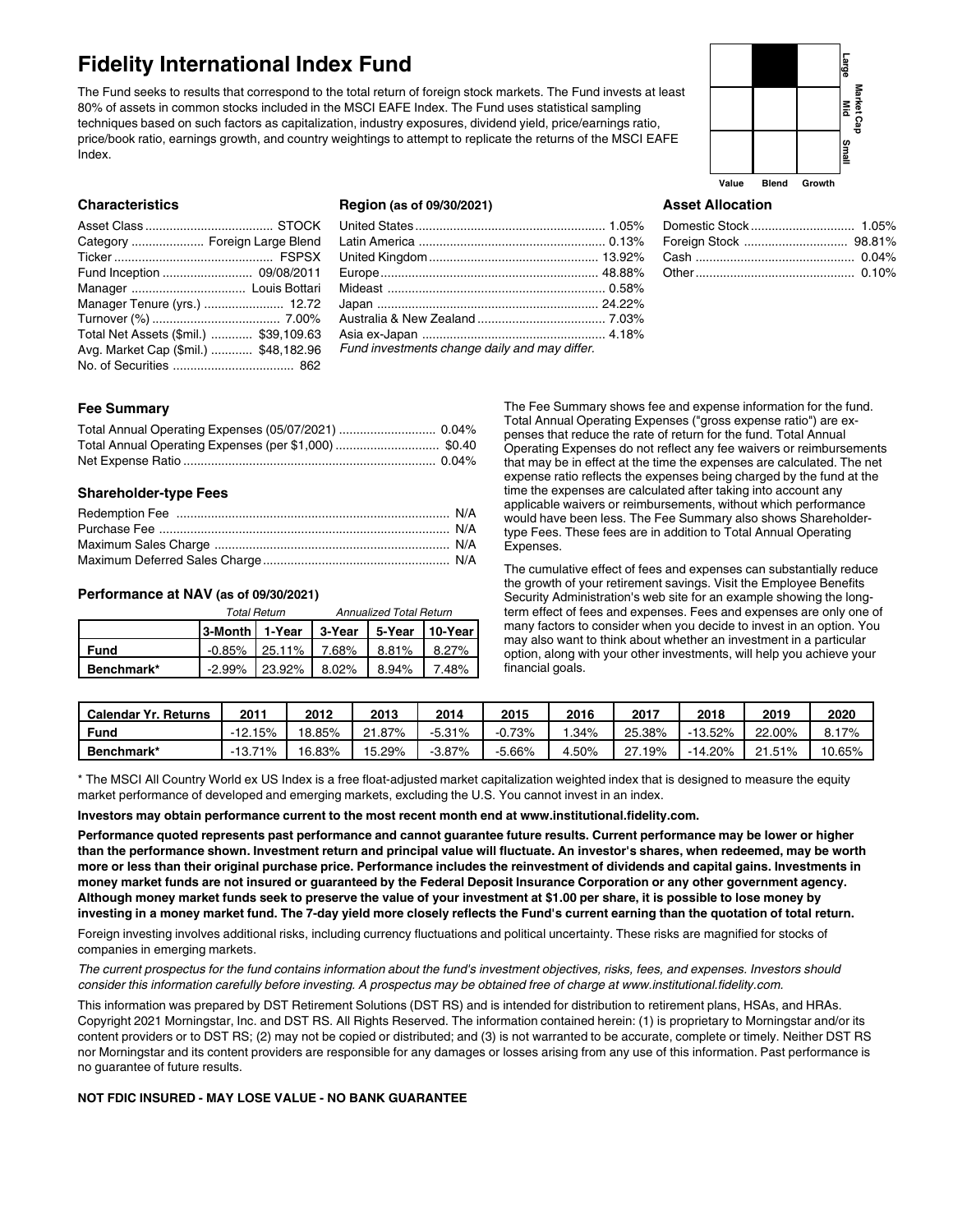# Fidelity International Index Fund

The Fund seeks to results that correspond to the total return of foreign stock markets. The Fund invests at least 80% of assets in common stocks included in the MSCI EAFE Index. The Fund uses statistical sampling techniques based on such factors as capitalization, industry exposures, dividend yield, price/earnings ratio, price/book ratio, earnings growth, and country weightings to attempt to replicate the returns of the MSCI EAFE Index.

| | Value | Blend | Growth |
|---|---|---|---|
| Large | | ■ | |
| Mid | | | |
| Small | | | |

### Characteristics

| | |
|---|---|
| Asset Class | STOCK |
| Category | Foreign Large Blend |
| Ticker | FSPSX |
| Fund Inception | 09/08/2011 |
| Manager | Louis Bottari |
| Manager Tenure (yrs.) | 12.72 |
| Turnover (%) | 7.00% |
| Total Net Assets ($mil.) | $39,109.63 |
| Avg. Market Cap ($mil.) | $48,182.96 |
| No. of Securities | 862 |

### Region (as of 09/30/2021)

| | |
|---|---|
| United States | 1.05% |
| Latin America | 0.13% |
| United Kingdom | 13.92% |
| Europe | 48.88% |
| Mideast | 0.58% |
| Japan | 24.22% |
| Australia & New Zealand | 7.03% |
| Asia ex-Japan | 4.18% |

*Fund investments change daily and may differ.*

### Asset Allocation

| | |
|---|---|
| Domestic Stock | 1.05% |
| Foreign Stock | 98.81% |
| Cash | 0.04% |
| Other | 0.10% |

### Fee Summary

| | |
|---|---|
| Total Annual Operating Expenses (05/07/2021) | 0.04% |
| Total Annual Operating Expenses (per $1,000) | $0.40 |
| Net Expense Ratio | 0.04% |

### Shareholder-type Fees

| | |
|---|---|
| Redemption Fee | N/A |
| Purchase Fee | N/A |
| Maximum Sales Charge | N/A |
| Maximum Deferred Sales Charge | N/A |

### Performance at NAV (as of 09/30/2021)

| | *Total Return* | | *Annualized Total Return* | | |
|---|---|---|---|---|---|
| | 3-Month | 1-Year | 3-Year | 5-Year | 10-Year |
| **Fund** | -0.85% | 25.11% | 7.68% | 8.81% | 8.27% |
| **Benchmark*** | -2.99% | 23.92% | 8.02% | 8.94% | 7.48% |

The Fee Summary shows fee and expense information for the fund. Total Annual Operating Expenses ("gross expense ratio") are expenses that reduce the rate of return for the fund. Total Annual Operating Expenses do not reflect any fee waivers or reimbursements that may be in effect at the time the expenses are calculated. The net expense ratio reflects the expenses being charged by the fund at the time the expenses are calculated after taking into account any applicable waivers or reimbursements, without which performance would have been less. The Fee Summary also shows Shareholder-type Fees. These fees are in addition to Total Annual Operating Expenses.

The cumulative effect of fees and expenses can substantially reduce the growth of your retirement savings. Visit the Employee Benefits Security Administration's web site for an example showing the long-term effect of fees and expenses. Fees and expenses are only one of many factors to consider when you decide to invest in an option. You may also want to think about whether an investment in a particular option, along with your other investments, will help you achieve your financial goals.

| Calendar Yr. Returns | 2011 | 2012 | 2013 | 2014 | 2015 | 2016 | 2017 | 2018 | 2019 | 2020 |
|---|---|---|---|---|---|---|---|---|---|---|
| **Fund** | -12.15% | 18.85% | 21.87% | -5.31% | -0.73% | 1.34% | 25.38% | -13.52% | 22.00% | 8.17% |
| **Benchmark*** | -13.71% | 16.83% | 15.29% | -3.87% | -5.66% | 4.50% | 27.19% | -14.20% | 21.51% | 10.65% |

* The MSCI All Country World ex US Index is a free float-adjusted market capitalization weighted index that is designed to measure the equity market performance of developed and emerging markets, excluding the U.S. You cannot invest in an index.

**Investors may obtain performance current to the most recent month end at www.institutional.fidelity.com.**

**Performance quoted represents past performance and cannot guarantee future results. Current performance may be lower or higher than the performance shown. Investment return and principal value will fluctuate. An investor's shares, when redeemed, may be worth more or less than their original purchase price. Performance includes the reinvestment of dividends and capital gains. Investments in money market funds are not insured or guaranteed by the Federal Deposit Insurance Corporation or any other government agency. Although money market funds seek to preserve the value of your investment at $1.00 per share, it is possible to lose money by investing in a money market fund. The 7-day yield more closely reflects the Fund's current earning than the quotation of total return.**

Foreign investing involves additional risks, including currency fluctuations and political uncertainty. These risks are magnified for stocks of companies in emerging markets.

*The current prospectus for the fund contains information about the fund's investment objectives, risks, fees, and expenses. Investors should consider this information carefully before investing. A prospectus may be obtained free of charge at www.institutional.fidelity.com.*

This information was prepared by DST Retirement Solutions (DST RS) and is intended for distribution to retirement plans, HSAs, and HRAs. Copyright 2021 Morningstar, Inc. and DST RS. All Rights Reserved. The information contained herein: (1) is proprietary to Morningstar and/or its content providers or to DST RS; (2) may not be copied or distributed; and (3) is not warranted to be accurate, complete or timely. Neither DST RS nor Morningstar and its content providers are responsible for any damages or losses arising from any use of this information. Past performance is no guarantee of future results.

**NOT FDIC INSURED - MAY LOSE VALUE - NO BANK GUARANTEE**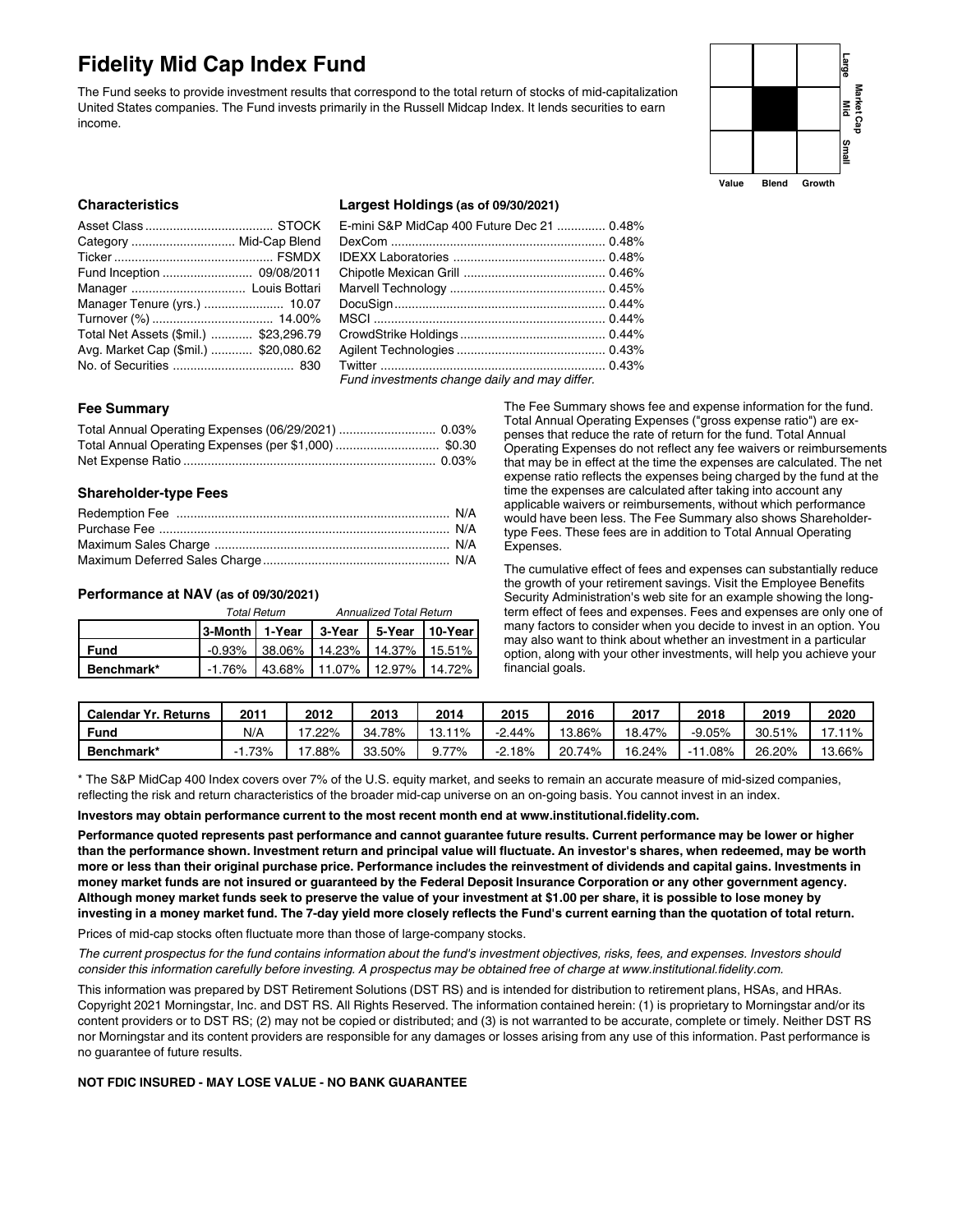# Fidelity Mid Cap Index Fund

The Fund seeks to provide investment results that correspond to the total return of stocks of mid-capitalization United States companies. The Fund invests primarily in the Russell Midcap Index. It lends securities to earn income.

| | Value | Blend | Growth |
|---|---|---|---|
| Large | | | |
| Mid | | ■ | |
| Small | | | |

### Characteristics

| | |
|---|---|
| Asset Class | STOCK |
| Category | Mid-Cap Blend |
| Ticker | FSMDX |
| Fund Inception | 09/08/2011 |
| Manager | Louis Bottari |
| Manager Tenure (yrs.) | 10.07 |
| Turnover (%) | 14.00% |
| Total Net Assets ($mil.) | $23,296.79 |
| Avg. Market Cap ($mil.) | $20,080.62 |
| No. of Securities | 830 |

### Largest Holdings (as of 09/30/2021)

| | |
|---|---|
| E-mini S&P MidCap 400 Future Dec 21 | 0.48% |
| DexCom | 0.48% |
| IDEXX Laboratories | 0.48% |
| Chipotle Mexican Grill | 0.46% |
| Marvell Technology | 0.45% |
| DocuSign | 0.44% |
| MSCI | 0.44% |
| CrowdStrike Holdings | 0.44% |
| Agilent Technologies | 0.43% |
| Twitter | 0.43% |

*Fund investments change daily and may differ.*

### Fee Summary

| | |
|---|---|
| Total Annual Operating Expenses (06/29/2021) | 0.03% |
| Total Annual Operating Expenses (per $1,000) | $0.30 |
| Net Expense Ratio | 0.03% |

### Shareholder-type Fees

| | |
|---|---|
| Redemption Fee | N/A |
| Purchase Fee | N/A |
| Maximum Sales Charge | N/A |
| Maximum Deferred Sales Charge | N/A |

### Performance at NAV (as of 09/30/2021)

| | *Total Return* | | *Annualized Total Return* | | |
|---|---|---|---|---|---|
| | **3-Month** | **1-Year** | **3-Year** | **5-Year** | **10-Year** |
| **Fund** | -0.93% | 38.06% | 14.23% | 14.37% | 15.51% |
| **Benchmark*** | -1.76% | 43.68% | 11.07% | 12.97% | 14.72% |

The Fee Summary shows fee and expense information for the fund. Total Annual Operating Expenses ("gross expense ratio") are expenses that reduce the rate of return for the fund. Total Annual Operating Expenses do not reflect any fee waivers or reimbursements that may be in effect at the time the expenses are calculated. The net expense ratio reflects the expenses being charged by the fund at the time the expenses are calculated after taking into account any applicable waivers or reimbursements, without which performance would have been less. The Fee Summary also shows Shareholder-type Fees. These fees are in addition to Total Annual Operating Expenses.

The cumulative effect of fees and expenses can substantially reduce the growth of your retirement savings. Visit the Employee Benefits Security Administration's web site for an example showing the long-term effect of fees and expenses. Fees and expenses are only one of many factors to consider when you decide to invest in an option. You may also want to think about whether an investment in a particular option, along with your other investments, will help you achieve your financial goals.

| Calendar Yr. Returns | 2011 | 2012 | 2013 | 2014 | 2015 | 2016 | 2017 | 2018 | 2019 | 2020 |
|---|---|---|---|---|---|---|---|---|---|---|
| **Fund** | N/A | 17.22% | 34.78% | 13.11% | -2.44% | 13.86% | 18.47% | -9.05% | 30.51% | 17.11% |
| **Benchmark*** | -1.73% | 17.88% | 33.50% | 9.77% | -2.18% | 20.74% | 16.24% | -11.08% | 26.20% | 13.66% |

* The S&P MidCap 400 Index covers over 7% of the U.S. equity market, and seeks to remain an accurate measure of mid-sized companies, reflecting the risk and return characteristics of the broader mid-cap universe on an on-going basis. You cannot invest in an index.

**Investors may obtain performance current to the most recent month end at www.institutional.fidelity.com.**

**Performance quoted represents past performance and cannot guarantee future results. Current performance may be lower or higher than the performance shown. Investment return and principal value will fluctuate. An investor's shares, when redeemed, may be worth more or less than their original purchase price. Performance includes the reinvestment of dividends and capital gains. Investments in money market funds are not insured or guaranteed by the Federal Deposit Insurance Corporation or any other government agency. Although money market funds seek to preserve the value of your investment at $1.00 per share, it is possible to lose money by investing in a money market fund. The 7-day yield more closely reflects the Fund's current earning than the quotation of total return.**

Prices of mid-cap stocks often fluctuate more than those of large-company stocks.

*The current prospectus for the fund contains information about the fund's investment objectives, risks, fees, and expenses. Investors should consider this information carefully before investing. A prospectus may be obtained free of charge at www.institutional.fidelity.com.*

This information was prepared by DST Retirement Solutions (DST RS) and is intended for distribution to retirement plans, HSAs, and HRAs. Copyright 2021 Morningstar, Inc. and DST RS. All Rights Reserved. The information contained herein: (1) is proprietary to Morningstar and/or its content providers or to DST RS; (2) may not be copied or distributed; and (3) is not warranted to be accurate, complete or timely. Neither DST RS nor Morningstar and its content providers are responsible for any damages or losses arising from any use of this information. Past performance is no guarantee of future results.

**NOT FDIC INSURED - MAY LOSE VALUE - NO BANK GUARANTEE**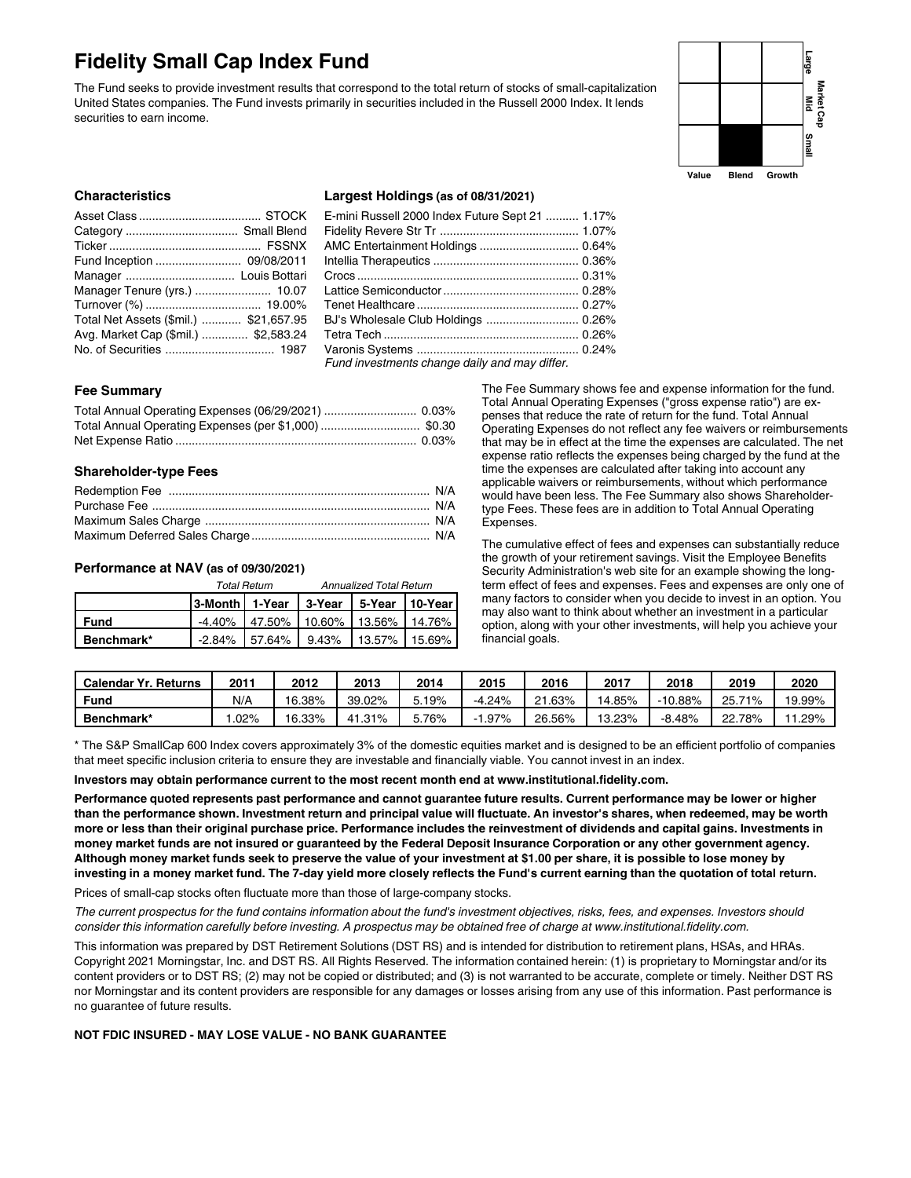# Fidelity Small Cap Index Fund

The Fund seeks to provide investment results that correspond to the total return of stocks of small-capitalization United States companies. The Fund invests primarily in securities included in the Russell 2000 Index. It lends securities to earn income.

|  | Value | Blend | Growth |
|---|---|---|---|
| Large |  |  |  |
| Mid |  |  |  |
| Small |  | ■ |  |

Market Cap

### Characteristics

| | |
|---|---|
| Asset Class | STOCK |
| Category | Small Blend |
| Ticker | FSSNX |
| Fund Inception | 09/08/2011 |
| Manager | Louis Bottari |
| Manager Tenure (yrs.) | 10.07 |
| Turnover (%) | 19.00% |
| Total Net Assets ($mil.) | $21,657.95 |
| Avg. Market Cap ($mil.) | $2,583.24 |
| No. of Securities | 1987 |

### Largest Holdings (as of 08/31/2021)

| | |
|---|---|
| E-mini Russell 2000 Index Future Sept 21 | 1.17% |
| Fidelity Revere Str Tr | 1.07% |
| AMC Entertainment Holdings | 0.64% |
| Intellia Therapeutics | 0.36% |
| Crocs | 0.31% |
| Lattice Semiconductor | 0.28% |
| Tenet Healthcare | 0.27% |
| BJ's Wholesale Club Holdings | 0.26% |
| Tetra Tech | 0.26% |
| Varonis Systems | 0.24% |

*Fund investments change daily and may differ.*

### Fee Summary

| | |
|---|---|
| Total Annual Operating Expenses (06/29/2021) | 0.03% |
| Total Annual Operating Expenses (per $1,000) | $0.30 |
| Net Expense Ratio | 0.03% |

### Shareholder-type Fees

| | |
|---|---|
| Redemption Fee | N/A |
| Purchase Fee | N/A |
| Maximum Sales Charge | N/A |
| Maximum Deferred Sales Charge | N/A |

The Fee Summary shows fee and expense information for the fund. Total Annual Operating Expenses ("gross expense ratio") are expenses that reduce the rate of return for the fund. Total Annual Operating Expenses do not reflect any fee waivers or reimbursements that may be in effect at the time the expenses are calculated. The net expense ratio reflects the expenses being charged by the fund at the time the expenses are calculated after taking into account any applicable waivers or reimbursements, without which performance would have been less. The Fee Summary also shows Shareholder-type Fees. These fees are in addition to Total Annual Operating Expenses.

The cumulative effect of fees and expenses can substantially reduce the growth of your retirement savings. Visit the Employee Benefits Security Administration's web site for an example showing the long-term effect of fees and expenses. Fees and expenses are only one of many factors to consider when you decide to invest in an option. You may also want to think about whether an investment in a particular option, along with your other investments, will help you achieve your financial goals.

### Performance at NAV (as of 09/30/2021)

| | *Total Return* | | *Annualized Total Return* | | |
|---|---|---|---|---|---|
| | **3-Month** | **1-Year** | **3-Year** | **5-Year** | **10-Year** |
| **Fund** | -4.40% | 47.50% | 10.60% | 13.56% | 14.76% |
| **Benchmark*** | -2.84% | 57.64% | 9.43% | 13.57% | 15.69% |

| Calendar Yr. Returns | 2011 | 2012 | 2013 | 2014 | 2015 | 2016 | 2017 | 2018 | 2019 | 2020 |
|---|---|---|---|---|---|---|---|---|---|---|
| **Fund** | N/A | 16.38% | 39.02% | 5.19% | -4.24% | 21.63% | 14.85% | -10.88% | 25.71% | 19.99% |
| **Benchmark*** | 1.02% | 16.33% | 41.31% | 5.76% | -1.97% | 26.56% | 13.23% | -8.48% | 22.78% | 11.29% |

* The S&P SmallCap 600 Index covers approximately 3% of the domestic equities market and is designed to be an efficient portfolio of companies that meet specific inclusion criteria to ensure they are investable and financially viable. You cannot invest in an index.

**Investors may obtain performance current to the most recent month end at www.institutional.fidelity.com.**

**Performance quoted represents past performance and cannot guarantee future results. Current performance may be lower or higher than the performance shown. Investment return and principal value will fluctuate. An investor's shares, when redeemed, may be worth more or less than their original purchase price. Performance includes the reinvestment of dividends and capital gains. Investments in money market funds are not insured or guaranteed by the Federal Deposit Insurance Corporation or any other government agency. Although money market funds seek to preserve the value of your investment at $1.00 per share, it is possible to lose money by investing in a money market fund. The 7-day yield more closely reflects the Fund's current earning than the quotation of total return.**

Prices of small-cap stocks often fluctuate more than those of large-company stocks.

*The current prospectus for the fund contains information about the fund's investment objectives, risks, fees, and expenses. Investors should consider this information carefully before investing. A prospectus may be obtained free of charge at www.institutional.fidelity.com.*

This information was prepared by DST Retirement Solutions (DST RS) and is intended for distribution to retirement plans, HSAs, and HRAs. Copyright 2021 Morningstar, Inc. and DST RS. All Rights Reserved. The information contained herein: (1) is proprietary to Morningstar and/or its content providers or to DST RS; (2) may not be copied or distributed; and (3) is not warranted to be accurate, complete or timely. Neither DST RS nor Morningstar and its content providers are responsible for any damages or losses arising from any use of this information. Past performance is no guarantee of future results.

**NOT FDIC INSURED - MAY LOSE VALUE - NO BANK GUARANTEE**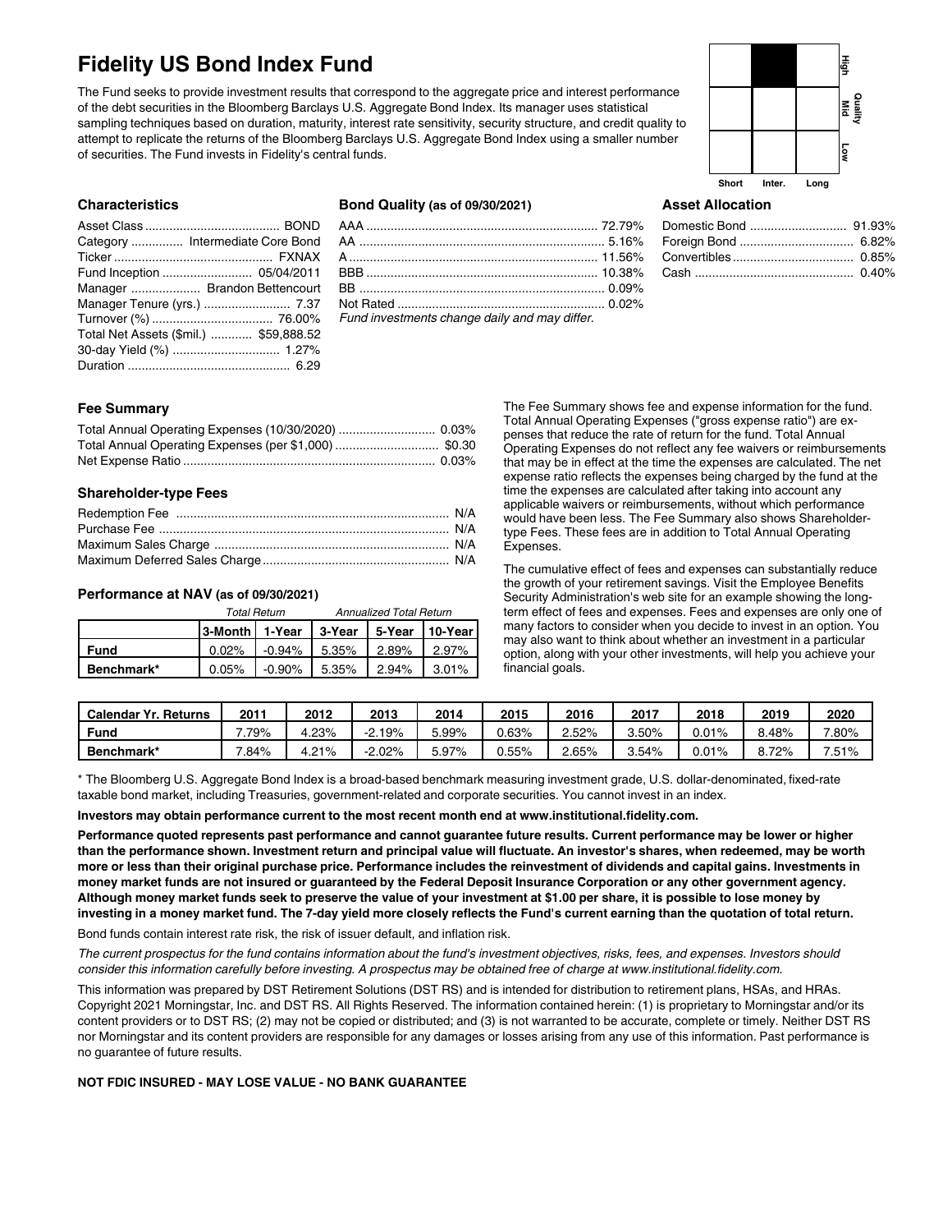# Fidelity US Bond Index Fund

The Fund seeks to provide investment results that correspond to the aggregate price and interest performance of the debt securities in the Bloomberg Barclays U.S. Aggregate Bond Index. Its manager uses statistical sampling techniques based on duration, maturity, interest rate sensitivity, security structure, and credit quality to attempt to replicate the returns of the Bloomberg Barclays U.S. Aggregate Bond Index using a smaller number of securities. The Fund invests in Fidelity's central funds.

| | Short | Inter. | Long |
|---|---|---|---|
| **High** | | ■ | |
| **Mid** | | | |
| **Low** | | | |

### Characteristics

| | |
|---|---|
| Asset Class | BOND |
| Category | Intermediate Core Bond |
| Ticker | FXNAX |
| Fund Inception | 05/04/2011 |
| Manager | Brandon Bettencourt |
| Manager Tenure (yrs.) | 7.37 |
| Turnover (%) | 76.00% |
| Total Net Assets ($mil.) | $59,888.52 |
| 30-day Yield (%) | 1.27% |
| Duration | 6.29 |

### Bond Quality (as of 09/30/2021)

| | |
|---|---|
| AAA | 72.79% |
| AA | 5.16% |
| A | 11.56% |
| BBB | 10.38% |
| BB | 0.09% |
| Not Rated | 0.02% |

*Fund investments change daily and may differ.*

### Asset Allocation

| | |
|---|---|
| Domestic Bond | 91.93% |
| Foreign Bond | 6.82% |
| Convertibles | 0.85% |
| Cash | 0.40% |

### Fee Summary

| | |
|---|---|
| Total Annual Operating Expenses (10/30/2020) | 0.03% |
| Total Annual Operating Expenses (per $1,000) | $0.30 |
| Net Expense Ratio | 0.03% |

### Shareholder-type Fees

| | |
|---|---|
| Redemption Fee | N/A |
| Purchase Fee | N/A |
| Maximum Sales Charge | N/A |
| Maximum Deferred Sales Charge | N/A |

The Fee Summary shows fee and expense information for the fund. Total Annual Operating Expenses ("gross expense ratio") are expenses that reduce the rate of return for the fund. Total Annual Operating Expenses do not reflect any fee waivers or reimbursements that may be in effect at the time the expenses are calculated. The net expense ratio reflects the expenses being charged by the fund at the time the expenses are calculated after taking into account any applicable waivers or reimbursements, without which performance would have been less. The Fee Summary also shows Shareholder-type Fees. These fees are in addition to Total Annual Operating Expenses.

The cumulative effect of fees and expenses can substantially reduce the growth of your retirement savings. Visit the Employee Benefits Security Administration's web site for an example showing the long-term effect of fees and expenses. Fees and expenses are only one of many factors to consider when you decide to invest in an option. You may also want to think about whether an investment in a particular option, along with your other investments, will help you achieve your financial goals.

### Performance at NAV (as of 09/30/2021)

| | *Total Return* | | *Annualized Total Return* | | |
|---|---|---|---|---|---|
| | 3-Month | 1-Year | 3-Year | 5-Year | 10-Year |
| **Fund** | 0.02% | -0.94% | 5.35% | 2.89% | 2.97% |
| **Benchmark*** | 0.05% | -0.90% | 5.35% | 2.94% | 3.01% |

| Calendar Yr. Returns | 2011 | 2012 | 2013 | 2014 | 2015 | 2016 | 2017 | 2018 | 2019 | 2020 |
|---|---|---|---|---|---|---|---|---|---|---|
| **Fund** | 7.79% | 4.23% | -2.19% | 5.99% | 0.63% | 2.52% | 3.50% | 0.01% | 8.48% | 7.80% |
| **Benchmark*** | 7.84% | 4.21% | -2.02% | 5.97% | 0.55% | 2.65% | 3.54% | 0.01% | 8.72% | 7.51% |

* The Bloomberg U.S. Aggregate Bond Index is a broad-based benchmark measuring investment grade, U.S. dollar-denominated, fixed-rate taxable bond market, including Treasuries, government-related and corporate securities. You cannot invest in an index.

**Investors may obtain performance current to the most recent month end at www.institutional.fidelity.com.**

**Performance quoted represents past performance and cannot guarantee future results. Current performance may be lower or higher than the performance shown. Investment return and principal value will fluctuate. An investor's shares, when redeemed, may be worth more or less than their original purchase price. Performance includes the reinvestment of dividends and capital gains. Investments in money market funds are not insured or guaranteed by the Federal Deposit Insurance Corporation or any other government agency. Although money market funds seek to preserve the value of your investment at $1.00 per share, it is possible to lose money by investing in a money market fund. The 7-day yield more closely reflects the Fund's current earning than the quotation of total return.**

Bond funds contain interest rate risk, the risk of issuer default, and inflation risk.

*The current prospectus for the fund contains information about the fund's investment objectives, risks, fees, and expenses. Investors should consider this information carefully before investing. A prospectus may be obtained free of charge at www.institutional.fidelity.com.*

This information was prepared by DST Retirement Solutions (DST RS) and is intended for distribution to retirement plans, HSAs, and HRAs. Copyright 2021 Morningstar, Inc. and DST RS. All Rights Reserved. The information contained herein: (1) is proprietary to Morningstar and/or its content providers or to DST RS; (2) may not be copied or distributed; and (3) is not warranted to be accurate, complete or timely. Neither DST RS nor Morningstar and its content providers are responsible for any damages or losses arising from any use of this information. Past performance is no guarantee of future results.

**NOT FDIC INSURED - MAY LOSE VALUE - NO BANK GUARANTEE**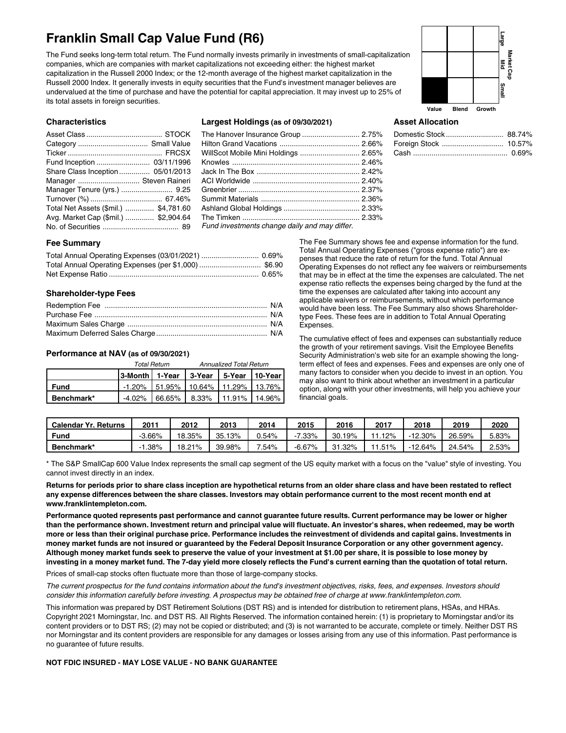# Franklin Small Cap Value Fund (R6)

The Fund seeks long-term total return. The Fund normally invests primarily in investments of small-capitalization companies, which are companies with market capitalizations not exceeding either: the highest market capitalization in the Russell 2000 Index; or the 12-month average of the highest market capitalization in the Russell 2000 Index. It generally invests in equity securities that the Fund's investment manager believes are undervalued at the time of purchase and have the potential for capital appreciation. It may invest up to 25% of its total assets in foreign securities.

## Characteristics

| | |
|---|---|
| Asset Class | STOCK |
| Category | Small Value |
| Ticker | FRCSX |
| Fund Inception | 03/11/1996 |
| Share Class Inception | 05/01/2013 |
| Manager | Steven Raineri |
| Manager Tenure (yrs.) | 9.25 |
| Turnover (%) | 67.46% |
| Total Net Assets ($mil.) | $4,781.60 |
| Avg. Market Cap ($mil.) | $2,904.64 |
| No. of Securities | 89 |

## Largest Holdings (as of 09/30/2021)

| | |
|---|---|
| The Hanover Insurance Group | 2.75% |
| Hilton Grand Vacations | 2.66% |
| WillScot Mobile Mini Holdings | 2.65% |
| Knowles | 2.46% |
| Jack In The Box | 2.42% |
| ACI Worldwide | 2.40% |
| Greenbrier | 2.37% |
| Summit Materials | 2.36% |
| Ashland Global Holdings | 2.33% |
| The Timken | 2.33% |

*Fund investments change daily and may differ.*

## Asset Allocation

| | |
|---|---|
| Domestic Stock | 88.74% |
| Foreign Stock | 10.57% |
| Cash | 0.69% |

## Fee Summary

| | |
|---|---|
| Total Annual Operating Expenses (03/01/2021) | 0.69% |
| Total Annual Operating Expenses (per $1,000) | $6.90 |
| Net Expense Ratio | 0.65% |

## Shareholder-type Fees

| | |
|---|---|
| Redemption Fee | N/A |
| Purchase Fee | N/A |
| Maximum Sales Charge | N/A |
| Maximum Deferred Sales Charge | N/A |

## Performance at NAV (as of 09/30/2021)

| | Total Return | | Annualized Total Return | | |
|---|---|---|---|---|---|
| | 3-Month | 1-Year | 3-Year | 5-Year | 10-Year |
| **Fund** | -1.20% | 51.95% | 10.64% | 11.29% | 13.76% |
| **Benchmark*** | -4.02% | 66.65% | 8.33% | 11.91% | 14.96% |

The Fee Summary shows fee and expense information for the fund. Total Annual Operating Expenses ("gross expense ratio") are expenses that reduce the rate of return for the fund. Total Annual Operating Expenses do not reflect any fee waivers or reimbursements that may be in effect at the time the expenses are calculated. The net expense ratio reflects the expenses being charged by the fund at the time the expenses are calculated after taking into account any applicable waivers or reimbursements, without which performance would have been less. The Fee Summary also shows Shareholder-type Fees. These fees are in addition to Total Annual Operating Expenses.

The cumulative effect of fees and expenses can substantially reduce the growth of your retirement savings. Visit the Employee Benefits Security Administration's web site for an example showing the long-term effect of fees and expenses. Fees and expenses are only one of many factors to consider when you decide to invest in an option. You may also want to think about whether an investment in a particular option, along with your other investments, will help you achieve your financial goals.

| Calendar Yr. Returns | 2011 | 2012 | 2013 | 2014 | 2015 | 2016 | 2017 | 2018 | 2019 | 2020 |
|---|---|---|---|---|---|---|---|---|---|---|
| **Fund** | -3.66% | 18.35% | 35.13% | 0.54% | -7.33% | 30.19% | 11.12% | -12.30% | 26.59% | 5.83% |
| **Benchmark*** | -1.38% | 18.21% | 39.98% | 7.54% | -6.67% | 31.32% | 11.51% | -12.64% | 24.54% | 2.53% |

* The S&P SmallCap 600 Value Index represents the small cap segment of the US equity market with a focus on the "value" style of investing. You cannot invest directly in an index.

**Returns for periods prior to share class inception are hypothetical returns from an older share class and have been restated to reflect any expense differences between the share classes. Investors may obtain performance current to the most recent month end at www.franklintempleton.com.**

**Performance quoted represents past performance and cannot guarantee future results. Current performance may be lower or higher than the performance shown. Investment return and principal value will fluctuate. An investor's shares, when redeemed, may be worth more or less than their original purchase price. Performance includes the reinvestment of dividends and capital gains. Investments in money market funds are not insured or guaranteed by the Federal Deposit Insurance Corporation or any other government agency. Although money market funds seek to preserve the value of your investment at $1.00 per share, it is possible to lose money by investing in a money market fund. The 7-day yield more closely reflects the Fund's current earning than the quotation of total return.**

Prices of small-cap stocks often fluctuate more than those of large-company stocks.

*The current prospectus for the fund contains information about the fund's investment objectives, risks, fees, and expenses. Investors should consider this information carefully before investing. A prospectus may be obtained free of charge at www.franklintempleton.com.*

This information was prepared by DST Retirement Solutions (DST RS) and is intended for distribution to retirement plans, HSAs, and HRAs. Copyright 2021 Morningstar, Inc. and DST RS. All Rights Reserved. The information contained herein: (1) is proprietary to Morningstar and/or its content providers or to DST RS; (2) may not be copied or distributed; and (3) is not warranted to be accurate, complete or timely. Neither DST RS nor Morningstar and its content providers are responsible for any damages or losses arising from any use of this information. Past performance is no guarantee of future results.

**NOT FDIC INSURED - MAY LOSE VALUE - NO BANK GUARANTEE**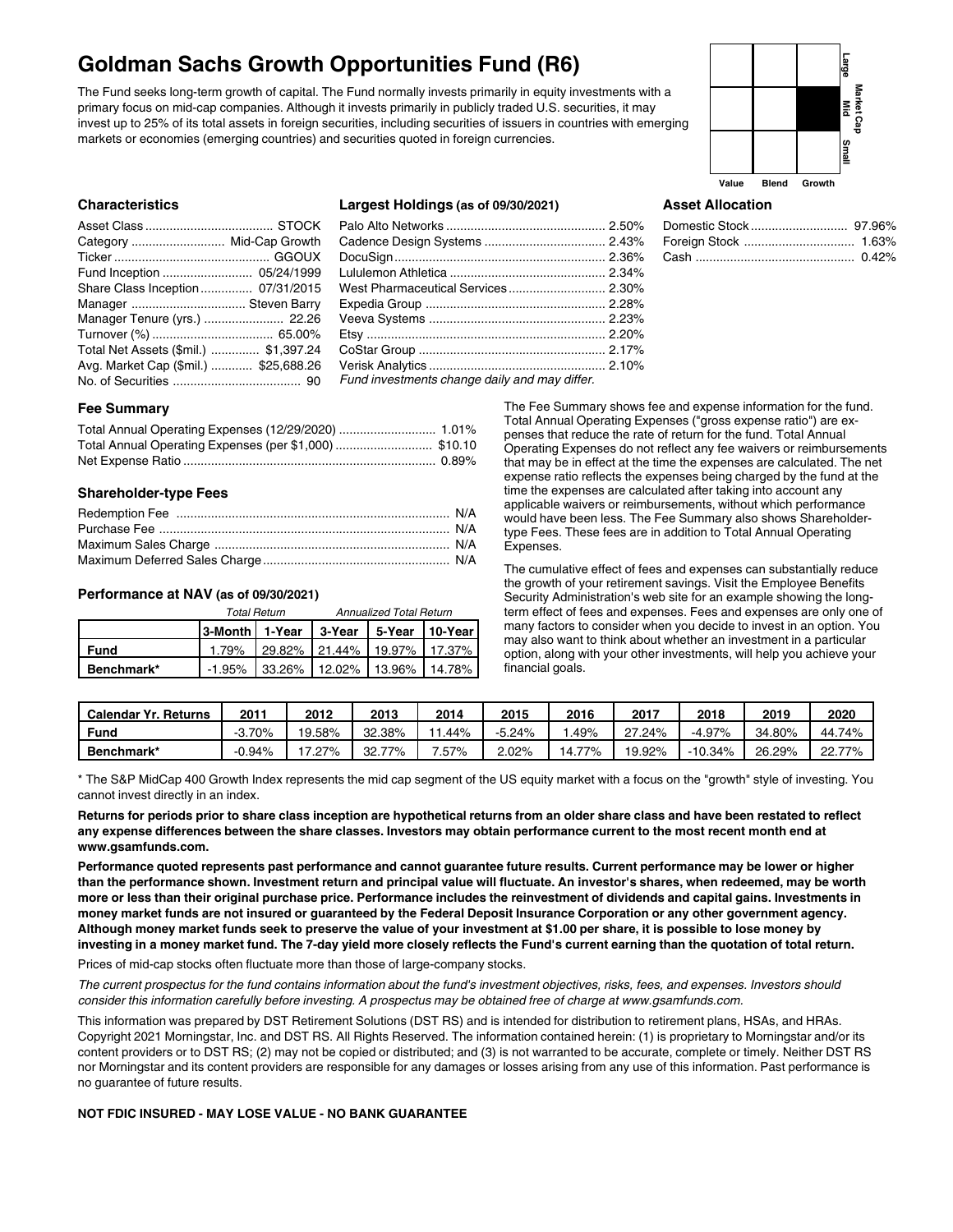# Goldman Sachs Growth Opportunities Fund (R6)

The Fund seeks long-term growth of capital. The Fund normally invests primarily in equity investments with a primary focus on mid-cap companies. Although it invests primarily in publicly traded U.S. securities, it may invest up to 25% of its total assets in foreign securities, including securities of issuers in countries with emerging markets or economies (emerging countries) and securities quoted in foreign currencies.

| | Value | Blend | Growth |
|---|---|---|---|
| Large | | | |
| Mid | | | ■ |
| Small | | | |

Market Cap

### Characteristics

| | |
|---|---|
| Asset Class | STOCK |
| Category | Mid-Cap Growth |
| Ticker | GGOUX |
| Fund Inception | 05/24/1999 |
| Share Class Inception | 07/31/2015 |
| Manager | Steven Barry |
| Manager Tenure (yrs.) | 22.26 |
| Turnover (%) | 65.00% |
| Total Net Assets ($mil.) | $1,397.24 |
| Avg. Market Cap ($mil.) | $25,688.26 |
| No. of Securities | 90 |

### Largest Holdings (as of 09/30/2021)

| | |
|---|---|
| Palo Alto Networks | 2.50% |
| Cadence Design Systems | 2.43% |
| DocuSign | 2.36% |
| Lululemon Athletica | 2.34% |
| West Pharmaceutical Services | 2.30% |
| Expedia Group | 2.28% |
| Veeva Systems | 2.23% |
| Etsy | 2.20% |
| CoStar Group | 2.17% |
| Verisk Analytics | 2.10% |

*Fund investments change daily and may differ.*

### Asset Allocation

| | |
|---|---|
| Domestic Stock | 97.96% |
| Foreign Stock | 1.63% |
| Cash | 0.42% |

### Fee Summary

| | |
|---|---|
| Total Annual Operating Expenses (12/29/2020) | 1.01% |
| Total Annual Operating Expenses (per $1,000) | $10.10 |
| Net Expense Ratio | 0.89% |

### Shareholder-type Fees

| | |
|---|---|
| Redemption Fee | N/A |
| Purchase Fee | N/A |
| Maximum Sales Charge | N/A |
| Maximum Deferred Sales Charge | N/A |

The Fee Summary shows fee and expense information for the fund. Total Annual Operating Expenses ("gross expense ratio") are expenses that reduce the rate of return for the fund. Total Annual Operating Expenses do not reflect any fee waivers or reimbursements that may be in effect at the time the expenses are calculated. The net expense ratio reflects the expenses being charged by the fund at the time the expenses are calculated after taking into account any applicable waivers or reimbursements, without which performance would have been less. The Fee Summary also shows Shareholder-type Fees. These fees are in addition to Total Annual Operating Expenses.

The cumulative effect of fees and expenses can substantially reduce the growth of your retirement savings. Visit the Employee Benefits Security Administration's web site for an example showing the long-term effect of fees and expenses. Fees and expenses are only one of many factors to consider when you decide to invest in an option. You may also want to think about whether an investment in a particular option, along with your other investments, will help you achieve your financial goals.

### Performance at NAV (as of 09/30/2021)

| | *Total Return* | | *Annualized Total Return* | | |
|---|---|---|---|---|---|
| | 3-Month | 1-Year | 3-Year | 5-Year | 10-Year |
| **Fund** | 1.79% | 29.82% | 21.44% | 19.97% | 17.37% |
| **Benchmark*** | -1.95% | 33.26% | 12.02% | 13.96% | 14.78% |

| Calendar Yr. Returns | 2011 | 2012 | 2013 | 2014 | 2015 | 2016 | 2017 | 2018 | 2019 | 2020 |
|---|---|---|---|---|---|---|---|---|---|---|
| **Fund** | -3.70% | 19.58% | 32.38% | 11.44% | -5.24% | 1.49% | 27.24% | -4.97% | 34.80% | 44.74% |
| **Benchmark*** | -0.94% | 17.27% | 32.77% | 7.57% | 2.02% | 14.77% | 19.92% | -10.34% | 26.29% | 22.77% |

* The S&P MidCap 400 Growth Index represents the mid cap segment of the US equity market with a focus on the "growth" style of investing. You cannot invest directly in an index.

**Returns for periods prior to share class inception are hypothetical returns from an older share class and have been restated to reflect any expense differences between the share classes. Investors may obtain performance current to the most recent month end at www.gsamfunds.com.**

**Performance quoted represents past performance and cannot guarantee future results. Current performance may be lower or higher than the performance shown. Investment return and principal value will fluctuate. An investor's shares, when redeemed, may be worth more or less than their original purchase price. Performance includes the reinvestment of dividends and capital gains. Investments in money market funds are not insured or guaranteed by the Federal Deposit Insurance Corporation or any other government agency. Although money market funds seek to preserve the value of your investment at $1.00 per share, it is possible to lose money by investing in a money market fund. The 7-day yield more closely reflects the Fund's current earning than the quotation of total return.**

Prices of mid-cap stocks often fluctuate more than those of large-company stocks.

*The current prospectus for the fund contains information about the fund's investment objectives, risks, fees, and expenses. Investors should consider this information carefully before investing. A prospectus may be obtained free of charge at www.gsamfunds.com.*

This information was prepared by DST Retirement Solutions (DST RS) and is intended for distribution to retirement plans, HSAs, and HRAs. Copyright 2021 Morningstar, Inc. and DST RS. All Rights Reserved. The information contained herein: (1) is proprietary to Morningstar and/or its content providers or to DST RS; (2) may not be copied or distributed; and (3) is not warranted to be accurate, complete or timely. Neither DST RS nor Morningstar and its content providers are responsible for any damages or losses arising from any use of this information. Past performance is no guarantee of future results.

**NOT FDIC INSURED - MAY LOSE VALUE - NO BANK GUARANTEE**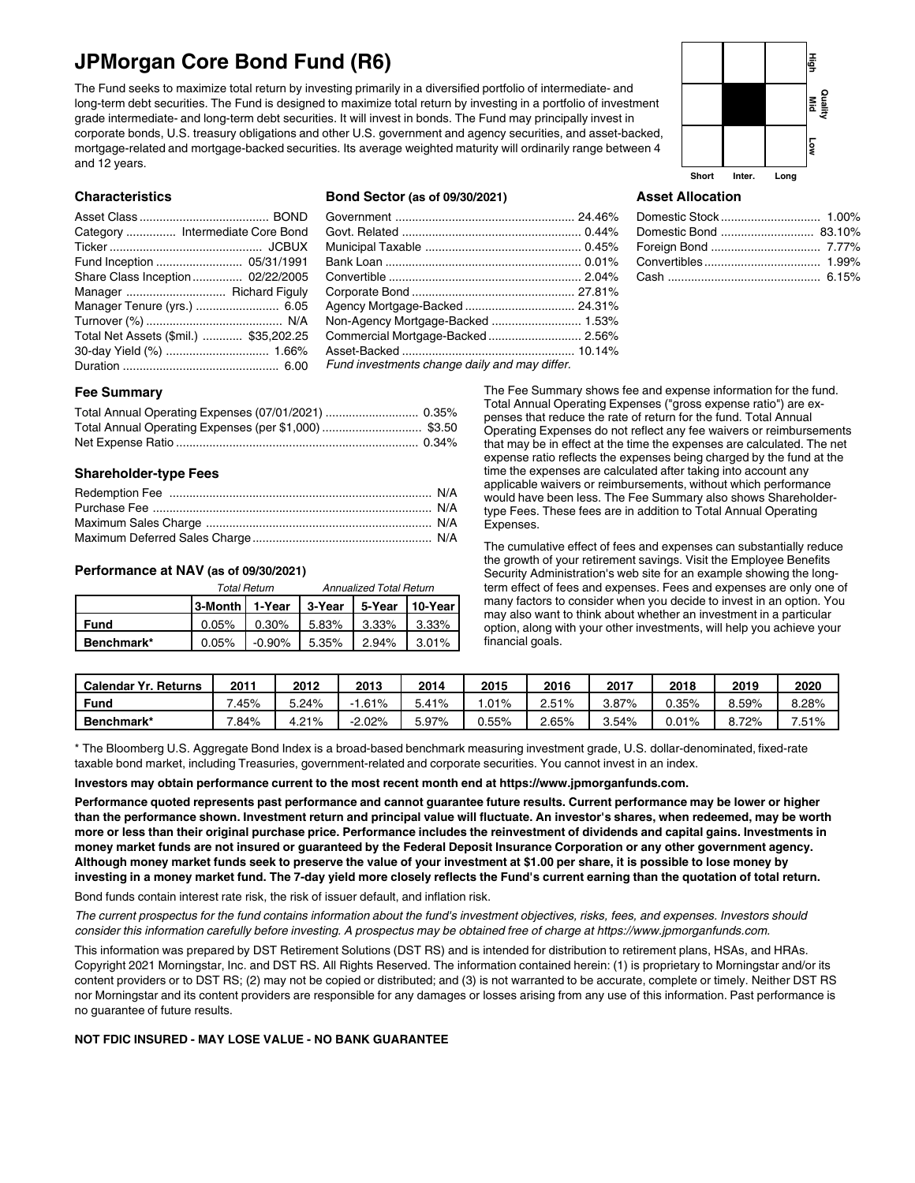# JPMorgan Core Bond Fund (R6)

The Fund seeks to maximize total return by investing primarily in a diversified portfolio of intermediate- and long-term debt securities. The Fund is designed to maximize total return by investing in a portfolio of investment grade intermediate- and long-term debt securities. It will invest in bonds. The Fund may principally invest in corporate bonds, U.S. treasury obligations and other U.S. government and agency securities, and asset-backed, mortgage-related and mortgage-backed securities. Its average weighted maturity will ordinarily range between 4 and 12 years.

| | Short | Inter. | Long |
|---|---|---|---|
| High | | | |
| Mid | | ■ | |
| Low | | | |

### Characteristics

| | |
|---|---|
| Asset Class | BOND |
| Category | Intermediate Core Bond |
| Ticker | JCBUX |
| Fund Inception | 05/31/1991 |
| Share Class Inception | 02/22/2005 |
| Manager | Richard Figuly |
| Manager Tenure (yrs.) | 6.05 |
| Turnover (%) | N/A |
| Total Net Assets ($mil.) | $35,202.25 |
| 30-day Yield (%) | 1.66% |
| Duration | 6.00 |

### Bond Sector (as of 09/30/2021)

| | |
|---|---|
| Government | 24.46% |
| Govt. Related | 0.44% |
| Municipal Taxable | 0.45% |
| Bank Loan | 0.01% |
| Convertible | 2.04% |
| Corporate Bond | 27.81% |
| Agency Mortgage-Backed | 24.31% |
| Non-Agency Mortgage-Backed | 1.53% |
| Commercial Mortgage-Backed | 2.56% |
| Asset-Backed | 10.14% |

*Fund investments change daily and may differ.*

### Asset Allocation

| | |
|---|---|
| Domestic Stock | 1.00% |
| Domestic Bond | 83.10% |
| Foreign Bond | 7.77% |
| Convertibles | 1.99% |
| Cash | 6.15% |

### Fee Summary

| | |
|---|---|
| Total Annual Operating Expenses (07/01/2021) | 0.35% |
| Total Annual Operating Expenses (per $1,000) | $3.50 |
| Net Expense Ratio | 0.34% |

### Shareholder-type Fees

| | |
|---|---|
| Redemption Fee | N/A |
| Purchase Fee | N/A |
| Maximum Sales Charge | N/A |
| Maximum Deferred Sales Charge | N/A |

### Performance at NAV (as of 09/30/2021)

| | *Total Return* | | *Annualized Total Return* | | |
|---|---|---|---|---|---|
| | 3-Month | 1-Year | 3-Year | 5-Year | 10-Year |
| Fund | 0.05% | 0.30% | 5.83% | 3.33% | 3.33% |
| Benchmark* | 0.05% | -0.90% | 5.35% | 2.94% | 3.01% |

The Fee Summary shows fee and expense information for the fund. Total Annual Operating Expenses ("gross expense ratio") are expenses that reduce the rate of return for the fund. Total Annual Operating Expenses do not reflect any fee waivers or reimbursements that may be in effect at the time the expenses are calculated. The net expense ratio reflects the expenses being charged by the fund at the time the expenses are calculated after taking into account any applicable waivers or reimbursements, without which performance would have been less. The Fee Summary also shows Shareholder-type Fees. These fees are in addition to Total Annual Operating Expenses.

The cumulative effect of fees and expenses can substantially reduce the growth of your retirement savings. Visit the Employee Benefits Security Administration's web site for an example showing the long-term effect of fees and expenses. Fees and expenses are only one of many factors to consider when you decide to invest in an option. You may also want to think about whether an investment in a particular option, along with your other investments, will help you achieve your financial goals.

| Calendar Yr. Returns | 2011 | 2012 | 2013 | 2014 | 2015 | 2016 | 2017 | 2018 | 2019 | 2020 |
|---|---|---|---|---|---|---|---|---|---|---|
| Fund | 7.45% | 5.24% | -1.61% | 5.41% | 1.01% | 2.51% | 3.87% | 0.35% | 8.59% | 8.28% |
| Benchmark* | 7.84% | 4.21% | -2.02% | 5.97% | 0.55% | 2.65% | 3.54% | 0.01% | 8.72% | 7.51% |

* The Bloomberg U.S. Aggregate Bond Index is a broad-based benchmark measuring investment grade, U.S. dollar-denominated, fixed-rate taxable bond market, including Treasuries, government-related and corporate securities. You cannot invest in an index.

**Investors may obtain performance current to the most recent month end at https://www.jpmorganfunds.com.**

**Performance quoted represents past performance and cannot guarantee future results. Current performance may be lower or higher than the performance shown. Investment return and principal value will fluctuate. An investor's shares, when redeemed, may be worth more or less than their original purchase price. Performance includes the reinvestment of dividends and capital gains. Investments in money market funds are not insured or guaranteed by the Federal Deposit Insurance Corporation or any other government agency. Although money market funds seek to preserve the value of your investment at $1.00 per share, it is possible to lose money by investing in a money market fund. The 7-day yield more closely reflects the Fund's current earning than the quotation of total return.**

Bond funds contain interest rate risk, the risk of issuer default, and inflation risk.

*The current prospectus for the fund contains information about the fund's investment objectives, risks, fees, and expenses. Investors should consider this information carefully before investing. A prospectus may be obtained free of charge at https://www.jpmorganfunds.com.*

This information was prepared by DST Retirement Solutions (DST RS) and is intended for distribution to retirement plans, HSAs, and HRAs. Copyright 2021 Morningstar, Inc. and DST RS. All Rights Reserved. The information contained herein: (1) is proprietary to Morningstar and/or its content providers or to DST RS; (2) may not be copied or distributed; and (3) is not warranted to be accurate, complete or timely. Neither DST RS nor Morningstar and its content providers are responsible for any damages or losses arising from any use of this information. Past performance is no guarantee of future results.

**NOT FDIC INSURED - MAY LOSE VALUE - NO BANK GUARANTEE**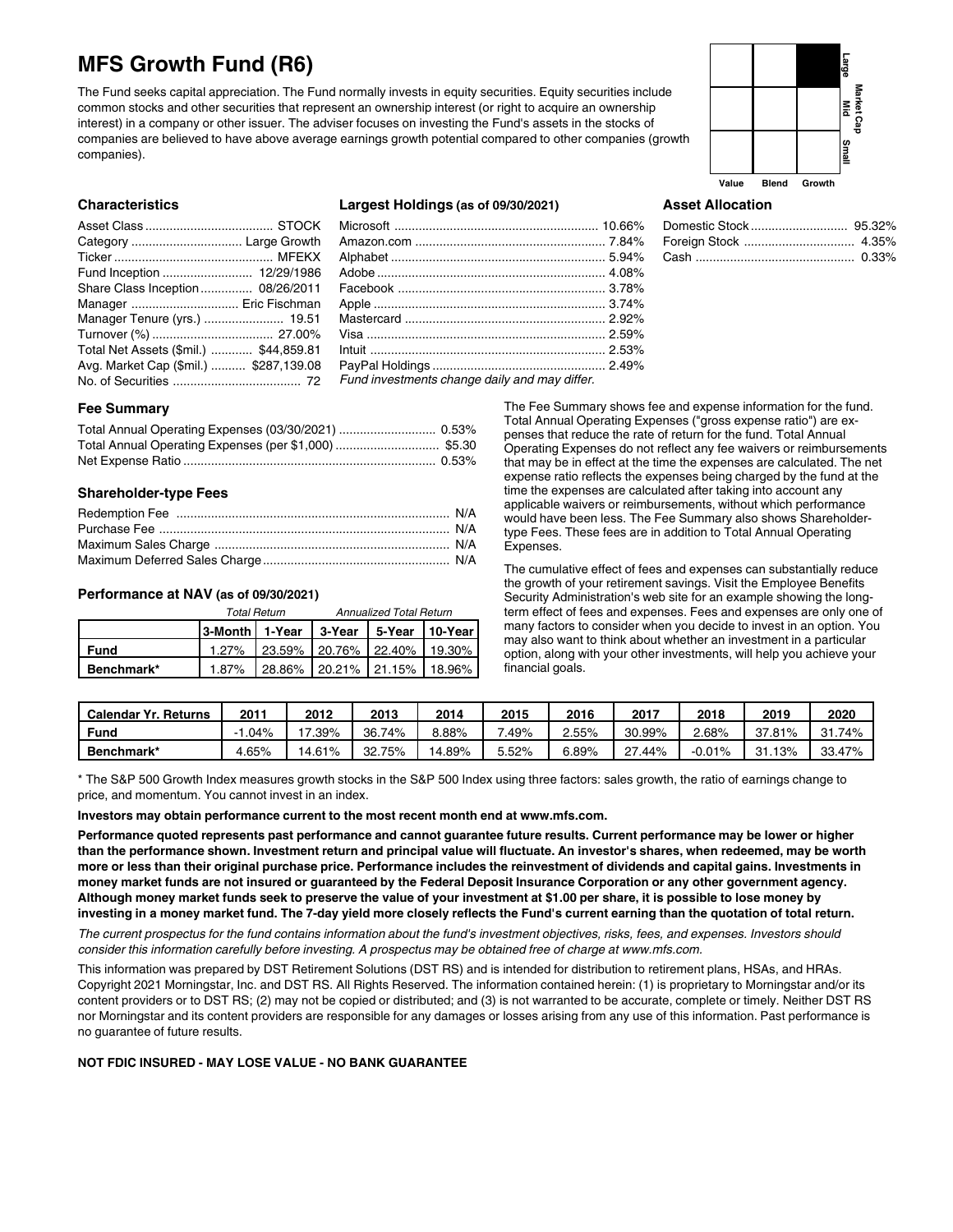# MFS Growth Fund (R6)

The Fund seeks capital appreciation. The Fund normally invests in equity securities. Equity securities include common stocks and other securities that represent an ownership interest (or right to acquire an ownership interest) in a company or other issuer. The adviser focuses on investing the Fund's assets in the stocks of companies are believed to have above average earnings growth potential compared to other companies (growth companies).

| | Value | Blend | Growth |
|---|---|---|---|
| Large | | | ■ |
| Mid | | | |
| Small | | | |

Market Cap

## Characteristics

| | |
|---|---|
| Asset Class | STOCK |
| Category | Large Growth |
| Ticker | MFEKX |
| Fund Inception | 12/29/1986 |
| Share Class Inception | 08/26/2011 |
| Manager | Eric Fischman |
| Manager Tenure (yrs.) | 19.51 |
| Turnover (%) | 27.00% |
| Total Net Assets ($mil.) | $44,859.81 |
| Avg. Market Cap ($mil.) | $287,139.08 |
| No. of Securities | 72 |

## Largest Holdings (as of 09/30/2021)

| | |
|---|---|
| Microsoft | 10.66% |
| Amazon.com | 7.84% |
| Alphabet | 5.94% |
| Adobe | 4.08% |
| Facebook | 3.78% |
| Apple | 3.74% |
| Mastercard | 2.92% |
| Visa | 2.59% |
| Intuit | 2.53% |
| PayPal Holdings | 2.49% |

*Fund investments change daily and may differ.*

## Asset Allocation

| | |
|---|---|
| Domestic Stock | 95.32% |
| Foreign Stock | 4.35% |
| Cash | 0.33% |

## Fee Summary

| | |
|---|---|
| Total Annual Operating Expenses (03/30/2021) | 0.53% |
| Total Annual Operating Expenses (per $1,000) | $5.30 |
| Net Expense Ratio | 0.53% |

## Shareholder-type Fees

| | |
|---|---|
| Redemption Fee | N/A |
| Purchase Fee | N/A |
| Maximum Sales Charge | N/A |
| Maximum Deferred Sales Charge | N/A |

## Performance at NAV (as of 09/30/2021)

| | *Total Return* | | *Annualized Total Return* | | |
|---|---|---|---|---|---|
| | **3-Month** | **1-Year** | **3-Year** | **5-Year** | **10-Year** |
| **Fund** | 1.27% | 23.59% | 20.76% | 22.40% | 19.30% |
| **Benchmark*** | 1.87% | 28.86% | 20.21% | 21.15% | 18.96% |

The Fee Summary shows fee and expense information for the fund. Total Annual Operating Expenses ("gross expense ratio") are expenses that reduce the rate of return for the fund. Total Annual Operating Expenses do not reflect any fee waivers or reimbursements that may be in effect at the time the expenses are calculated. The net expense ratio reflects the expenses being charged by the fund at the time the expenses are calculated after taking into account any applicable waivers or reimbursements, without which performance would have been less. The Fee Summary also shows Shareholder-type Fees. These fees are in addition to Total Annual Operating Expenses.

The cumulative effect of fees and expenses can substantially reduce the growth of your retirement savings. Visit the Employee Benefits Security Administration's web site for an example showing the long-term effect of fees and expenses. Fees and expenses are only one of many factors to consider when you decide to invest in an option. You may also want to think about whether an investment in a particular option, along with your other investments, will help you achieve your financial goals.

| Calendar Yr. Returns | 2011 | 2012 | 2013 | 2014 | 2015 | 2016 | 2017 | 2018 | 2019 | 2020 |
|---|---|---|---|---|---|---|---|---|---|---|
| **Fund** | -1.04% | 17.39% | 36.74% | 8.88% | 7.49% | 2.55% | 30.99% | 2.68% | 37.81% | 31.74% |
| **Benchmark*** | 4.65% | 14.61% | 32.75% | 14.89% | 5.52% | 6.89% | 27.44% | -0.01% | 31.13% | 33.47% |

* The S&P 500 Growth Index measures growth stocks in the S&P 500 Index using three factors: sales growth, the ratio of earnings change to price, and momentum. You cannot invest in an index.

**Investors may obtain performance current to the most recent month end at www.mfs.com.**

**Performance quoted represents past performance and cannot guarantee future results. Current performance may be lower or higher than the performance shown. Investment return and principal value will fluctuate. An investor's shares, when redeemed, may be worth more or less than their original purchase price. Performance includes the reinvestment of dividends and capital gains. Investments in money market funds are not insured or guaranteed by the Federal Deposit Insurance Corporation or any other government agency. Although money market funds seek to preserve the value of your investment at $1.00 per share, it is possible to lose money by investing in a money market fund. The 7-day yield more closely reflects the Fund's current earning than the quotation of total return.**

*The current prospectus for the fund contains information about the fund's investment objectives, risks, fees, and expenses. Investors should consider this information carefully before investing. A prospectus may be obtained free of charge at www.mfs.com.*

This information was prepared by DST Retirement Solutions (DST RS) and is intended for distribution to retirement plans, HSAs, and HRAs. Copyright 2021 Morningstar, Inc. and DST RS. All Rights Reserved. The information contained herein: (1) is proprietary to Morningstar and/or its content providers or to DST RS; (2) may not be copied or distributed; and (3) is not warranted to be accurate, complete or timely. Neither DST RS nor Morningstar and its content providers are responsible for any damages or losses arising from any use of this information. Past performance is no guarantee of future results.

**NOT FDIC INSURED - MAY LOSE VALUE - NO BANK GUARANTEE**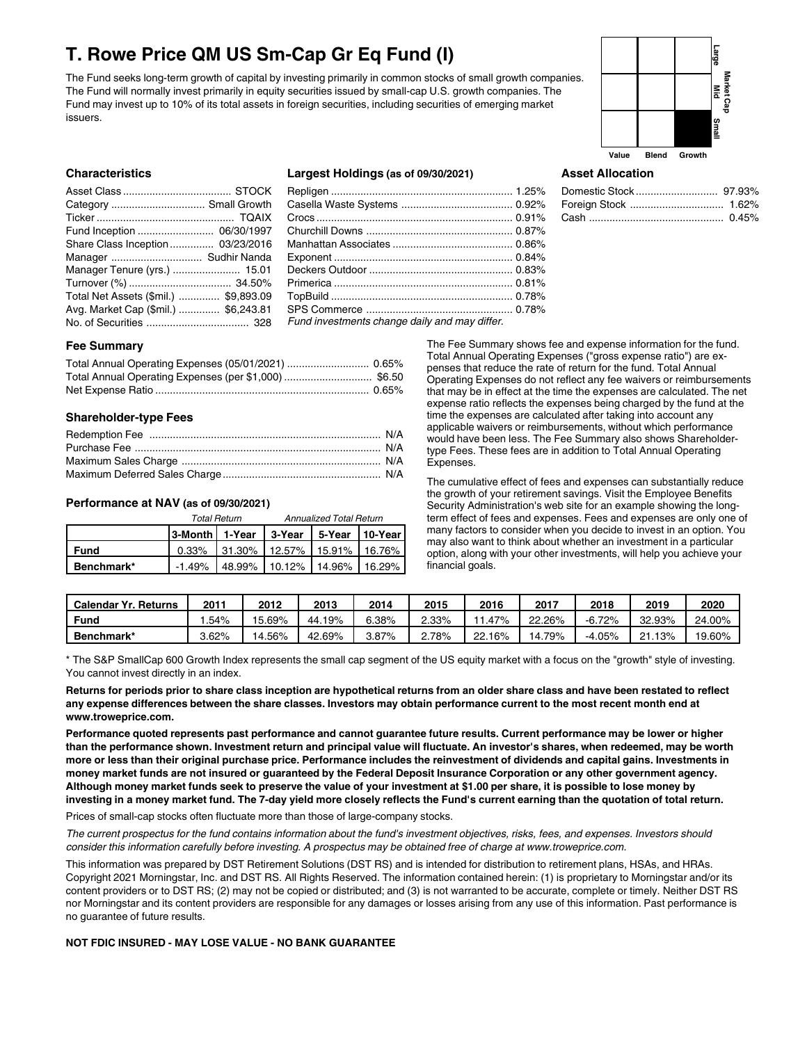# T. Rowe Price QM US Sm-Cap Gr Eq Fund (I)

The Fund seeks long-term growth of capital by investing primarily in common stocks of small growth companies. The Fund will normally invest primarily in equity securities issued by small-cap U.S. growth companies. The Fund may invest up to 10% of its total assets in foreign securities, including securities of emerging market issuers.

| | Value | Blend | Growth |
|---|---|---|---|
| Large | | | |
| Mid | | | |
| Small | | | ■ |

### Characteristics

| | |
|---|---|
| Asset Class | STOCK |
| Category | Small Growth |
| Ticker | TQAIX |
| Fund Inception | 06/30/1997 |
| Share Class Inception | 03/23/2016 |
| Manager | Sudhir Nanda |
| Manager Tenure (yrs.) | 15.01 |
| Turnover (%) | 34.50% |
| Total Net Assets ($mil.) | $9,893.09 |
| Avg. Market Cap ($mil.) | $6,243.81 |
| No. of Securities | 328 |

### Largest Holdings (as of 09/30/2021)

| | |
|---|---|
| Repligen | 1.25% |
| Casella Waste Systems | 0.92% |
| Crocs | 0.91% |
| Churchill Downs | 0.87% |
| Manhattan Associates | 0.86% |
| Exponent | 0.84% |
| Deckers Outdoor | 0.83% |
| Primerica | 0.81% |
| TopBuild | 0.78% |
| SPS Commerce | 0.78% |

*Fund investments change daily and may differ.*

### Asset Allocation

| | |
|---|---|
| Domestic Stock | 97.93% |
| Foreign Stock | 1.62% |
| Cash | 0.45% |

### Fee Summary

| | |
|---|---|
| Total Annual Operating Expenses (05/01/2021) | 0.65% |
| Total Annual Operating Expenses (per $1,000) | $6.50 |
| Net Expense Ratio | 0.65% |

### Shareholder-type Fees

| | |
|---|---|
| Redemption Fee | N/A |
| Purchase Fee | N/A |
| Maximum Sales Charge | N/A |
| Maximum Deferred Sales Charge | N/A |

### Performance at NAV (as of 09/30/2021)

| | *Total Return* | | *Annualized Total Return* | | |
|---|---|---|---|---|---|
| | 3-Month | 1-Year | 3-Year | 5-Year | 10-Year |
| **Fund** | 0.33% | 31.30% | 12.57% | 15.91% | 16.76% |
| **Benchmark*** | -1.49% | 48.99% | 10.12% | 14.96% | 16.29% |

The Fee Summary shows fee and expense information for the fund. Total Annual Operating Expenses ("gross expense ratio") are expenses that reduce the rate of return for the fund. Total Annual Operating Expenses do not reflect any fee waivers or reimbursements that may be in effect at the time the expenses are calculated. The net expense ratio reflects the expenses being charged by the fund at the time the expenses are calculated after taking into account any applicable waivers or reimbursements, without which performance would have been less. The Fee Summary also shows Shareholder-type Fees. These fees are in addition to Total Annual Operating Expenses.

The cumulative effect of fees and expenses can substantially reduce the growth of your retirement savings. Visit the Employee Benefits Security Administration's web site for an example showing the long-term effect of fees and expenses. Fees and expenses are only one of many factors to consider when you decide to invest in an option. You may also want to think about whether an investment in a particular option, along with your other investments, will help you achieve your financial goals.

| Calendar Yr. Returns | 2011 | 2012 | 2013 | 2014 | 2015 | 2016 | 2017 | 2018 | 2019 | 2020 |
|---|---|---|---|---|---|---|---|---|---|---|
| **Fund** | 1.54% | 15.69% | 44.19% | 6.38% | 2.33% | 11.47% | 22.26% | -6.72% | 32.93% | 24.00% |
| **Benchmark*** | 3.62% | 14.56% | 42.69% | 3.87% | 2.78% | 22.16% | 14.79% | -4.05% | 21.13% | 19.60% |

* The S&P SmallCap 600 Growth Index represents the small cap segment of the US equity market with a focus on the "growth" style of investing. You cannot invest directly in an index.

**Returns for periods prior to share class inception are hypothetical returns from an older share class and have been restated to reflect any expense differences between the share classes. Investors may obtain performance current to the most recent month end at www.troweprice.com.**

**Performance quoted represents past performance and cannot guarantee future results. Current performance may be lower or higher than the performance shown. Investment return and principal value will fluctuate. An investor's shares, when redeemed, may be worth more or less than their original purchase price. Performance includes the reinvestment of dividends and capital gains. Investments in money market funds are not insured or guaranteed by the Federal Deposit Insurance Corporation or any other government agency. Although money market funds seek to preserve the value of your investment at $1.00 per share, it is possible to lose money by investing in a money market fund. The 7-day yield more closely reflects the Fund's current earning than the quotation of total return.**

Prices of small-cap stocks often fluctuate more than those of large-company stocks.

*The current prospectus for the fund contains information about the fund's investment objectives, risks, fees, and expenses. Investors should consider this information carefully before investing. A prospectus may be obtained free of charge at www.troweprice.com.*

This information was prepared by DST Retirement Solutions (DST RS) and is intended for distribution to retirement plans, HSAs, and HRAs. Copyright 2021 Morningstar, Inc. and DST RS. All Rights Reserved. The information contained herein: (1) is proprietary to Morningstar and/or its content providers or to DST RS; (2) may not be copied or distributed; and (3) is not warranted to be accurate, complete or timely. Neither DST RS nor Morningstar and its content providers are responsible for any damages or losses arising from any use of this information. Past performance is no guarantee of future results.

**NOT FDIC INSURED - MAY LOSE VALUE - NO BANK GUARANTEE**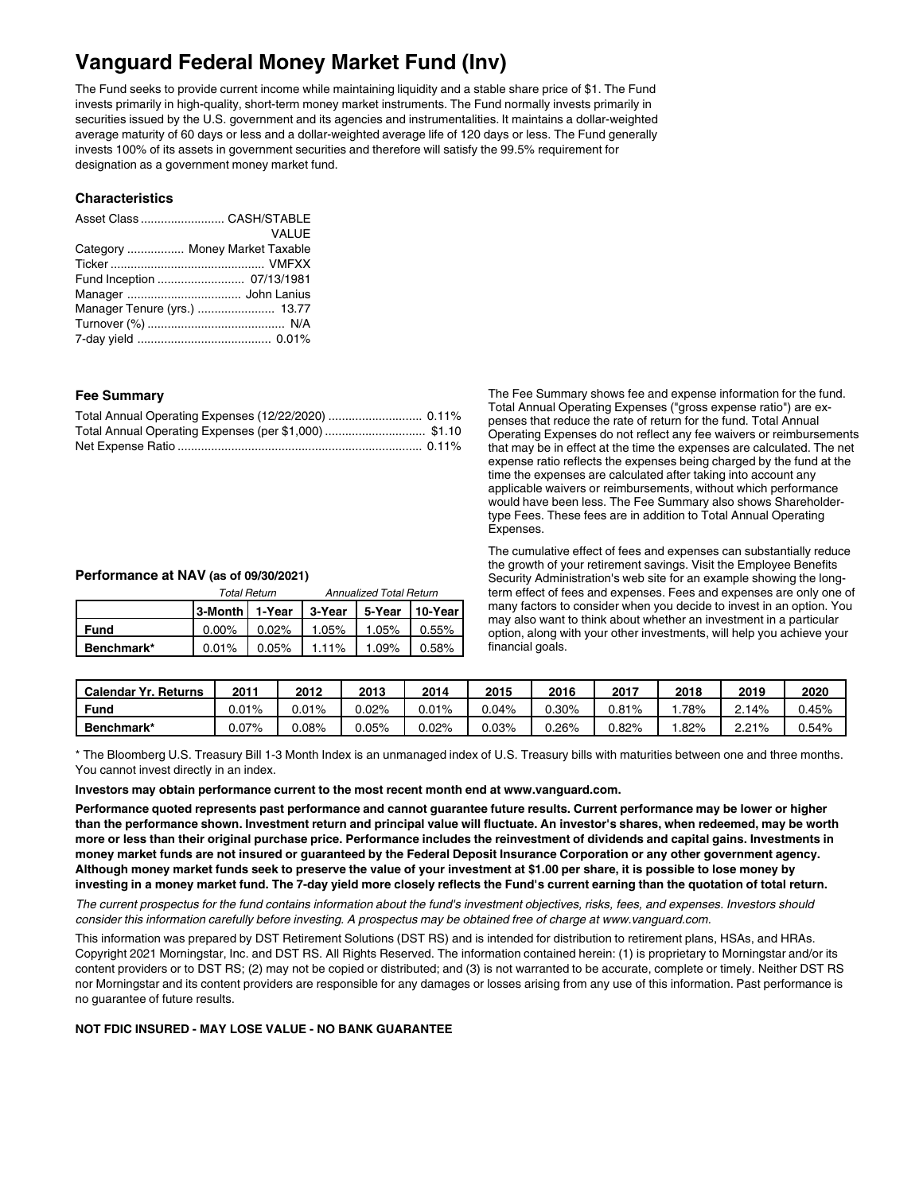# Vanguard Federal Money Market Fund (Inv)

The Fund seeks to provide current income while maintaining liquidity and a stable share price of $1. The Fund invests primarily in high-quality, short-term money market instruments. The Fund normally invests primarily in securities issued by the U.S. government and its agencies and instrumentalities. It maintains a dollar-weighted average maturity of 60 days or less and a dollar-weighted average life of 120 days or less. The Fund generally invests 100% of its assets in government securities and therefore will satisfy the 99.5% requirement for designation as a government money market fund.

### Characteristics

| | |
|---|---|
| Asset Class | CASH/STABLE VALUE |
| Category | Money Market Taxable |
| Ticker | VMFXX |
| Fund Inception | 07/13/1981 |
| Manager | John Lanius |
| Manager Tenure (yrs.) | 13.77 |
| Turnover (%) | N/A |
| 7-day yield | 0.01% |

### Fee Summary

| | |
|---|---|
| Total Annual Operating Expenses (12/22/2020) | 0.11% |
| Total Annual Operating Expenses (per $1,000) | $1.10 |
| Net Expense Ratio | 0.11% |

The Fee Summary shows fee and expense information for the fund. Total Annual Operating Expenses ("gross expense ratio") are expenses that reduce the rate of return for the fund. Total Annual Operating Expenses do not reflect any fee waivers or reimbursements that may be in effect at the time the expenses are calculated. The net expense ratio reflects the expenses being charged by the fund at the time the expenses are calculated after taking into account any applicable waivers or reimbursements, without which performance would have been less. The Fee Summary also shows Shareholder-type Fees. These fees are in addition to Total Annual Operating Expenses.

The cumulative effect of fees and expenses can substantially reduce the growth of your retirement savings. Visit the Employee Benefits Security Administration's web site for an example showing the long-term effect of fees and expenses. Fees and expenses are only one of many factors to consider when you decide to invest in an option. You may also want to think about whether an investment in a particular option, along with your other investments, will help you achieve your financial goals.

### Performance at NAV (as of 09/30/2021)

| | *Total Return* | | *Annualized Total Return* | | |
|---|---|---|---|---|---|
| | **3-Month** | **1-Year** | **3-Year** | **5-Year** | **10-Year** |
| **Fund** | 0.00% | 0.02% | 1.05% | 1.05% | 0.55% |
| **Benchmark*** | 0.01% | 0.05% | 1.11% | 1.09% | 0.58% |

| **Calendar Yr. Returns** | **2011** | **2012** | **2013** | **2014** | **2015** | **2016** | **2017** | **2018** | **2019** | **2020** |
|---|---|---|---|---|---|---|---|---|---|---|
| **Fund** | 0.01% | 0.01% | 0.02% | 0.01% | 0.04% | 0.30% | 0.81% | 1.78% | 2.14% | 0.45% |
| **Benchmark*** | 0.07% | 0.08% | 0.05% | 0.02% | 0.03% | 0.26% | 0.82% | 1.82% | 2.21% | 0.54% |

* The Bloomberg U.S. Treasury Bill 1-3 Month Index is an unmanaged index of U.S. Treasury bills with maturities between one and three months. You cannot invest directly in an index.

**Investors may obtain performance current to the most recent month end at www.vanguard.com.**

**Performance quoted represents past performance and cannot guarantee future results. Current performance may be lower or higher than the performance shown. Investment return and principal value will fluctuate. An investor's shares, when redeemed, may be worth more or less than their original purchase price. Performance includes the reinvestment of dividends and capital gains. Investments in money market funds are not insured or guaranteed by the Federal Deposit Insurance Corporation or any other government agency. Although money market funds seek to preserve the value of your investment at $1.00 per share, it is possible to lose money by investing in a money market fund. The 7-day yield more closely reflects the Fund's current earning than the quotation of total return.**

*The current prospectus for the fund contains information about the fund's investment objectives, risks, fees, and expenses. Investors should consider this information carefully before investing. A prospectus may be obtained free of charge at www.vanguard.com.*

This information was prepared by DST Retirement Solutions (DST RS) and is intended for distribution to retirement plans, HSAs, and HRAs. Copyright 2021 Morningstar, Inc. and DST RS. All Rights Reserved. The information contained herein: (1) is proprietary to Morningstar and/or its content providers or to DST RS; (2) may not be copied or distributed; and (3) is not warranted to be accurate, complete or timely. Neither DST RS nor Morningstar and its content providers are responsible for any damages or losses arising from any use of this information. Past performance is no guarantee of future results.

**NOT FDIC INSURED - MAY LOSE VALUE - NO BANK GUARANTEE**